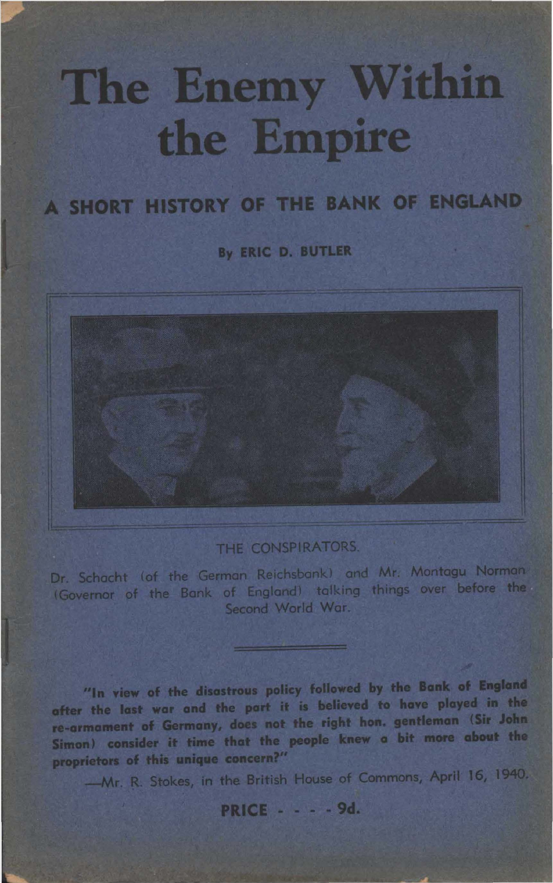# The Enemy Within the Empire

## A SHORT HISTORY OF THE BANK OF ENGLAND

**By ERIC D. BUTLER**

THE CONSPIRATORS.

Dr. Schacht (of the German Reichsbank) and Mr. Montagu Norman (Governor of the Bank of England) talking things over before the Second World War.

---

**"In view of the disastrous policy followed by the Bank of England after the last war and the part it is believed to have played in the re-armament of Germany, does not the right hon. gentleman (Sir John Simon) consider it time that the people knew a bit more about the proprietors of this unique concern?"**

—Mr. R. Stokes, in the British House of Commons, April 16, 1940.

**PRICE - - - - 9d.**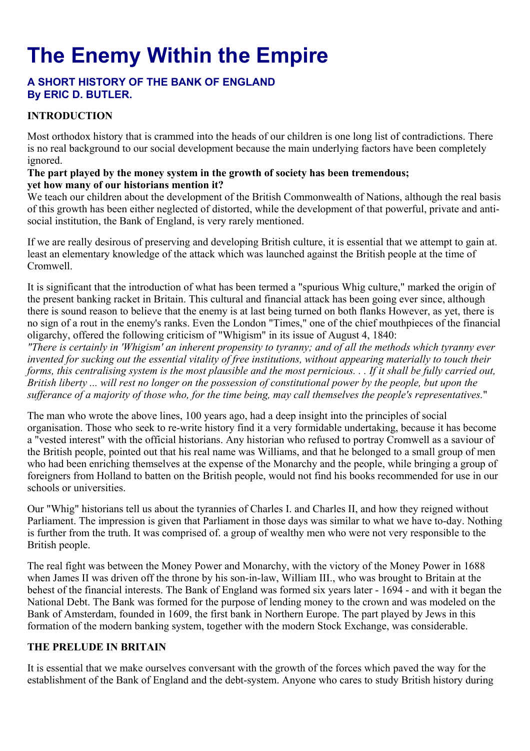# The Enemy Within the Empire

### A SHORT HISTORY OF THE BANK OF ENGLAND
### By ERIC D. BUTLER.

**INTRODUCTION**

Most orthodox history that is crammed into the heads of our children is one long list of contradictions. There is no real background to our social development because the main underlying factors have been completely ignored.

**The part played by the money system in the growth of society has been tremendous; yet how many of our historians mention it?**

We teach our children about the development of the British Commonwealth of Nations, although the real basis of this growth has been either neglected of distorted, while the development of that powerful, private and anti-social institution, the Bank of England, is very rarely mentioned.

If we are really desirous of preserving and developing British culture, it is essential that we attempt to gain at. least an elementary knowledge of the attack which was launched against the British people at the time of Cromwell.

It is significant that the introduction of what has been termed a "spurious Whig culture," marked the origin of the present banking racket in Britain. This cultural and financial attack has been going ever since, although there is sound reason to believe that the enemy is at last being turned on both flanks However, as yet, there is no sign of a rout in the enemy's ranks. Even the London "Times," one of the chief mouthpieces of the financial oligarchy, offered the following criticism of "Whigism" in its issue of August 4, 1840:

*"There is certainly in 'Whigism' an inherent propensity to tyranny; and of all the methods which tyranny ever invented for sucking out the essential vitality of free institutions, without appearing materially to touch their forms, this centralising system is the most plausible and the most pernicious. . . If it shall be fully carried out, British liberty ... will rest no longer on the possession of constitutional power by the people, but upon the sufferance of a majority of those who, for the time being, may call themselves the people's representatives.*"

The man who wrote the above lines, 100 years ago, had a deep insight into the principles of social organisation. Those who seek to re-write history find it a very formidable undertaking, because it has become a "vested interest" with the official historians. Any historian who refused to portray Cromwell as a saviour of the British people, pointed out that his real name was Williams, and that he belonged to a small group of men who had been enriching themselves at the expense of the Monarchy and the people, while bringing a group of foreigners from Holland to batten on the British people, would not find his books recommended for use in our schools or universities.

Our "Whig" historians tell us about the tyrannies of Charles I. and Charles II, and how they reigned without Parliament. The impression is given that Parliament in those days was similar to what we have to-day. Nothing is further from the truth. It was comprised of. a group of wealthy men who were not very responsible to the British people.

The real fight was between the Money Power and Monarchy, with the victory of the Money Power in 1688 when James II was driven off the throne by his son-in-law, William III., who was brought to Britain at the behest of the financial interests. The Bank of England was formed six years later - 1694 - and with it began the National Debt. The Bank was formed for the purpose of lending money to the crown and was modeled on the Bank of Amsterdam, founded in 1609, the first bank in Northern Europe. The part played by Jews in this formation of the modern banking system, together with the modern Stock Exchange, was considerable.

**THE PRELUDE IN BRITAIN**

It is essential that we make ourselves conversant with the growth of the forces which paved the way for the establishment of the Bank of England and the debt-system. Anyone who cares to study British history during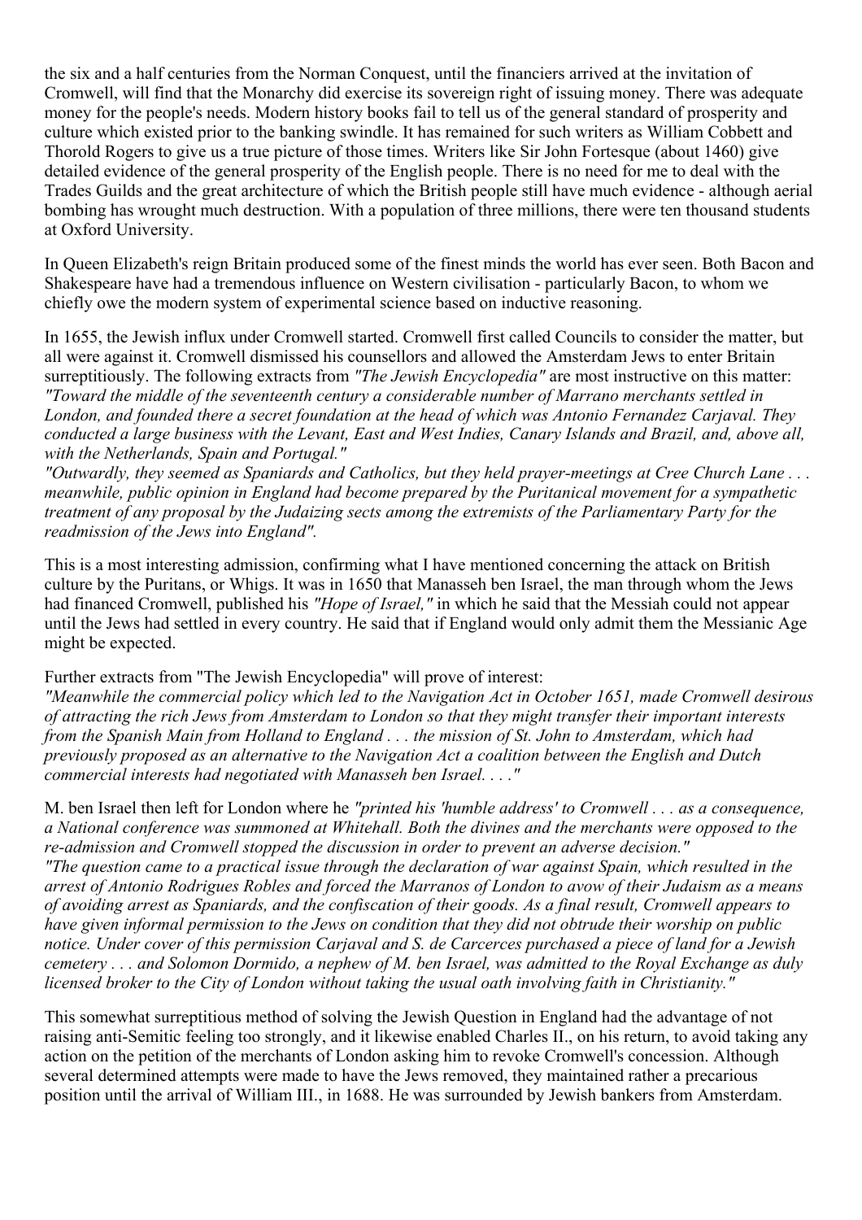the six and a half centuries from the Norman Conquest, until the financiers arrived at the invitation of Cromwell, will find that the Monarchy did exercise its sovereign right of issuing money. There was adequate money for the people's needs. Modern history books fail to tell us of the general standard of prosperity and culture which existed prior to the banking swindle. It has remained for such writers as William Cobbett and Thorold Rogers to give us a true picture of those times. Writers like Sir John Fortesque (about 1460) give detailed evidence of the general prosperity of the English people. There is no need for me to deal with the Trades Guilds and the great architecture of which the British people still have much evidence - although aerial bombing has wrought much destruction. With a population of three millions, there were ten thousand students at Oxford University.

In Queen Elizabeth's reign Britain produced some of the finest minds the world has ever seen. Both Bacon and Shakespeare have had a tremendous influence on Western civilisation - particularly Bacon, to whom we chiefly owe the modern system of experimental science based on inductive reasoning.

In 1655, the Jewish influx under Cromwell started. Cromwell first called Councils to consider the matter, but all were against it. Cromwell dismissed his counsellors and allowed the Amsterdam Jews to enter Britain surreptitiously. The following extracts from *"The Jewish Encyclopedia"* are most instructive on this matter: *"Toward the middle of the seventeenth century a considerable number of Marrano merchants settled in London, and founded there a secret foundation at the head of which was Antonio Fernandez Carjaval. They conducted a large business with the Levant, East and West Indies, Canary Islands and Brazil, and, above all, with the Netherlands, Spain and Portugal."*
*"Outwardly, they seemed as Spaniards and Catholics, but they held prayer-meetings at Cree Church Lane . . . meanwhile, public opinion in England had become prepared by the Puritanical movement for a sympathetic treatment of any proposal by the Judaizing sects among the extremists of the Parliamentary Party for the readmission of the Jews into England".*

This is a most interesting admission, confirming what I have mentioned concerning the attack on British culture by the Puritans, or Whigs. It was in 1650 that Manasseh ben Israel, the man through whom the Jews had financed Cromwell, published his *"Hope of Israel,"* in which he said that the Messiah could not appear until the Jews had settled in every country. He said that if England would only admit them the Messianic Age might be expected.

Further extracts from "The Jewish Encyclopedia" will prove of interest:
*"Meanwhile the commercial policy which led to the Navigation Act in October 1651, made Cromwell desirous of attracting the rich Jews from Amsterdam to London so that they might transfer their important interests from the Spanish Main from Holland to England . . . the mission of St. John to Amsterdam, which had previously proposed as an alternative to the Navigation Act a coalition between the English and Dutch commercial interests had negotiated with Manasseh ben Israel. . . ."*

M. ben Israel then left for London where he *"printed his 'humble address' to Cromwell . . . as a consequence, a National conference was summoned at Whitehall. Both the divines and the merchants were opposed to the re-admission and Cromwell stopped the discussion in order to prevent an adverse decision."*
*"The question came to a practical issue through the declaration of war against Spain, which resulted in the arrest of Antonio Rodrigues Robles and forced the Marranos of London to avow of their Judaism as a means of avoiding arrest as Spaniards, and the confiscation of their goods. As a final result, Cromwell appears to have given informal permission to the Jews on condition that they did not obtrude their worship on public notice. Under cover of this permission Carjaval and S. de Carcerces purchased a piece of land for a Jewish cemetery . . . and Solomon Dormido, a nephew of M. ben Israel, was admitted to the Royal Exchange as duly licensed broker to the City of London without taking the usual oath involving faith in Christianity."*

This somewhat surreptitious method of solving the Jewish Question in England had the advantage of not raising anti-Semitic feeling too strongly, and it likewise enabled Charles II., on his return, to avoid taking any action on the petition of the merchants of London asking him to revoke Cromwell's concession. Although several determined attempts were made to have the Jews removed, they maintained rather a precarious position until the arrival of William III., in 1688. He was surrounded by Jewish bankers from Amsterdam.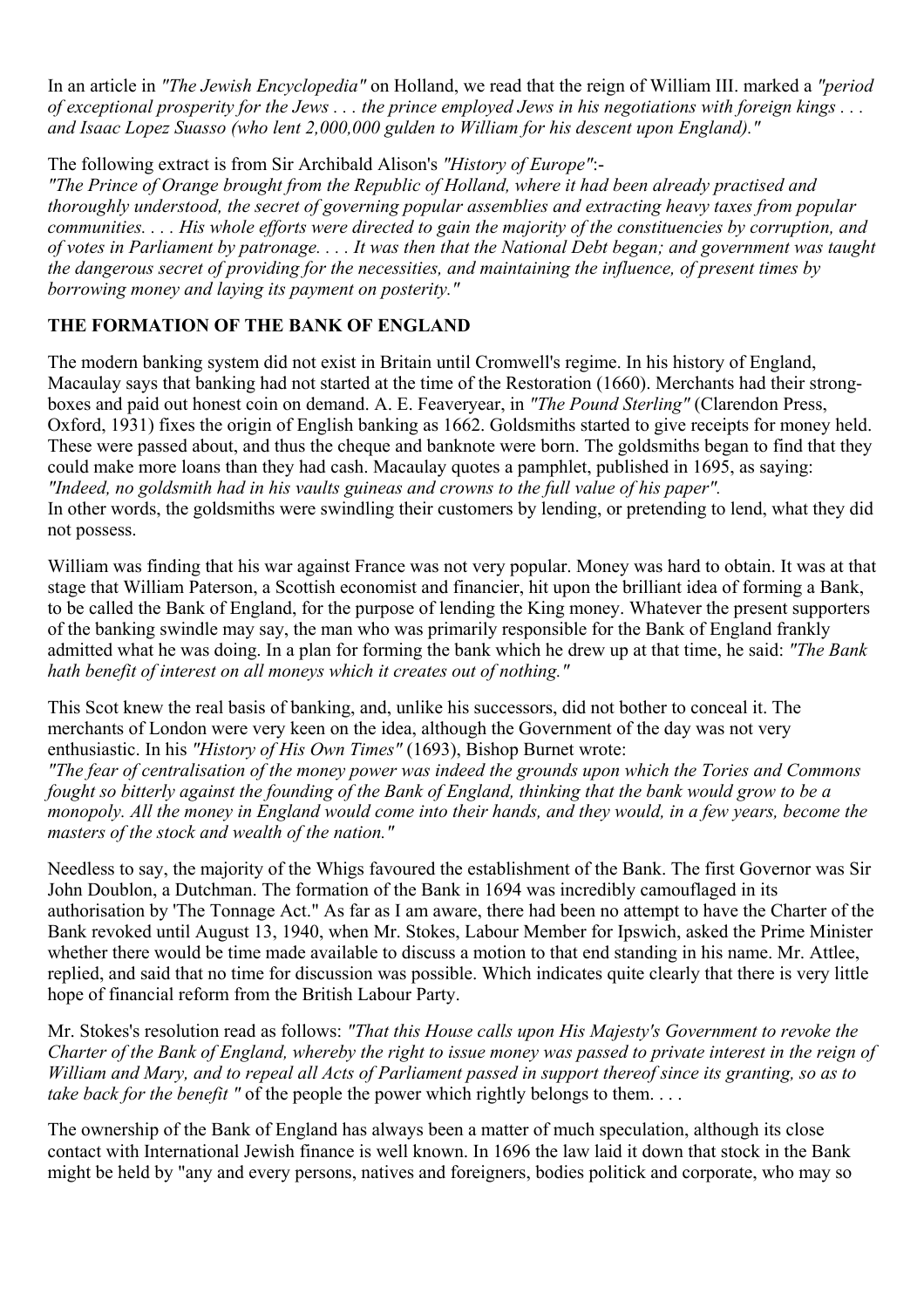In an article in *"The Jewish Encyclopedia"* on Holland, we read that the reign of William III. marked a *"period of exceptional prosperity for the Jews . . . the prince employed Jews in his negotiations with foreign kings . . . and Isaac Lopez Suasso (who lent 2,000,000 gulden to William for his descent upon England)."*

The following extract is from Sir Archibald Alison's *"History of Europe"*:-
*"The Prince of Orange brought from the Republic of Holland, where it had been already practised and thoroughly understood, the secret of governing popular assemblies and extracting heavy taxes from popular communities. . . . His whole efforts were directed to gain the majority of the constituencies by corruption, and of votes in Parliament by patronage. . . . It was then that the National Debt began; and government was taught the dangerous secret of providing for the necessities, and maintaining the influence, of present times by borrowing money and laying its payment on posterity."*

## THE FORMATION OF THE BANK OF ENGLAND

The modern banking system did not exist in Britain until Cromwell's regime. In his history of England, Macaulay says that banking had not started at the time of the Restoration (1660). Merchants had their strong-boxes and paid out honest coin on demand. A. E. Feaveryear, in *"The Pound Sterling"* (Clarendon Press, Oxford, 1931) fixes the origin of English banking as 1662. Goldsmiths started to give receipts for money held. These were passed about, and thus the cheque and banknote were born. The goldsmiths began to find that they could make more loans than they had cash. Macaulay quotes a pamphlet, published in 1695, as saying: *"Indeed, no goldsmith had in his vaults guineas and crowns to the full value of his paper".*
In other words, the goldsmiths were swindling their customers by lending, or pretending to lend, what they did not possess.

William was finding that his war against France was not very popular. Money was hard to obtain. It was at that stage that William Paterson, a Scottish economist and financier, hit upon the brilliant idea of forming a Bank, to be called the Bank of England, for the purpose of lending the King money. Whatever the present supporters of the banking swindle may say, the man who was primarily responsible for the Bank of England frankly admitted what he was doing. In a plan for forming the bank which he drew up at that time, he said: *"The Bank hath benefit of interest on all moneys which it creates out of nothing."*

This Scot knew the real basis of banking, and, unlike his successors, did not bother to conceal it. The merchants of London were very keen on the idea, although the Government of the day was not very enthusiastic. In his *"History of His Own Times"* (1693), Bishop Burnet wrote:
*"The fear of centralisation of the money power was indeed the grounds upon which the Tories and Commons fought so bitterly against the founding of the Bank of England, thinking that the bank would grow to be a monopoly. All the money in England would come into their hands, and they would, in a few years, become the masters of the stock and wealth of the nation."*

Needless to say, the majority of the Whigs favoured the establishment of the Bank. The first Governor was Sir John Doublon, a Dutchman. The formation of the Bank in 1694 was incredibly camouflaged in its authorisation by 'The Tonnage Act." As far as I am aware, there had been no attempt to have the Charter of the Bank revoked until August 13, 1940, when Mr. Stokes, Labour Member for Ipswich, asked the Prime Minister whether there would be time made available to discuss a motion to that end standing in his name. Mr. Attlee, replied, and said that no time for discussion was possible. Which indicates quite clearly that there is very little hope of financial reform from the British Labour Party.

Mr. Stokes's resolution read as follows: *"That this House calls upon His Majesty's Government to revoke the Charter of the Bank of England, whereby the right to issue money was passed to private interest in the reign of William and Mary, and to repeal all Acts of Parliament passed in support thereof since its granting, so as to take back for the benefit "* of the people the power which rightly belongs to them. . . .

The ownership of the Bank of England has always been a matter of much speculation, although its close contact with International Jewish finance is well known. In 1696 the law laid it down that stock in the Bank might be held by "any and every persons, natives and foreigners, bodies politick and corporate, who may so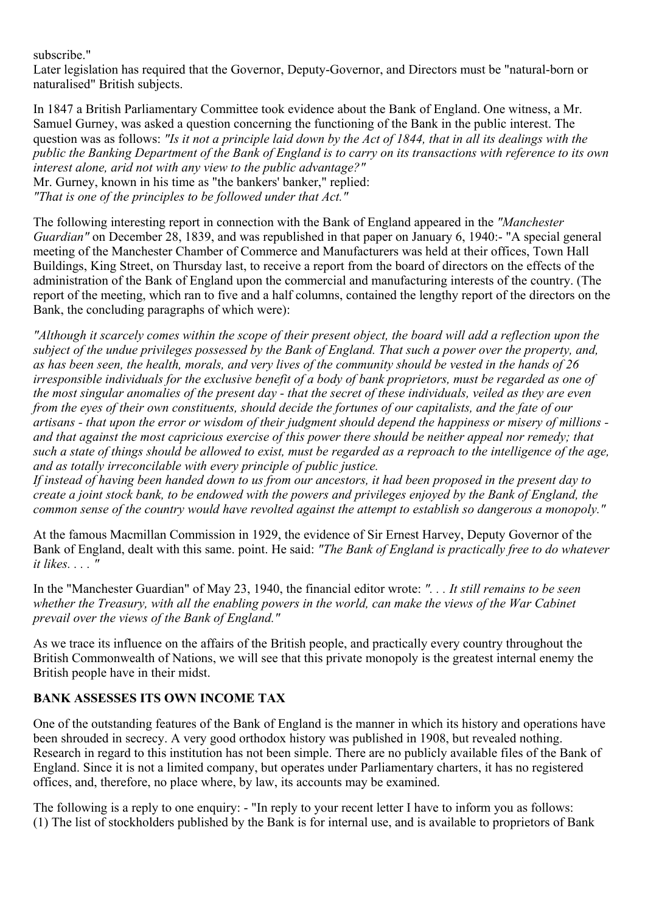subscribe."

Later legislation has required that the Governor, Deputy-Governor, and Directors must be "natural-born or naturalised" British subjects.

In 1847 a British Parliamentary Committee took evidence about the Bank of England. One witness, a Mr. Samuel Gurney, was asked a question concerning the functioning of the Bank in the public interest. The question was as follows: *"Is it not a principle laid down by the Act of 1844, that in all its dealings with the public the Banking Department of the Bank of England is to carry on its transactions with reference to its own interest alone, arid not with any view to the public advantage?"*

Mr. Gurney, known in his time as "the bankers' banker," replied:

*"That is one of the principles to be followed under that Act."*

The following interesting report in connection with the Bank of England appeared in the *"Manchester Guardian"* on December 28, 1839, and was republished in that paper on January 6, 1940:- "A special general meeting of the Manchester Chamber of Commerce and Manufacturers was held at their offices, Town Hall Buildings, King Street, on Thursday last, to receive a report from the board of directors on the effects of the administration of the Bank of England upon the commercial and manufacturing interests of the country. (The report of the meeting, which ran to five and a half columns, contained the lengthy report of the directors on the Bank, the concluding paragraphs of which were):

*"Although it scarcely comes within the scope of their present object, the board will add a reflection upon the subject of the undue privileges possessed by the Bank of England. That such a power over the property, and, as has been seen, the health, morals, and very lives of the community should be vested in the hands of 26 irresponsible individuals for the exclusive benefit of a body of bank proprietors, must be regarded as one of the most singular anomalies of the present day - that the secret of these individuals, veiled as they are even from the eyes of their own constituents, should decide the fortunes of our capitalists, and the fate of our artisans - that upon the error or wisdom of their judgment should depend the happiness or misery of millions - and that against the most capricious exercise of this power there should be neither appeal nor remedy; that such a state of things should be allowed to exist, must be regarded as a reproach to the intelligence of the age, and as totally irreconcilable with every principle of public justice.*

*If instead of having been handed down to us from our ancestors, it had been proposed in the present day to create a joint stock bank, to be endowed with the powers and privileges enjoyed by the Bank of England, the common sense of the country would have revolted against the attempt to establish so dangerous a monopoly."*

At the famous Macmillan Commission in 1929, the evidence of Sir Ernest Harvey, Deputy Governor of the Bank of England, dealt with this same. point. He said: *"The Bank of England is practically free to do whatever it likes. . . . "*

In the "Manchester Guardian" of May 23, 1940, the financial editor wrote: *". . . It still remains to be seen whether the Treasury, with all the enabling powers in the world, can make the views of the War Cabinet prevail over the views of the Bank of England."*

As we trace its influence on the affairs of the British people, and practically every country throughout the British Commonwealth of Nations, we will see that this private monopoly is the greatest internal enemy the British people have in their midst.

**BANK ASSESSES ITS OWN INCOME TAX**

One of the outstanding features of the Bank of England is the manner in which its history and operations have been shrouded in secrecy. A very good orthodox history was published in 1908, but revealed nothing. Research in regard to this institution has not been simple. There are no publicly available files of the Bank of England. Since it is not a limited company, but operates under Parliamentary charters, it has no registered offices, and, therefore, no place where, by law, its accounts may be examined.

The following is a reply to one enquiry: - "In reply to your recent letter I have to inform you as follows: (1) The list of stockholders published by the Bank is for internal use, and is available to proprietors of Bank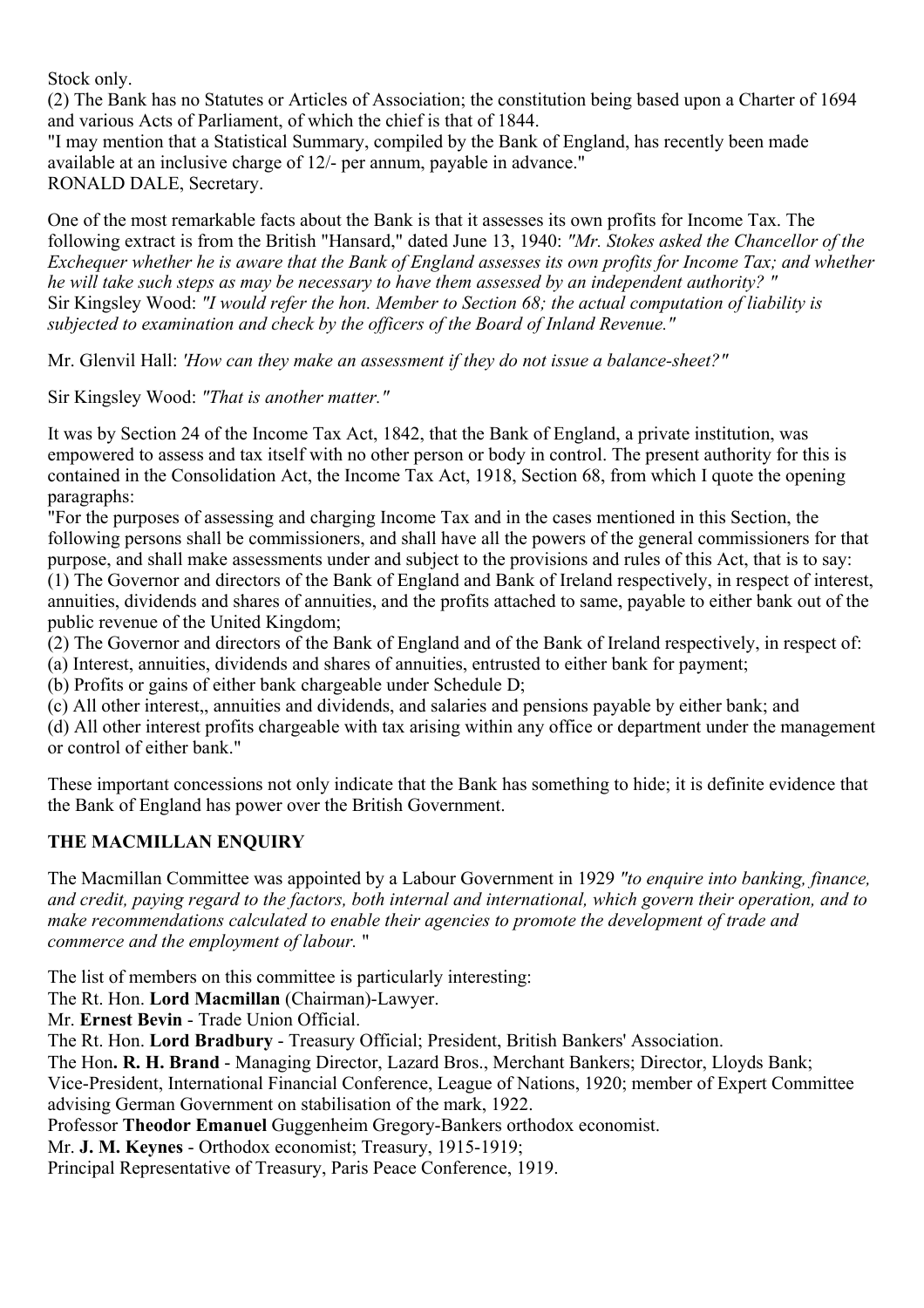Stock only.

(2) The Bank has no Statutes or Articles of Association; the constitution being based upon a Charter of 1694 and various Acts of Parliament, of which the chief is that of 1844.

"I may mention that a Statistical Summary, compiled by the Bank of England, has recently been made available at an inclusive charge of 12/- per annum, payable in advance."

RONALD DALE, Secretary.

One of the most remarkable facts about the Bank is that it assesses its own profits for Income Tax. The following extract is from the British "Hansard," dated June 13, 1940: *"Mr. Stokes asked the Chancellor of the Exchequer whether he is aware that the Bank of England assesses its own profits for Income Tax; and whether he will take such steps as may be necessary to have them assessed by an independent authority? "*

Sir Kingsley Wood: *"I would refer the hon. Member to Section 68; the actual computation of liability is subjected to examination and check by the officers of the Board of Inland Revenue."*

Mr. Glenvil Hall: *'How can they make an assessment if they do not issue a balance-sheet?"*

Sir Kingsley Wood: *"That is another matter."*

It was by Section 24 of the Income Tax Act, 1842, that the Bank of England, a private institution, was empowered to assess and tax itself with no other person or body in control. The present authority for this is contained in the Consolidation Act, the Income Tax Act, 1918, Section 68, from which I quote the opening paragraphs:

"For the purposes of assessing and charging Income Tax and in the cases mentioned in this Section, the following persons shall be commissioners, and shall have all the powers of the general commissioners for that purpose, and shall make assessments under and subject to the provisions and rules of this Act, that is to say:

(1) The Governor and directors of the Bank of England and Bank of Ireland respectively, in respect of interest, annuities, dividends and shares of annuities, and the profits attached to same, payable to either bank out of the public revenue of the United Kingdom;

(2) The Governor and directors of the Bank of England and of the Bank of Ireland respectively, in respect of:

(a) Interest, annuities, dividends and shares of annuities, entrusted to either bank for payment;

(b) Profits or gains of either bank chargeable under Schedule D;

(c) All other interest,, annuities and dividends, and salaries and pensions payable by either bank; and

(d) All other interest profits chargeable with tax arising within any office or department under the management or control of either bank."

These important concessions not only indicate that the Bank has something to hide; it is definite evidence that the Bank of England has power over the British Government.

## THE MACMILLAN ENQUIRY

The Macmillan Committee was appointed by a Labour Government in 1929 *"to enquire into banking, finance, and credit, paying regard to the factors, both internal and international, which govern their operation, and to make recommendations calculated to enable their agencies to promote the development of trade and commerce and the employment of labour.* "

The list of members on this committee is particularly interesting:

The Rt. Hon. **Lord Macmillan** (Chairman)-Lawyer.

Mr. **Ernest Bevin** - Trade Union Official.

The Rt. Hon. **Lord Bradbury** - Treasury Official; President, British Bankers' Association.

The Hon**. R. H. Brand** - Managing Director, Lazard Bros., Merchant Bankers; Director, Lloyds Bank; Vice-President, International Financial Conference, League of Nations, 1920; member of Expert Committee advising German Government on stabilisation of the mark, 1922.

Professor **Theodor Emanuel** Guggenheim Gregory-Bankers orthodox economist.

Mr. **J. M. Keynes** - Orthodox economist; Treasury, 1915-1919;

Principal Representative of Treasury, Paris Peace Conference, 1919.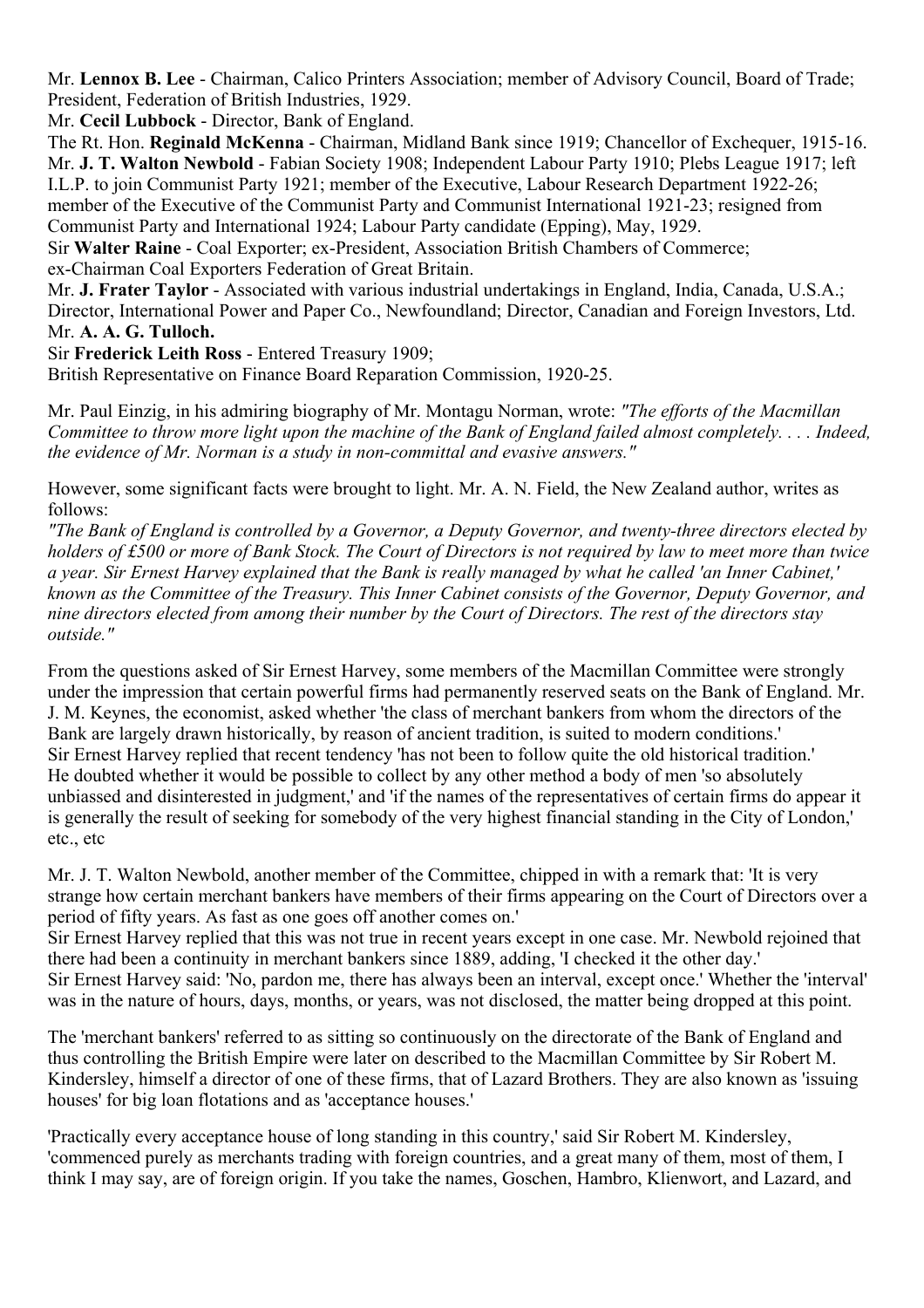Mr. **Lennox B. Lee** - Chairman, Calico Printers Association; member of Advisory Council, Board of Trade; President, Federation of British Industries, 1929.
Mr. **Cecil Lubbock** - Director, Bank of England.
The Rt. Hon. **Reginald McKenna** - Chairman, Midland Bank since 1919; Chancellor of Exchequer, 1915-16.
Mr. **J. T. Walton Newbold** - Fabian Society 1908; Independent Labour Party 1910; Plebs League 1917; left I.L.P. to join Communist Party 1921; member of the Executive, Labour Research Department 1922-26; member of the Executive of the Communist Party and Communist International 1921-23; resigned from Communist Party and International 1924; Labour Party candidate (Epping), May, 1929.
Sir **Walter Raine** - Coal Exporter; ex-President, Association British Chambers of Commerce; ex-Chairman Coal Exporters Federation of Great Britain.
Mr. **J. Frater Taylor** - Associated with various industrial undertakings in England, India, Canada, U.S.A.; Director, International Power and Paper Co., Newfoundland; Director, Canadian and Foreign Investors, Ltd.
Mr. **A. A. G. Tulloch.**
Sir **Frederick Leith Ross** - Entered Treasury 1909;
British Representative on Finance Board Reparation Commission, 1920-25.

Mr. Paul Einzig, in his admiring biography of Mr. Montagu Norman, wrote: *"The efforts of the Macmillan Committee to throw more light upon the machine of the Bank of England failed almost completely. . . . Indeed, the evidence of Mr. Norman is a study in non-committal and evasive answers."*

However, some significant facts were brought to light. Mr. A. N. Field, the New Zealand author, writes as follows:
*"The Bank of England is controlled by a Governor, a Deputy Governor, and twenty-three directors elected by holders of £500 or more of Bank Stock. The Court of Directors is not required by law to meet more than twice a year. Sir Ernest Harvey explained that the Bank is really managed by what he called 'an Inner Cabinet,' known as the Committee of the Treasury. This Inner Cabinet consists of the Governor, Deputy Governor, and nine directors elected from among their number by the Court of Directors. The rest of the directors stay outside."*

From the questions asked of Sir Ernest Harvey, some members of the Macmillan Committee were strongly under the impression that certain powerful firms had permanently reserved seats on the Bank of England. Mr. J. M. Keynes, the economist, asked whether 'the class of merchant bankers from whom the directors of the Bank are largely drawn historically, by reason of ancient tradition, is suited to modern conditions.'
Sir Ernest Harvey replied that recent tendency 'has not been to follow quite the old historical tradition.' He doubted whether it would be possible to collect by any other method a body of men 'so absolutely unbiassed and disinterested in judgment,' and 'if the names of the representatives of certain firms do appear it is generally the result of seeking for somebody of the very highest financial standing in the City of London,' etc., etc

Mr. J. T. Walton Newbold, another member of the Committee, chipped in with a remark that: 'It is very strange how certain merchant bankers have members of their firms appearing on the Court of Directors over a period of fifty years. As fast as one goes off another comes on.'
Sir Ernest Harvey replied that this was not true in recent years except in one case. Mr. Newbold rejoined that there had been a continuity in merchant bankers since 1889, adding, 'I checked it the other day.'
Sir Ernest Harvey said: 'No, pardon me, there has always been an interval, except once.' Whether the 'interval' was in the nature of hours, days, months, or years, was not disclosed, the matter being dropped at this point.

The 'merchant bankers' referred to as sitting so continuously on the directorate of the Bank of England and thus controlling the British Empire were later on described to the Macmillan Committee by Sir Robert M. Kindersley, himself a director of one of these firms, that of Lazard Brothers. They are also known as 'issuing houses' for big loan flotations and as 'acceptance houses.'

'Practically every acceptance house of long standing in this country,' said Sir Robert M. Kindersley, 'commenced purely as merchants trading with foreign countries, and a great many of them, most of them, I think I may say, are of foreign origin. If you take the names, Goschen, Hambro, Klienwort, and Lazard, and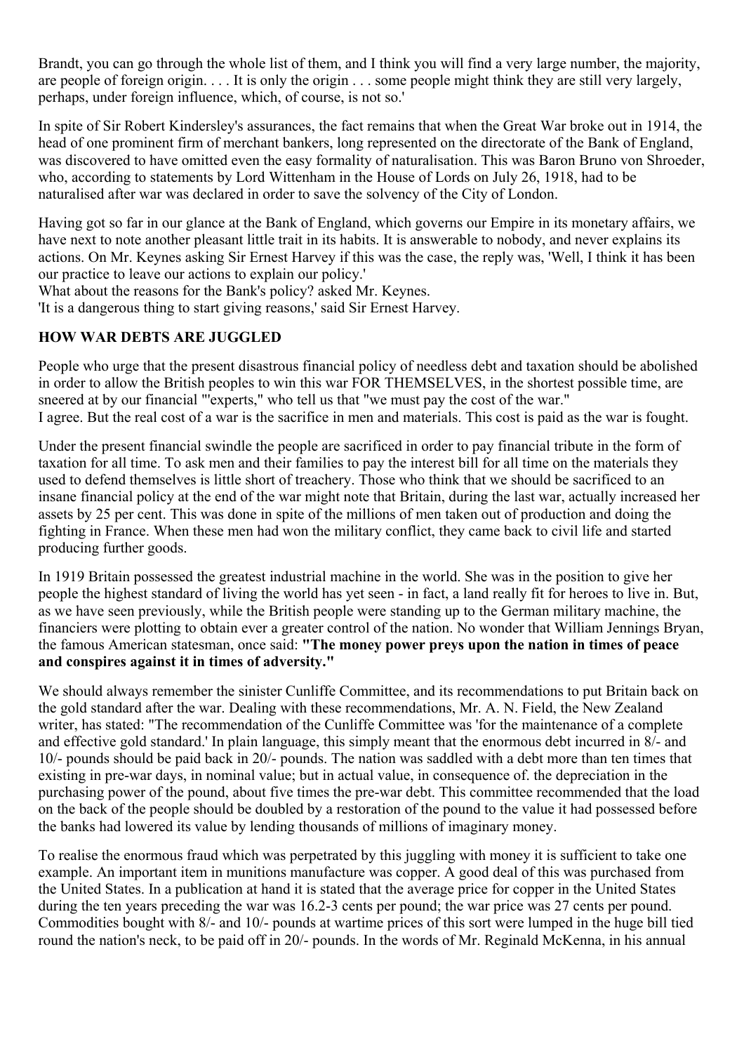Brandt, you can go through the whole list of them, and I think you will find a very large number, the majority, are people of foreign origin. . . . It is only the origin . . . some people might think they are still very largely, perhaps, under foreign influence, which, of course, is not so.'

In spite of Sir Robert Kindersley's assurances, the fact remains that when the Great War broke out in 1914, the head of one prominent firm of merchant bankers, long represented on the directorate of the Bank of England, was discovered to have omitted even the easy formality of naturalisation. This was Baron Bruno von Shroeder, who, according to statements by Lord Wittenham in the House of Lords on July 26, 1918, had to be naturalised after war was declared in order to save the solvency of the City of London.

Having got so far in our glance at the Bank of England, which governs our Empire in its monetary affairs, we have next to note another pleasant little trait in its habits. It is answerable to nobody, and never explains its actions. On Mr. Keynes asking Sir Ernest Harvey if this was the case, the reply was, 'Well, I think it has been our practice to leave our actions to explain our policy.'
What about the reasons for the Bank's policy? asked Mr. Keynes.
'It is a dangerous thing to start giving reasons,' said Sir Ernest Harvey.

**HOW WAR DEBTS ARE JUGGLED**

People who urge that the present disastrous financial policy of needless debt and taxation should be abolished in order to allow the British peoples to win this war FOR THEMSELVES, in the shortest possible time, are sneered at by our financial '"experts," who tell us that "we must pay the cost of the war."
I agree. But the real cost of a war is the sacrifice in men and materials. This cost is paid as the war is fought.

Under the present financial swindle the people are sacrificed in order to pay financial tribute in the form of taxation for all time. To ask men and their families to pay the interest bill for all time on the materials they used to defend themselves is little short of treachery. Those who think that we should be sacrificed to an insane financial policy at the end of the war might note that Britain, during the last war, actually increased her assets by 25 per cent. This was done in spite of the millions of men taken out of production and doing the fighting in France. When these men had won the military conflict, they came back to civil life and started producing further goods.

In 1919 Britain possessed the greatest industrial machine in the world. She was in the position to give her people the highest standard of living the world has yet seen - in fact, a land really fit for heroes to live in. But, as we have seen previously, while the British people were standing up to the German military machine, the financiers were plotting to obtain ever a greater control of the nation. No wonder that William Jennings Bryan, the famous American statesman, once said: **"The money power preys upon the nation in times of peace and conspires against it in times of adversity."**

We should always remember the sinister Cunliffe Committee, and its recommendations to put Britain back on the gold standard after the war. Dealing with these recommendations, Mr. A. N. Field, the New Zealand writer, has stated: "The recommendation of the Cunliffe Committee was 'for the maintenance of a complete and effective gold standard.' In plain language, this simply meant that the enormous debt incurred in 8/- and 10/- pounds should be paid back in 20/- pounds. The nation was saddled with a debt more than ten times that existing in pre-war days, in nominal value; but in actual value, in consequence of. the depreciation in the purchasing power of the pound, about five times the pre-war debt. This committee recommended that the load on the back of the people should be doubled by a restoration of the pound to the value it had possessed before the banks had lowered its value by lending thousands of millions of imaginary money.

To realise the enormous fraud which was perpetrated by this juggling with money it is sufficient to take one example. An important item in munitions manufacture was copper. A good deal of this was purchased from the United States. In a publication at hand it is stated that the average price for copper in the United States during the ten years preceding the war was 16.2-3 cents per pound; the war price was 27 cents per pound. Commodities bought with 8/- and 10/- pounds at wartime prices of this sort were lumped in the huge bill tied round the nation's neck, to be paid off in 20/- pounds. In the words of Mr. Reginald McKenna, in his annual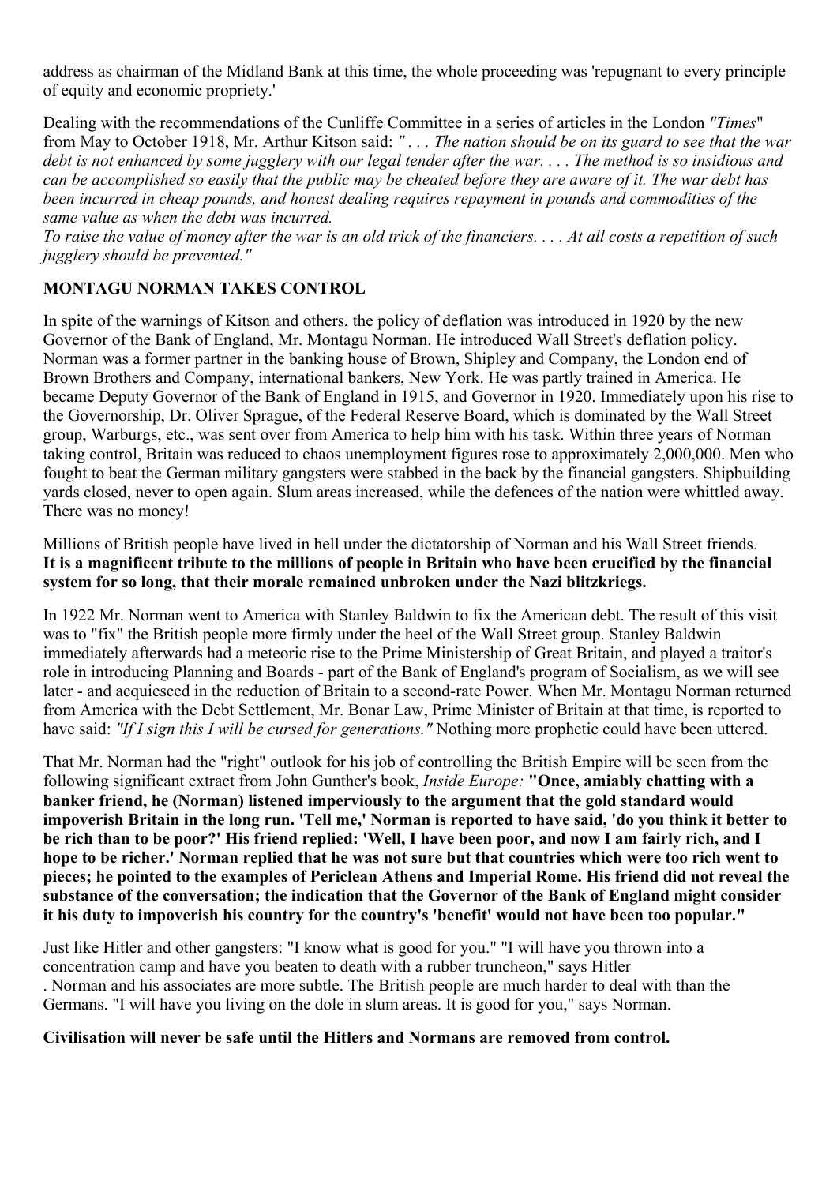address as chairman of the Midland Bank at this time, the whole proceeding was 'repugnant to every principle of equity and economic propriety.'

Dealing with the recommendations of the Cunliffe Committee in a series of articles in the London *"Times"* from May to October 1918, Mr. Arthur Kitson said: *" . . . The nation should be on its guard to see that the war debt is not enhanced by some jugglery with our legal tender after the war. . . . The method is so insidious and can be accomplished so easily that the public may be cheated before they are aware of it. The war debt has been incurred in cheap pounds, and honest dealing requires repayment in pounds and commodities of the same value as when the debt was incurred.*
*To raise the value of money after the war is an old trick of the financiers. . . . At all costs a repetition of such jugglery should be prevented."*

**MONTAGU NORMAN TAKES CONTROL**

In spite of the warnings of Kitson and others, the policy of deflation was introduced in 1920 by the new Governor of the Bank of England, Mr. Montagu Norman. He introduced Wall Street's deflation policy. Norman was a former partner in the banking house of Brown, Shipley and Company, the London end of Brown Brothers and Company, international bankers, New York. He was partly trained in America. He became Deputy Governor of the Bank of England in 1915, and Governor in 1920. Immediately upon his rise to the Governorship, Dr. Oliver Sprague, of the Federal Reserve Board, which is dominated by the Wall Street group, Warburgs, etc., was sent over from America to help him with his task. Within three years of Norman taking control, Britain was reduced to chaos unemployment figures rose to approximately 2,000,000. Men who fought to beat the German military gangsters were stabbed in the back by the financial gangsters. Shipbuilding yards closed, never to open again. Slum areas increased, while the defences of the nation were whittled away. There was no money!

Millions of British people have lived in hell under the dictatorship of Norman and his Wall Street friends. **It is a magnificent tribute to the millions of people in Britain who have been crucified by the financial system for so long, that their morale remained unbroken under the Nazi blitzkriegs.**

In 1922 Mr. Norman went to America with Stanley Baldwin to fix the American debt. The result of this visit was to "fix" the British people more firmly under the heel of the Wall Street group. Stanley Baldwin immediately afterwards had a meteoric rise to the Prime Ministership of Great Britain, and played a traitor's role in introducing Planning and Boards - part of the Bank of England's program of Socialism, as we will see later - and acquiesced in the reduction of Britain to a second-rate Power. When Mr. Montagu Norman returned from America with the Debt Settlement, Mr. Bonar Law, Prime Minister of Britain at that time, is reported to have said: *"If I sign this I will be cursed for generations."* Nothing more prophetic could have been uttered.

That Mr. Norman had the "right" outlook for his job of controlling the British Empire will be seen from the following significant extract from John Gunther's book, *Inside Europe:* **"Once, amiably chatting with a banker friend, he (Norman) listened imperviously to the argument that the gold standard would impoverish Britain in the long run. 'Tell me,' Norman is reported to have said, 'do you think it better to be rich than to be poor?' His friend replied: 'Well, I have been poor, and now I am fairly rich, and I hope to be richer.' Norman replied that he was not sure but that countries which were too rich went to pieces; he pointed to the examples of Periclean Athens and Imperial Rome. His friend did not reveal the substance of the conversation; the indication that the Governor of the Bank of England might consider it his duty to impoverish his country for the country's 'benefit' would not have been too popular."**

Just like Hitler and other gangsters: "I know what is good for you." "I will have you thrown into a concentration camp and have you beaten to death with a rubber truncheon," says Hitler . Norman and his associates are more subtle. The British people are much harder to deal with than the Germans. "I will have you living on the dole in slum areas. It is good for you," says Norman.

**Civilisation will never be safe until the Hitlers and Normans are removed from control.**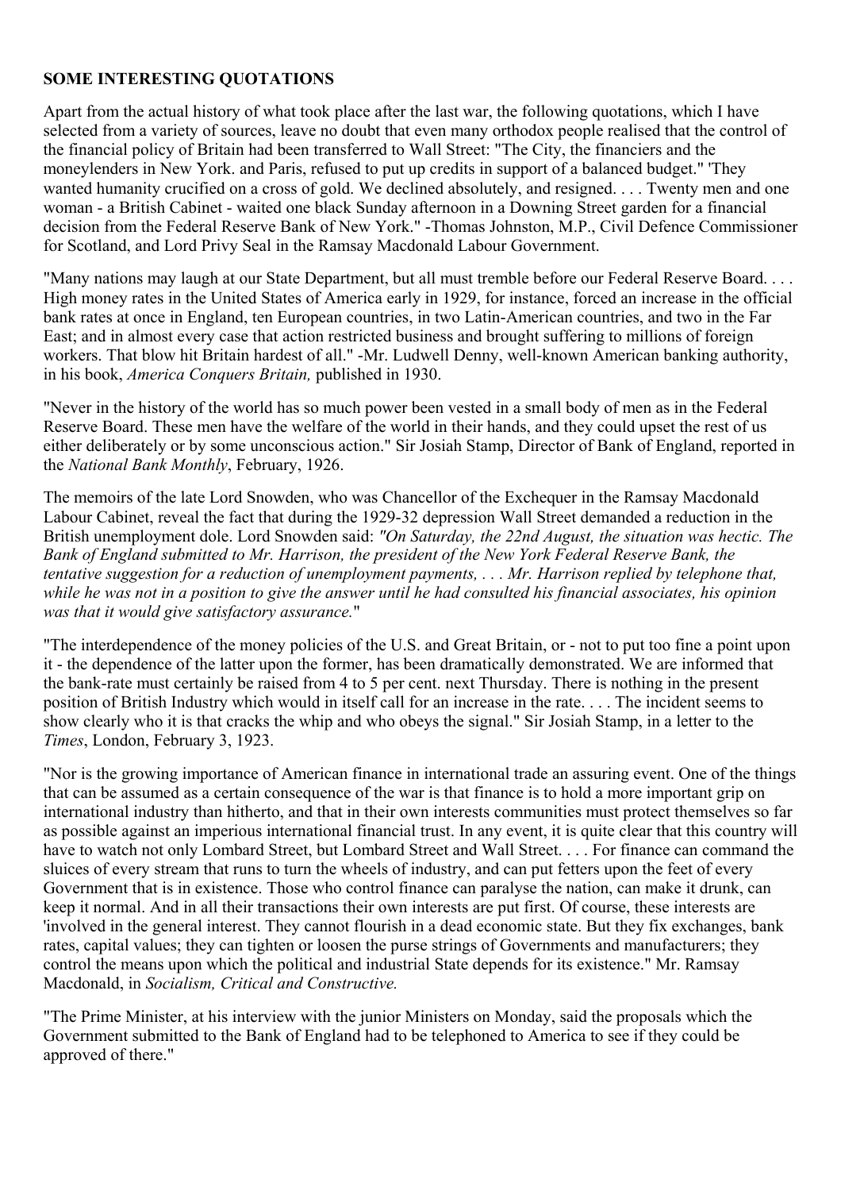**SOME INTERESTING QUOTATIONS**

Apart from the actual history of what took place after the last war, the following quotations, which I have selected from a variety of sources, leave no doubt that even many orthodox people realised that the control of the financial policy of Britain had been transferred to Wall Street: "The City, the financiers and the moneylenders in New York. and Paris, refused to put up credits in support of a balanced budget." 'They wanted humanity crucified on a cross of gold. We declined absolutely, and resigned. . . . Twenty men and one woman - a British Cabinet - waited one black Sunday afternoon in a Downing Street garden for a financial decision from the Federal Reserve Bank of New York." -Thomas Johnston, M.P., Civil Defence Commissioner for Scotland, and Lord Privy Seal in the Ramsay Macdonald Labour Government.

"Many nations may laugh at our State Department, but all must tremble before our Federal Reserve Board. . . . High money rates in the United States of America early in 1929, for instance, forced an increase in the official bank rates at once in England, ten European countries, in two Latin-American countries, and two in the Far East; and in almost every case that action restricted business and brought suffering to millions of foreign workers. That blow hit Britain hardest of all." -Mr. Ludwell Denny, well-known American banking authority, in his book, *America Conquers Britain,* published in 1930.

"Never in the history of the world has so much power been vested in a small body of men as in the Federal Reserve Board. These men have the welfare of the world in their hands, and they could upset the rest of us either deliberately or by some unconscious action." Sir Josiah Stamp, Director of Bank of England, reported in the *National Bank Monthly*, February, 1926.

The memoirs of the late Lord Snowden, who was Chancellor of the Exchequer in the Ramsay Macdonald Labour Cabinet, reveal the fact that during the 1929-32 depression Wall Street demanded a reduction in the British unemployment dole. Lord Snowden said: *"On Saturday, the 22nd August, the situation was hectic. The Bank of England submitted to Mr. Harrison, the president of the New York Federal Reserve Bank, the tentative suggestion for a reduction of unemployment payments, . . . Mr. Harrison replied by telephone that, while he was not in a position to give the answer until he had consulted his financial associates, his opinion was that it would give satisfactory assurance.*"

"The interdependence of the money policies of the U.S. and Great Britain, or - not to put too fine a point upon it - the dependence of the latter upon the former, has been dramatically demonstrated. We are informed that the bank-rate must certainly be raised from 4 to 5 per cent. next Thursday. There is nothing in the present position of British Industry which would in itself call for an increase in the rate. . . . The incident seems to show clearly who it is that cracks the whip and who obeys the signal." Sir Josiah Stamp, in a letter to the *Times*, London, February 3, 1923.

"Nor is the growing importance of American finance in international trade an assuring event. One of the things that can be assumed as a certain consequence of the war is that finance is to hold a more important grip on international industry than hitherto, and that in their own interests communities must protect themselves so far as possible against an imperious international financial trust. In any event, it is quite clear that this country will have to watch not only Lombard Street, but Lombard Street and Wall Street. . . . For finance can command the sluices of every stream that runs to turn the wheels of industry, and can put fetters upon the feet of every Government that is in existence. Those who control finance can paralyse the nation, can make it drunk, can keep it normal. And in all their transactions their own interests are put first. Of course, these interests are 'involved in the general interest. They cannot flourish in a dead economic state. But they fix exchanges, bank rates, capital values; they can tighten or loosen the purse strings of Governments and manufacturers; they control the means upon which the political and industrial State depends for its existence." Mr. Ramsay Macdonald, in *Socialism, Critical and Constructive.*

"The Prime Minister, at his interview with the junior Ministers on Monday, said the proposals which the Government submitted to the Bank of England had to be telephoned to America to see if they could be approved of there."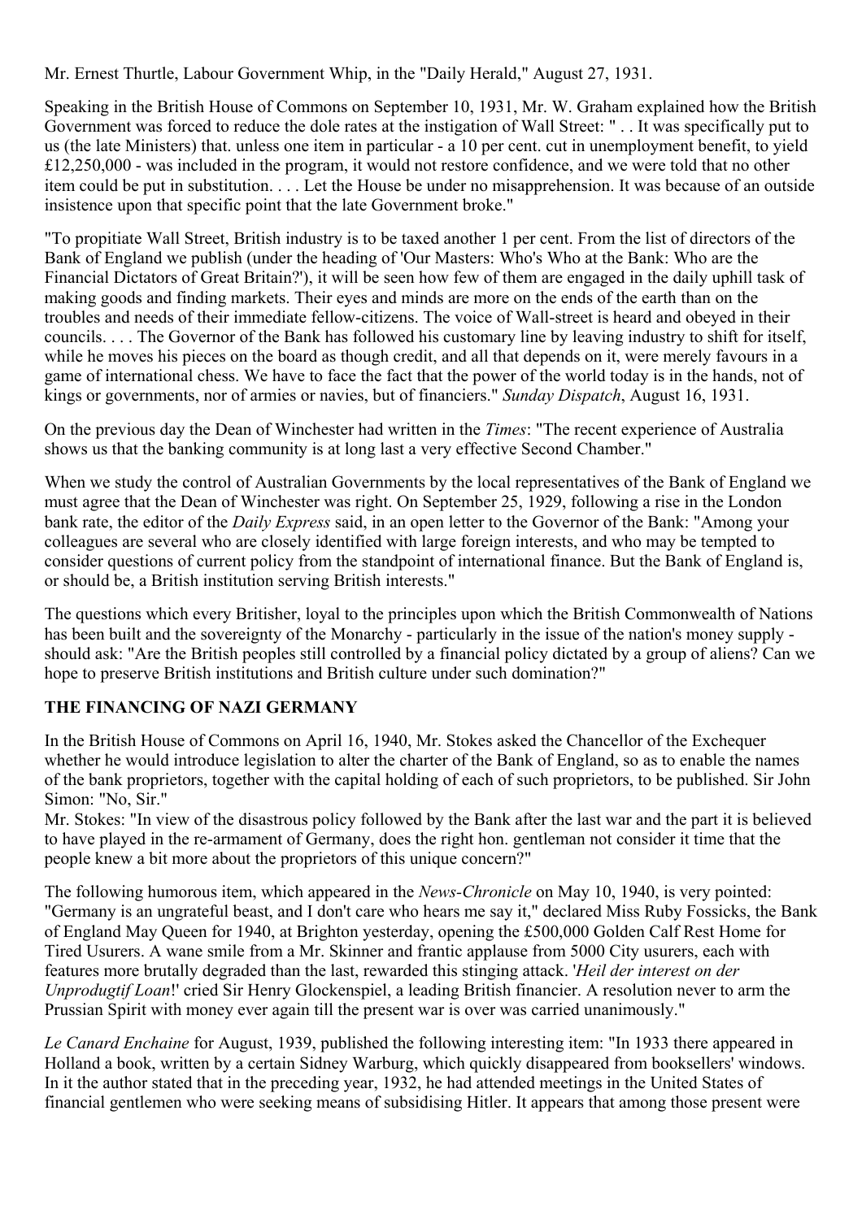Mr. Ernest Thurtle, Labour Government Whip, in the "Daily Herald," August 27, 1931.

Speaking in the British House of Commons on September 10, 1931, Mr. W. Graham explained how the British Government was forced to reduce the dole rates at the instigation of Wall Street: " . . It was specifically put to us (the late Ministers) that. unless one item in particular - a 10 per cent. cut in unemployment benefit, to yield £12,250,000 - was included in the program, it would not restore confidence, and we were told that no other item could be put in substitution. . . . Let the House be under no misapprehension. It was because of an outside insistence upon that specific point that the late Government broke."

"To propitiate Wall Street, British industry is to be taxed another 1 per cent. From the list of directors of the Bank of England we publish (under the heading of 'Our Masters: Who's Who at the Bank: Who are the Financial Dictators of Great Britain?'), it will be seen how few of them are engaged in the daily uphill task of making goods and finding markets. Their eyes and minds are more on the ends of the earth than on the troubles and needs of their immediate fellow-citizens. The voice of Wall-street is heard and obeyed in their councils. . . . The Governor of the Bank has followed his customary line by leaving industry to shift for itself, while he moves his pieces on the board as though credit, and all that depends on it, were merely favours in a game of international chess. We have to face the fact that the power of the world today is in the hands, not of kings or governments, nor of armies or navies, but of financiers." *Sunday Dispatch*, August 16, 1931.

On the previous day the Dean of Winchester had written in the *Times*: "The recent experience of Australia shows us that the banking community is at long last a very effective Second Chamber."

When we study the control of Australian Governments by the local representatives of the Bank of England we must agree that the Dean of Winchester was right. On September 25, 1929, following a rise in the London bank rate, the editor of the *Daily Express* said, in an open letter to the Governor of the Bank: "Among your colleagues are several who are closely identified with large foreign interests, and who may be tempted to consider questions of current policy from the standpoint of international finance. But the Bank of England is, or should be, a British institution serving British interests."

The questions which every Britisher, loyal to the principles upon which the British Commonwealth of Nations has been built and the sovereignty of the Monarchy - particularly in the issue of the nation's money supply - should ask: "Are the British peoples still controlled by a financial policy dictated by a group of aliens? Can we hope to preserve British institutions and British culture under such domination?"

## THE FINANCING OF NAZI GERMANY

In the British House of Commons on April 16, 1940, Mr. Stokes asked the Chancellor of the Exchequer whether he would introduce legislation to alter the charter of the Bank of England, so as to enable the names of the bank proprietors, together with the capital holding of each of such proprietors, to be published. Sir John Simon: "No, Sir."
Mr. Stokes: "In view of the disastrous policy followed by the Bank after the last war and the part it is believed to have played in the re-armament of Germany, does the right hon. gentleman not consider it time that the people knew a bit more about the proprietors of this unique concern?"

The following humorous item, which appeared in the *News-Chronicle* on May 10, 1940, is very pointed: "Germany is an ungrateful beast, and I don't care who hears me say it," declared Miss Ruby Fossicks, the Bank of England May Queen for 1940, at Brighton yesterday, opening the £500,000 Golden Calf Rest Home for Tired Usurers. A wane smile from a Mr. Skinner and frantic applause from 5000 City usurers, each with features more brutally degraded than the last, rewarded this stinging attack. '*Heil der interest on der Unprodugtif Loan*!' cried Sir Henry Glockenspiel, a leading British financier. A resolution never to arm the Prussian Spirit with money ever again till the present war is over was carried unanimously."

*Le Canard Enchaine* for August, 1939, published the following interesting item: "In 1933 there appeared in Holland a book, written by a certain Sidney Warburg, which quickly disappeared from booksellers' windows. In it the author stated that in the preceding year, 1932, he had attended meetings in the United States of financial gentlemen who were seeking means of subsidising Hitler. It appears that among those present were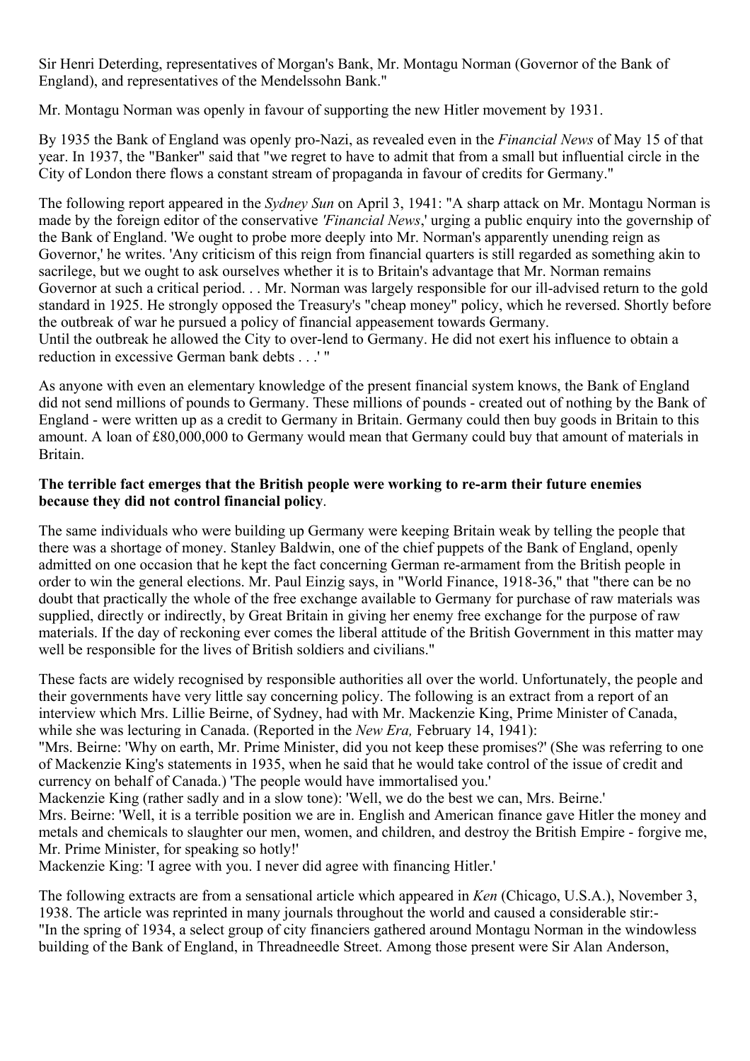Sir Henri Deterding, representatives of Morgan's Bank, Mr. Montagu Norman (Governor of the Bank of England), and representatives of the Mendelssohn Bank."

Mr. Montagu Norman was openly in favour of supporting the new Hitler movement by 1931.

By 1935 the Bank of England was openly pro-Nazi, as revealed even in the *Financial News* of May 15 of that year. In 1937, the "Banker" said that "we regret to have to admit that from a small but influential circle in the City of London there flows a constant stream of propaganda in favour of credits for Germany."

The following report appeared in the *Sydney Sun* on April 3, 1941: "A sharp attack on Mr. Montagu Norman is made by the foreign editor of the conservative *'Financial News*,' urging a public enquiry into the governship of the Bank of England. 'We ought to probe more deeply into Mr. Norman's apparently unending reign as Governor,' he writes. 'Any criticism of this reign from financial quarters is still regarded as something akin to sacrilege, but we ought to ask ourselves whether it is to Britain's advantage that Mr. Norman remains Governor at such a critical period. . . Mr. Norman was largely responsible for our ill-advised return to the gold standard in 1925. He strongly opposed the Treasury's "cheap money" policy, which he reversed. Shortly before the outbreak of war he pursued a policy of financial appeasement towards Germany.
Until the outbreak he allowed the City to over-lend to Germany. He did not exert his influence to obtain a reduction in excessive German bank debts . . .' "

As anyone with even an elementary knowledge of the present financial system knows, the Bank of England did not send millions of pounds to Germany. These millions of pounds - created out of nothing by the Bank of England - were written up as a credit to Germany in Britain. Germany could then buy goods in Britain to this amount. A loan of £80,000,000 to Germany would mean that Germany could buy that amount of materials in Britain.

**The terrible fact emerges that the British people were working to re-arm their future enemies because they did not control financial policy**.

The same individuals who were building up Germany were keeping Britain weak by telling the people that there was a shortage of money. Stanley Baldwin, one of the chief puppets of the Bank of England, openly admitted on one occasion that he kept the fact concerning German re-armament from the British people in order to win the general elections. Mr. Paul Einzig says, in "World Finance, 1918-36," that "there can be no doubt that practically the whole of the free exchange available to Germany for purchase of raw materials was supplied, directly or indirectly, by Great Britain in giving her enemy free exchange for the purpose of raw materials. If the day of reckoning ever comes the liberal attitude of the British Government in this matter may well be responsible for the lives of British soldiers and civilians."

These facts are widely recognised by responsible authorities all over the world. Unfortunately, the people and their governments have very little say concerning policy. The following is an extract from a report of an interview which Mrs. Lillie Beirne, of Sydney, had with Mr. Mackenzie King, Prime Minister of Canada, while she was lecturing in Canada. (Reported in the *New Era,* February 14, 1941):
"Mrs. Beirne: 'Why on earth, Mr. Prime Minister, did you not keep these promises?' (She was referring to one of Mackenzie King's statements in 1935, when he said that he would take control of the issue of credit and currency on behalf of Canada.) 'The people would have immortalised you.'
Mackenzie King (rather sadly and in a slow tone): 'Well, we do the best we can, Mrs. Beirne.'
Mrs. Beirne: 'Well, it is a terrible position we are in. English and American finance gave Hitler the money and metals and chemicals to slaughter our men, women, and children, and destroy the British Empire - forgive me, Mr. Prime Minister, for speaking so hotly!'
Mackenzie King: 'I agree with you. I never did agree with financing Hitler.'

The following extracts are from a sensational article which appeared in *Ken* (Chicago, U.S.A.), November 3, 1938. The article was reprinted in many journals throughout the world and caused a considerable stir:-
"In the spring of 1934, a select group of city financiers gathered around Montagu Norman in the windowless building of the Bank of England, in Threadneedle Street. Among those present were Sir Alan Anderson,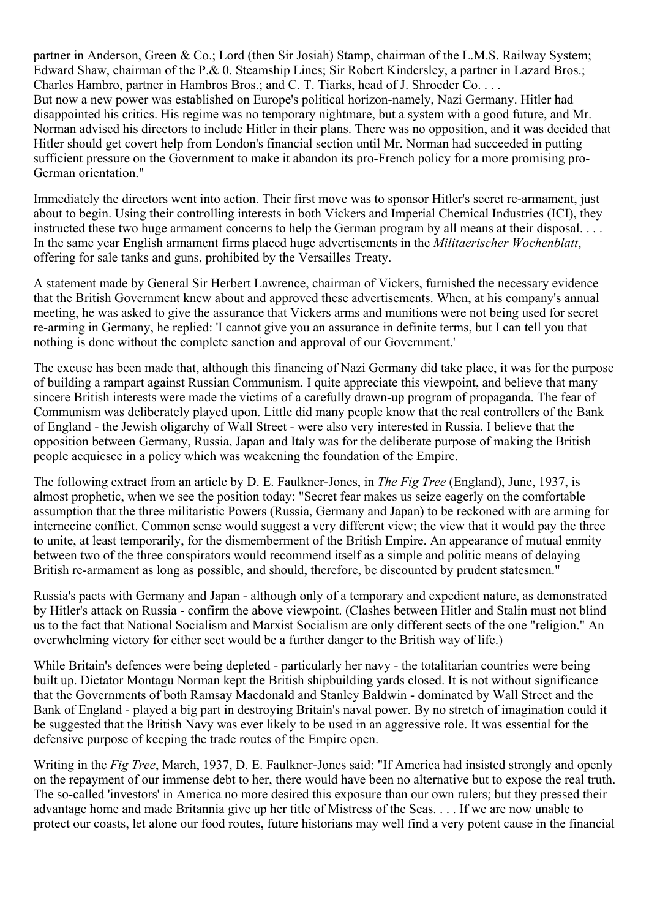partner in Anderson, Green & Co.; Lord (then Sir Josiah) Stamp, chairman of the L.M.S. Railway System; Edward Shaw, chairman of the P.& 0. Steamship Lines; Sir Robert Kindersley, a partner in Lazard Bros.; Charles Hambro, partner in Hambros Bros.; and C. T. Tiarks, head of J. Shroeder Co. . . .
But now a new power was established on Europe's political horizon-namely, Nazi Germany. Hitler had disappointed his critics. His regime was no temporary nightmare, but a system with a good future, and Mr. Norman advised his directors to include Hitler in their plans. There was no opposition, and it was decided that Hitler should get covert help from London's financial section until Mr. Norman had succeeded in putting sufficient pressure on the Government to make it abandon its pro-French policy for a more promising pro-German orientation."

Immediately the directors went into action. Their first move was to sponsor Hitler's secret re-armament, just about to begin. Using their controlling interests in both Vickers and Imperial Chemical Industries (ICI), they instructed these two huge armament concerns to help the German program by all means at their disposal. . . . In the same year English armament firms placed huge advertisements in the *Militaerischer Wochenblatt*, offering for sale tanks and guns, prohibited by the Versailles Treaty.

A statement made by General Sir Herbert Lawrence, chairman of Vickers, furnished the necessary evidence that the British Government knew about and approved these advertisements. When, at his company's annual meeting, he was asked to give the assurance that Vickers arms and munitions were not being used for secret re-arming in Germany, he replied: 'I cannot give you an assurance in definite terms, but I can tell you that nothing is done without the complete sanction and approval of our Government.'

The excuse has been made that, although this financing of Nazi Germany did take place, it was for the purpose of building a rampart against Russian Communism. I quite appreciate this viewpoint, and believe that many sincere British interests were made the victims of a carefully drawn-up program of propaganda. The fear of Communism was deliberately played upon. Little did many people know that the real controllers of the Bank of England - the Jewish oligarchy of Wall Street - were also very interested in Russia. I believe that the opposition between Germany, Russia, Japan and Italy was for the deliberate purpose of making the British people acquiesce in a policy which was weakening the foundation of the Empire.

The following extract from an article by D. E. Faulkner-Jones, in *The Fig Tree* (England), June, 1937, is almost prophetic, when we see the position today: "Secret fear makes us seize eagerly on the comfortable assumption that the three militaristic Powers (Russia, Germany and Japan) to be reckoned with are arming for internecine conflict. Common sense would suggest a very different view; the view that it would pay the three to unite, at least temporarily, for the dismemberment of the British Empire. An appearance of mutual enmity between two of the three conspirators would recommend itself as a simple and politic means of delaying British re-armament as long as possible, and should, therefore, be discounted by prudent statesmen."

Russia's pacts with Germany and Japan - although only of a temporary and expedient nature, as demonstrated by Hitler's attack on Russia - confirm the above viewpoint. (Clashes between Hitler and Stalin must not blind us to the fact that National Socialism and Marxist Socialism are only different sects of the one "religion." An overwhelming victory for either sect would be a further danger to the British way of life.)

While Britain's defences were being depleted - particularly her navy - the totalitarian countries were being built up. Dictator Montagu Norman kept the British shipbuilding yards closed. It is not without significance that the Governments of both Ramsay Macdonald and Stanley Baldwin - dominated by Wall Street and the Bank of England - played a big part in destroying Britain's naval power. By no stretch of imagination could it be suggested that the British Navy was ever likely to be used in an aggressive role. It was essential for the defensive purpose of keeping the trade routes of the Empire open.

Writing in the *Fig Tree*, March, 1937, D. E. Faulkner-Jones said: "If America had insisted strongly and openly on the repayment of our immense debt to her, there would have been no alternative but to expose the real truth. The so-called 'investors' in America no more desired this exposure than our own rulers; but they pressed their advantage home and made Britannia give up her title of Mistress of the Seas. . . . If we are now unable to protect our coasts, let alone our food routes, future historians may well find a very potent cause in the financial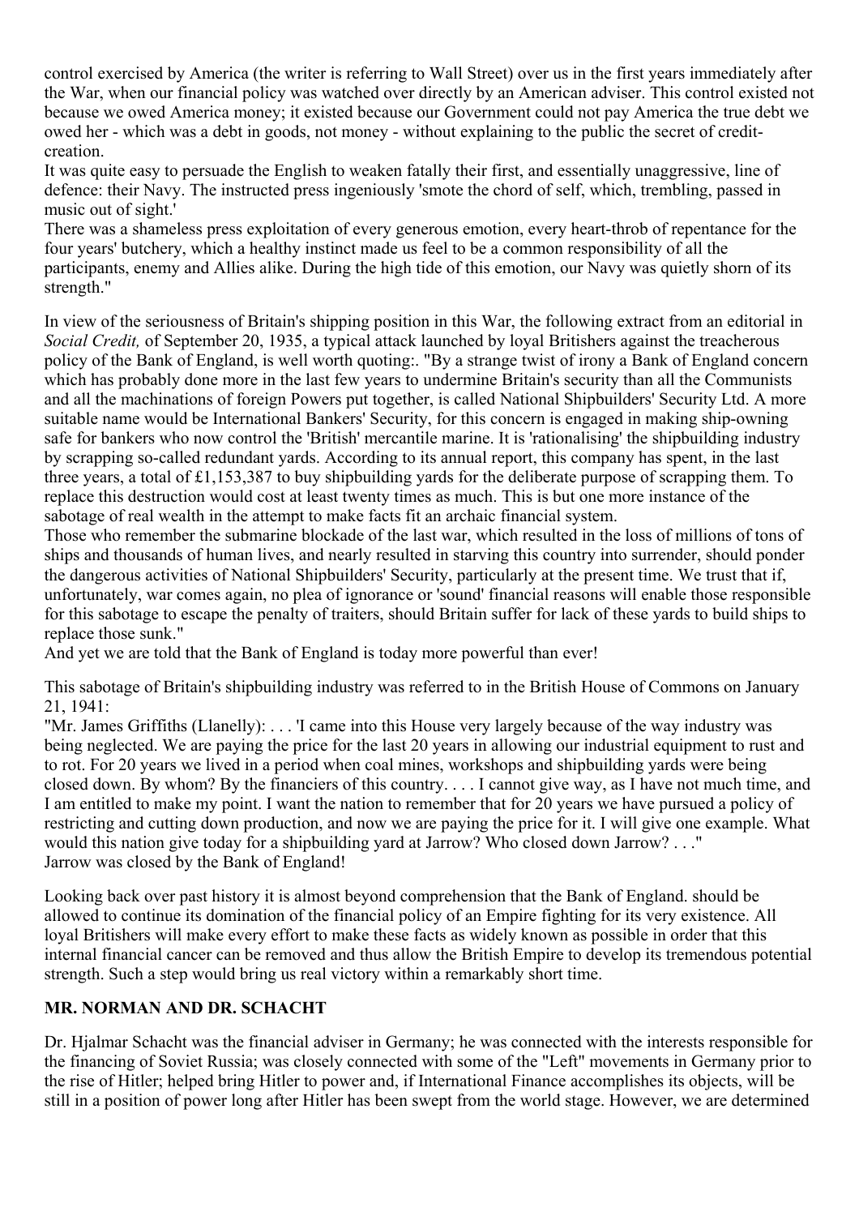control exercised by America (the writer is referring to Wall Street) over us in the first years immediately after the War, when our financial policy was watched over directly by an American adviser. This control existed not because we owed America money; it existed because our Government could not pay America the true debt we owed her - which was a debt in goods, not money - without explaining to the public the secret of credit-creation.

It was quite easy to persuade the English to weaken fatally their first, and essentially unaggressive, line of defence: their Navy. The instructed press ingeniously 'smote the chord of self, which, trembling, passed in music out of sight.'

There was a shameless press exploitation of every generous emotion, every heart-throb of repentance for the four years' butchery, which a healthy instinct made us feel to be a common responsibility of all the participants, enemy and Allies alike. During the high tide of this emotion, our Navy was quietly shorn of its strength."

In view of the seriousness of Britain's shipping position in this War, the following extract from an editorial in *Social Credit,* of September 20, 1935, a typical attack launched by loyal Britishers against the treacherous policy of the Bank of England, is well worth quoting:. "By a strange twist of irony a Bank of England concern which has probably done more in the last few years to undermine Britain's security than all the Communists and all the machinations of foreign Powers put together, is called National Shipbuilders' Security Ltd. A more suitable name would be International Bankers' Security, for this concern is engaged in making ship-owning safe for bankers who now control the 'British' mercantile marine. It is 'rationalising' the shipbuilding industry by scrapping so-called redundant yards. According to its annual report, this company has spent, in the last three years, a total of £1,153,387 to buy shipbuilding yards for the deliberate purpose of scrapping them. To replace this destruction would cost at least twenty times as much. This is but one more instance of the sabotage of real wealth in the attempt to make facts fit an archaic financial system.

Those who remember the submarine blockade of the last war, which resulted in the loss of millions of tons of ships and thousands of human lives, and nearly resulted in starving this country into surrender, should ponder the dangerous activities of National Shipbuilders' Security, particularly at the present time. We trust that if, unfortunately, war comes again, no plea of ignorance or 'sound' financial reasons will enable those responsible for this sabotage to escape the penalty of traiters, should Britain suffer for lack of these yards to build ships to replace those sunk."

And yet we are told that the Bank of England is today more powerful than ever!

This sabotage of Britain's shipbuilding industry was referred to in the British House of Commons on January 21, 1941:

"Mr. James Griffiths (Llanelly): . . . 'I came into this House very largely because of the way industry was being neglected. We are paying the price for the last 20 years in allowing our industrial equipment to rust and to rot. For 20 years we lived in a period when coal mines, workshops and shipbuilding yards were being closed down. By whom? By the financiers of this country. . . . I cannot give way, as I have not much time, and I am entitled to make my point. I want the nation to remember that for 20 years we have pursued a policy of restricting and cutting down production, and now we are paying the price for it. I will give one example. What would this nation give today for a shipbuilding yard at Jarrow? Who closed down Jarrow? . . ."

Jarrow was closed by the Bank of England!

Looking back over past history it is almost beyond comprehension that the Bank of England. should be allowed to continue its domination of the financial policy of an Empire fighting for its very existence. All loyal Britishers will make every effort to make these facts as widely known as possible in order that this internal financial cancer can be removed and thus allow the British Empire to develop its tremendous potential strength. Such a step would bring us real victory within a remarkably short time.

## MR. NORMAN AND DR. SCHACHT

Dr. Hjalmar Schacht was the financial adviser in Germany; he was connected with the interests responsible for the financing of Soviet Russia; was closely connected with some of the "Left" movements in Germany prior to the rise of Hitler; helped bring Hitler to power and, if International Finance accomplishes its objects, will be still in a position of power long after Hitler has been swept from the world stage. However, we are determined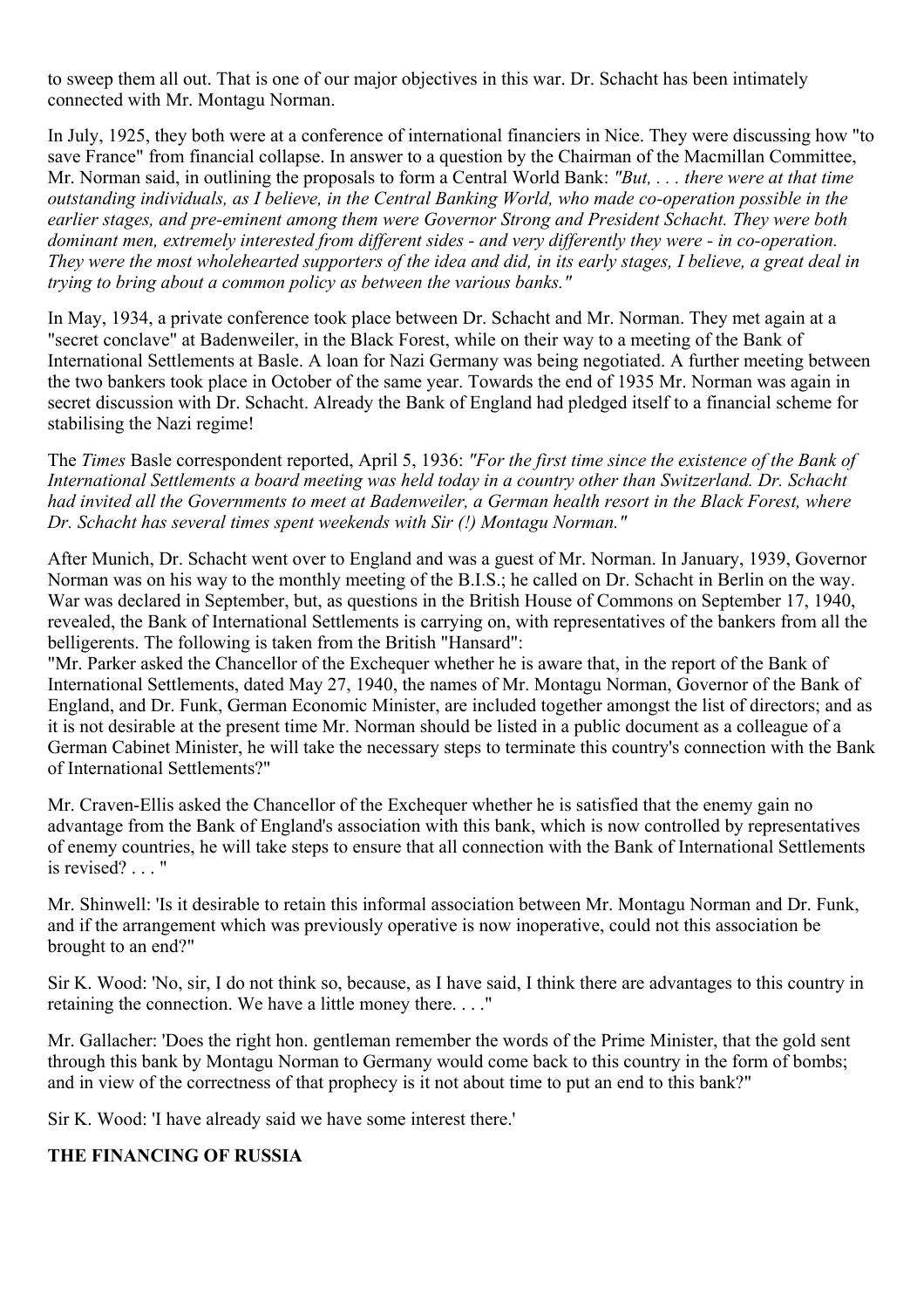to sweep them all out. That is one of our major objectives in this war. Dr. Schacht has been intimately connected with Mr. Montagu Norman.

In July, 1925, they both were at a conference of international financiers in Nice. They were discussing how "to save France" from financial collapse. In answer to a question by the Chairman of the Macmillan Committee, Mr. Norman said, in outlining the proposals to form a Central World Bank: *"But, . . . there were at that time outstanding individuals, as I believe, in the Central Banking World, who made co-operation possible in the earlier stages, and pre-eminent among them were Governor Strong and President Schacht. They were both dominant men, extremely interested from different sides - and very differently they were - in co-operation. They were the most wholehearted supporters of the idea and did, in its early stages, I believe, a great deal in trying to bring about a common policy as between the various banks."*

In May, 1934, a private conference took place between Dr. Schacht and Mr. Norman. They met again at a "secret conclave" at Badenweiler, in the Black Forest, while on their way to a meeting of the Bank of International Settlements at Basle. A loan for Nazi Germany was being negotiated. A further meeting between the two bankers took place in October of the same year. Towards the end of 1935 Mr. Norman was again in secret discussion with Dr. Schacht. Already the Bank of England had pledged itself to a financial scheme for stabilising the Nazi regime!

The *Times* Basle correspondent reported, April 5, 1936: *"For the first time since the existence of the Bank of International Settlements a board meeting was held today in a country other than Switzerland. Dr. Schacht had invited all the Governments to meet at Badenweiler, a German health resort in the Black Forest, where Dr. Schacht has several times spent weekends with Sir (!) Montagu Norman."*

After Munich, Dr. Schacht went over to England and was a guest of Mr. Norman. In January, 1939, Governor Norman was on his way to the monthly meeting of the B.I.S.; he called on Dr. Schacht in Berlin on the way. War was declared in September, but, as questions in the British House of Commons on September 17, 1940, revealed, the Bank of International Settlements is carrying on, with representatives of the bankers from all the belligerents. The following is taken from the British "Hansard":

"Mr. Parker asked the Chancellor of the Exchequer whether he is aware that, in the report of the Bank of International Settlements, dated May 27, 1940, the names of Mr. Montagu Norman, Governor of the Bank of England, and Dr. Funk, German Economic Minister, are included together amongst the list of directors; and as it is not desirable at the present time Mr. Norman should be listed in a public document as a colleague of a German Cabinet Minister, he will take the necessary steps to terminate this country's connection with the Bank of International Settlements?"

Mr. Craven-Ellis asked the Chancellor of the Exchequer whether he is satisfied that the enemy gain no advantage from the Bank of England's association with this bank, which is now controlled by representatives of enemy countries, he will take steps to ensure that all connection with the Bank of International Settlements is revised? . . . "

Mr. Shinwell: 'Is it desirable to retain this informal association between Mr. Montagu Norman and Dr. Funk, and if the arrangement which was previously operative is now inoperative, could not this association be brought to an end?"

Sir K. Wood: 'No, sir, I do not think so, because, as I have said, I think there are advantages to this country in retaining the connection. We have a little money there. . . ."

Mr. Gallacher: 'Does the right hon. gentleman remember the words of the Prime Minister, that the gold sent through this bank by Montagu Norman to Germany would come back to this country in the form of bombs; and in view of the correctness of that prophecy is it not about time to put an end to this bank?"

Sir K. Wood: 'I have already said we have some interest there.'

**THE FINANCING OF RUSSIA**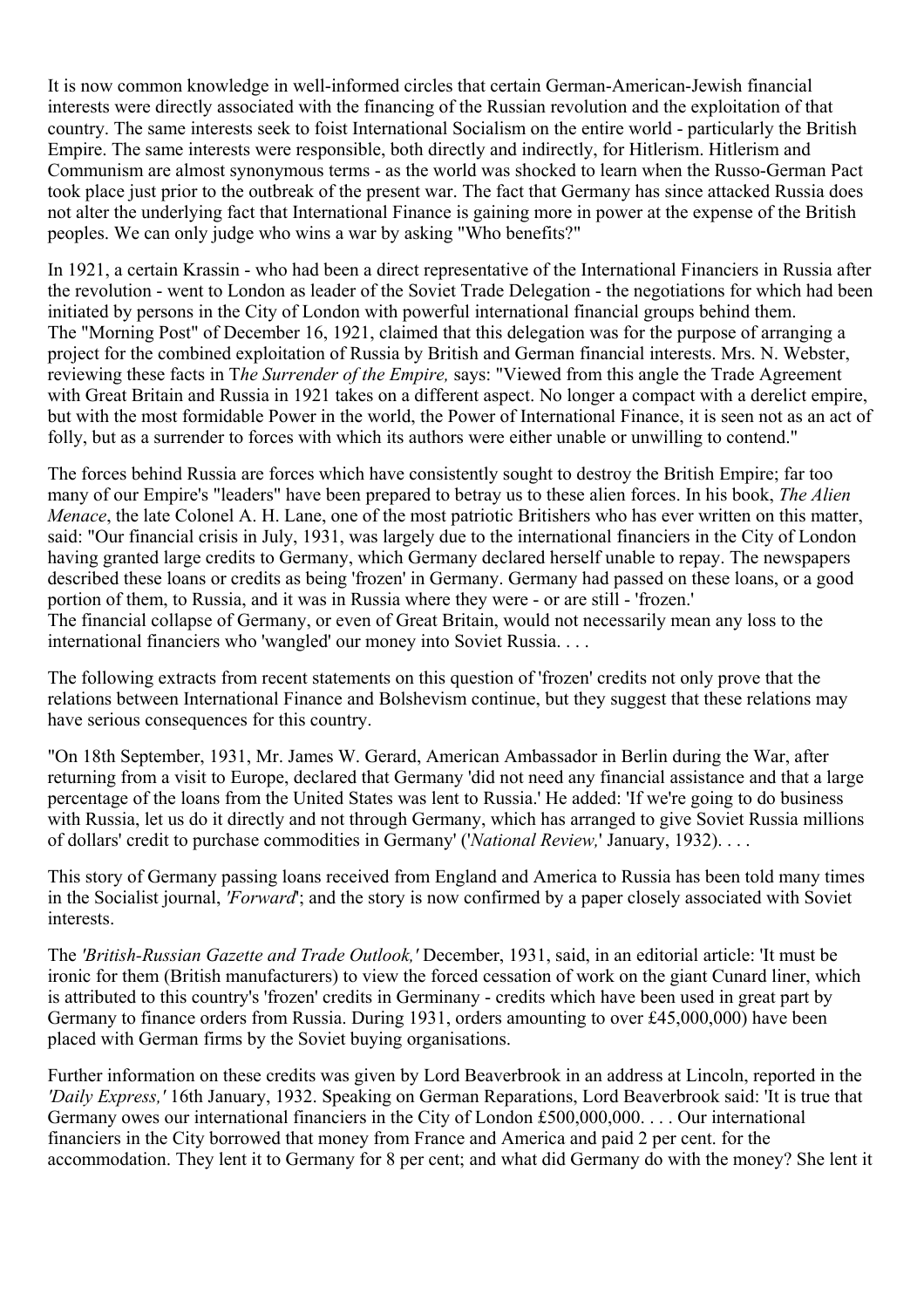It is now common knowledge in well-informed circles that certain German-American-Jewish financial interests were directly associated with the financing of the Russian revolution and the exploitation of that country. The same interests seek to foist International Socialism on the entire world - particularly the British Empire. The same interests were responsible, both directly and indirectly, for Hitlerism. Hitlerism and Communism are almost synonymous terms - as the world was shocked to learn when the Russo-German Pact took place just prior to the outbreak of the present war. The fact that Germany has since attacked Russia does not alter the underlying fact that International Finance is gaining more in power at the expense of the British peoples. We can only judge who wins a war by asking "Who benefits?"

In 1921, a certain Krassin - who had been a direct representative of the International Financiers in Russia after the revolution - went to London as leader of the Soviet Trade Delegation - the negotiations for which had been initiated by persons in the City of London with powerful international financial groups behind them. The "Morning Post" of December 16, 1921, claimed that this delegation was for the purpose of arranging a project for the combined exploitation of Russia by British and German financial interests. Mrs. N. Webster, reviewing these facts in T*he Surrender of the Empire,* says: "Viewed from this angle the Trade Agreement with Great Britain and Russia in 1921 takes on a different aspect. No longer a compact with a derelict empire, but with the most formidable Power in the world, the Power of International Finance, it is seen not as an act of folly, but as a surrender to forces with which its authors were either unable or unwilling to contend."

The forces behind Russia are forces which have consistently sought to destroy the British Empire; far too many of our Empire's "leaders" have been prepared to betray us to these alien forces. In his book, *The Alien Menace*, the late Colonel A. H. Lane, one of the most patriotic Britishers who has ever written on this matter, said: "Our financial crisis in July, 1931, was largely due to the international financiers in the City of London having granted large credits to Germany, which Germany declared herself unable to repay. The newspapers described these loans or credits as being 'frozen' in Germany. Germany had passed on these loans, or a good portion of them, to Russia, and it was in Russia where they were - or are still - 'frozen.'
The financial collapse of Germany, or even of Great Britain, would not necessarily mean any loss to the international financiers who 'wangled' our money into Soviet Russia. . . .

The following extracts from recent statements on this question of 'frozen' credits not only prove that the relations between International Finance and Bolshevism continue, but they suggest that these relations may have serious consequences for this country.

"On 18th September, 1931, Mr. James W. Gerard, American Ambassador in Berlin during the War, after returning from a visit to Europe, declared that Germany 'did not need any financial assistance and that a large percentage of the loans from the United States was lent to Russia.' He added: 'If we're going to do business with Russia, let us do it directly and not through Germany, which has arranged to give Soviet Russia millions of dollars' credit to purchase commodities in Germany' ('*National Review,*' January, 1932). . . .

This story of Germany passing loans received from England and America to Russia has been told many times in the Socialist journal, *'Forward*'; and the story is now confirmed by a paper closely associated with Soviet interests.

The *'British-Russian Gazette and Trade Outlook,'* December, 1931, said, in an editorial article: 'It must be ironic for them (British manufacturers) to view the forced cessation of work on the giant Cunard liner, which is attributed to this country's 'frozen' credits in Germinany - credits which have been used in great part by Germany to finance orders from Russia. During 1931, orders amounting to over £45,000,000) have been placed with German firms by the Soviet buying organisations.

Further information on these credits was given by Lord Beaverbrook in an address at Lincoln, reported in the *'Daily Express,'* 16th January, 1932. Speaking on German Reparations, Lord Beaverbrook said: 'It is true that Germany owes our international financiers in the City of London £500,000,000. . . . Our international financiers in the City borrowed that money from France and America and paid 2 per cent. for the accommodation. They lent it to Germany for 8 per cent; and what did Germany do with the money? She lent it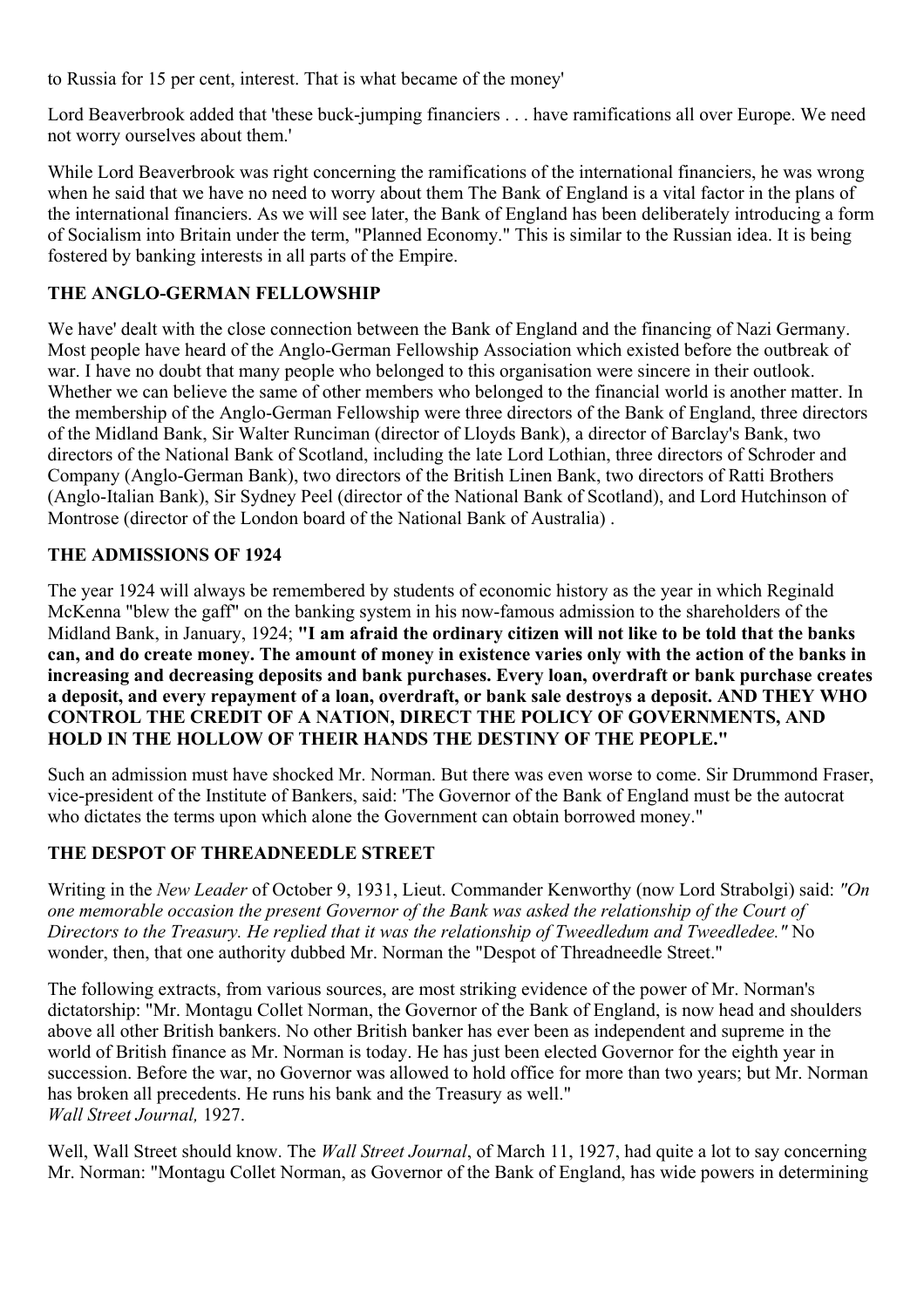to Russia for 15 per cent, interest. That is what became of the money'

Lord Beaverbrook added that 'these buck-jumping financiers . . . have ramifications all over Europe. We need not worry ourselves about them.'

While Lord Beaverbrook was right concerning the ramifications of the international financiers, he was wrong when he said that we have no need to worry about them The Bank of England is a vital factor in the plans of the international financiers. As we will see later, the Bank of England has been deliberately introducing a form of Socialism into Britain under the term, "Planned Economy." This is similar to the Russian idea. It is being fostered by banking interests in all parts of the Empire.

### THE ANGLO-GERMAN FELLOWSHIP

We have' dealt with the close connection between the Bank of England and the financing of Nazi Germany. Most people have heard of the Anglo-German Fellowship Association which existed before the outbreak of war. I have no doubt that many people who belonged to this organisation were sincere in their outlook. Whether we can believe the same of other members who belonged to the financial world is another matter. In the membership of the Anglo-German Fellowship were three directors of the Bank of England, three directors of the Midland Bank, Sir Walter Runciman (director of Lloyds Bank), a director of Barclay's Bank, two directors of the National Bank of Scotland, including the late Lord Lothian, three directors of Schroder and Company (Anglo-German Bank), two directors of the British Linen Bank, two directors of Ratti Brothers (Anglo-Italian Bank), Sir Sydney Peel (director of the National Bank of Scotland), and Lord Hutchinson of Montrose (director of the London board of the National Bank of Australia) .

### THE ADMISSIONS OF 1924

The year 1924 will always be remembered by students of economic history as the year in which Reginald McKenna "blew the gaff" on the banking system in his now-famous admission to the shareholders of the Midland Bank, in January, 1924; **"I am afraid the ordinary citizen will not like to be told that the banks can, and do create money. The amount of money in existence varies only with the action of the banks in increasing and decreasing deposits and bank purchases. Every loan, overdraft or bank purchase creates a deposit, and every repayment of a loan, overdraft, or bank sale destroys a deposit. AND THEY WHO CONTROL THE CREDIT OF A NATION, DIRECT THE POLICY OF GOVERNMENTS, AND HOLD IN THE HOLLOW OF THEIR HANDS THE DESTINY OF THE PEOPLE."**

Such an admission must have shocked Mr. Norman. But there was even worse to come. Sir Drummond Fraser, vice-president of the Institute of Bankers, said: 'The Governor of the Bank of England must be the autocrat who dictates the terms upon which alone the Government can obtain borrowed money."

### THE DESPOT OF THREADNEEDLE STREET

Writing in the *New Leader* of October 9, 1931, Lieut. Commander Kenworthy (now Lord Strabolgi) said: *"On one memorable occasion the present Governor of the Bank was asked the relationship of the Court of Directors to the Treasury. He replied that it was the relationship of Tweedledum and Tweedledee."* No wonder, then, that one authority dubbed Mr. Norman the "Despot of Threadneedle Street."

The following extracts, from various sources, are most striking evidence of the power of Mr. Norman's dictatorship: "Mr. Montagu Collet Norman, the Governor of the Bank of England, is now head and shoulders above all other British bankers. No other British banker has ever been as independent and supreme in the world of British finance as Mr. Norman is today. He has just been elected Governor for the eighth year in succession. Before the war, no Governor was allowed to hold office for more than two years; but Mr. Norman has broken all precedents. He runs his bank and the Treasury as well."
*Wall Street Journal,* 1927.

Well, Wall Street should know. The *Wall Street Journal*, of March 11, 1927, had quite a lot to say concerning Mr. Norman: "Montagu Collet Norman, as Governor of the Bank of England, has wide powers in determining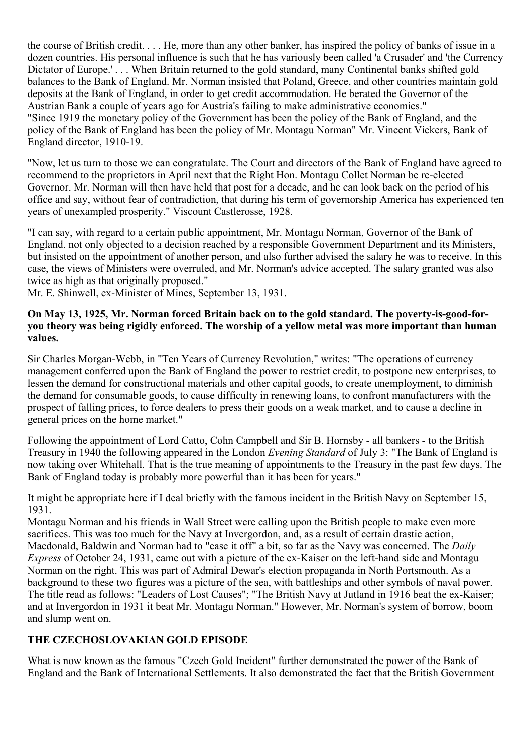the course of British credit. . . . He, more than any other banker, has inspired the policy of banks of issue in a dozen countries. His personal influence is such that he has variously been called 'a Crusader' and 'the Currency Dictator of Europe.' . . . When Britain returned to the gold standard, many Continental banks shifted gold balances to the Bank of England. Mr. Norman insisted that Poland, Greece, and other countries maintain gold deposits at the Bank of England, in order to get credit accommodation. He berated the Governor of the Austrian Bank a couple of years ago for Austria's failing to make administrative economies."
"Since 1919 the monetary policy of the Government has been the policy of the Bank of England, and the policy of the Bank of England has been the policy of Mr. Montagu Norman" Mr. Vincent Vickers, Bank of England director, 1910-19.

"Now, let us turn to those we can congratulate. The Court and directors of the Bank of England have agreed to recommend to the proprietors in April next that the Right Hon. Montagu Collet Norman be re-elected Governor. Mr. Norman will then have held that post for a decade, and he can look back on the period of his office and say, without fear of contradiction, that during his term of governorship America has experienced ten years of unexampled prosperity." Viscount Castlerosse, 1928.

"I can say, with regard to a certain public appointment, Mr. Montagu Norman, Governor of the Bank of England. not only objected to a decision reached by a responsible Government Department and its Ministers, but insisted on the appointment of another person, and also further advised the salary he was to receive. In this case, the views of Ministers were overruled, and Mr. Norman's advice accepted. The salary granted was also twice as high as that originally proposed."
Mr. E. Shinwell, ex-Minister of Mines, September 13, 1931.

**On May 13, 1925, Mr. Norman forced Britain back on to the gold standard. The poverty-is-good-for-you theory was being rigidly enforced. The worship of a yellow metal was more important than human values.**

Sir Charles Morgan-Webb, in "Ten Years of Currency Revolution," writes: "The operations of currency management conferred upon the Bank of England the power to restrict credit, to postpone new enterprises, to lessen the demand for constructional materials and other capital goods, to create unemployment, to diminish the demand for consumable goods, to cause difficulty in renewing loans, to confront manufacturers with the prospect of falling prices, to force dealers to press their goods on a weak market, and to cause a decline in general prices on the home market."

Following the appointment of Lord Catto, Cohn Campbell and Sir B. Hornsby - all bankers - to the British Treasury in 1940 the following appeared in the London *Evening Standard* of July 3: "The Bank of England is now taking over Whitehall. That is the true meaning of appointments to the Treasury in the past few days. The Bank of England today is probably more powerful than it has been for years."

It might be appropriate here if I deal briefly with the famous incident in the British Navy on September 15, 1931.
Montagu Norman and his friends in Wall Street were calling upon the British people to make even more sacrifices. This was too much for the Navy at Invergordon, and, as a result of certain drastic action, Macdonald, Baldwin and Norman had to "ease it off" a bit, so far as the Navy was concerned. The *Daily Express* of October 24, 1931, came out with a picture of the ex-Kaiser on the left-hand side and Montagu Norman on the right. This was part of Admiral Dewar's election propaganda in North Portsmouth. As a background to these two figures was a picture of the sea, with battleships and other symbols of naval power. The title read as follows: "Leaders of Lost Causes"; "The British Navy at Jutland in 1916 beat the ex-Kaiser; and at Invergordon in 1931 it beat Mr. Montagu Norman." However, Mr. Norman's system of borrow, boom and slump went on.

## THE CZECHOSLOVAKIAN GOLD EPISODE

What is now known as the famous "Czech Gold Incident" further demonstrated the power of the Bank of England and the Bank of International Settlements. It also demonstrated the fact that the British Government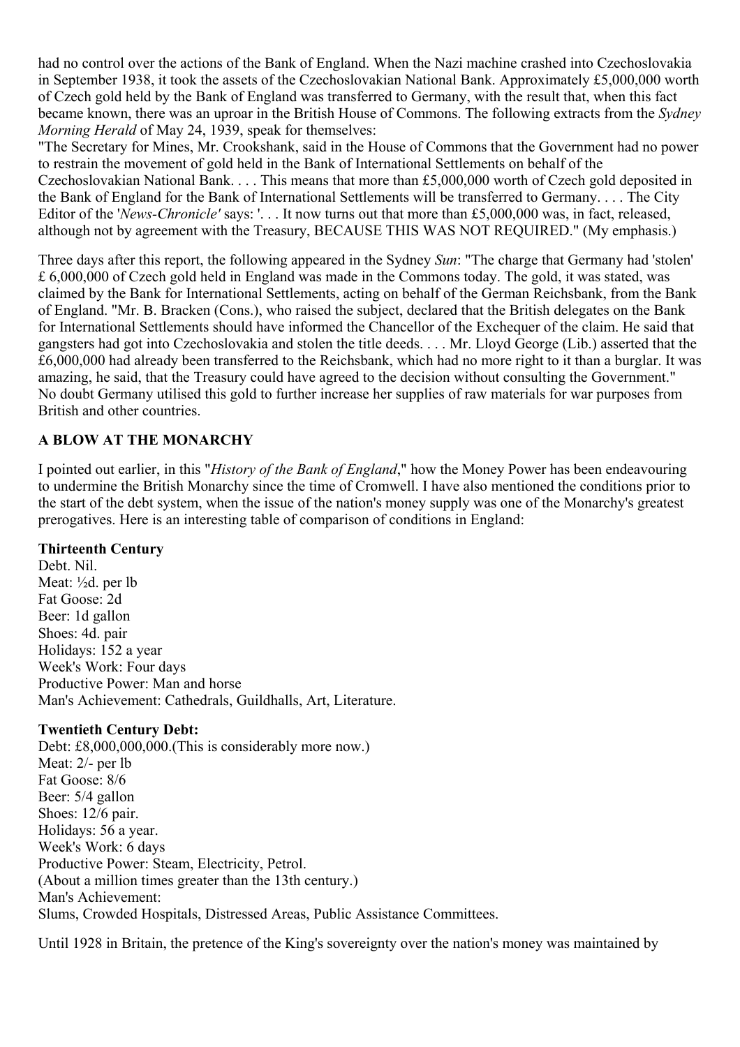had no control over the actions of the Bank of England. When the Nazi machine crashed into Czechoslovakia in September 1938, it took the assets of the Czechoslovakian National Bank. Approximately £5,000,000 worth of Czech gold held by the Bank of England was transferred to Germany, with the result that, when this fact became known, there was an uproar in the British House of Commons. The following extracts from the *Sydney Morning Herald* of May 24, 1939, speak for themselves:

"The Secretary for Mines, Mr. Crookshank, said in the House of Commons that the Government had no power to restrain the movement of gold held in the Bank of International Settlements on behalf of the Czechoslovakian National Bank. . . . This means that more than £5,000,000 worth of Czech gold deposited in the Bank of England for the Bank of International Settlements will be transferred to Germany. . . . The City Editor of the '*News-Chronicle'* says: '. . . It now turns out that more than £5,000,000 was, in fact, released, although not by agreement with the Treasury, BECAUSE THIS WAS NOT REQUIRED." (My emphasis.)

Three days after this report, the following appeared in the Sydney *Sun*: "The charge that Germany had 'stolen' £ 6,000,000 of Czech gold held in England was made in the Commons today. The gold, it was stated, was claimed by the Bank for International Settlements, acting on behalf of the German Reichsbank, from the Bank of England. "Mr. B. Bracken (Cons.), who raised the subject, declared that the British delegates on the Bank for International Settlements should have informed the Chancellor of the Exchequer of the claim. He said that gangsters had got into Czechoslovakia and stolen the title deeds. . . . Mr. Lloyd George (Lib.) asserted that the £6,000,000 had already been transferred to the Reichsbank, which had no more right to it than a burglar. It was amazing, he said, that the Treasury could have agreed to the decision without consulting the Government."

No doubt Germany utilised this gold to further increase her supplies of raw materials for war purposes from British and other countries.

### A BLOW AT THE MONARCHY

I pointed out earlier, in this "*History of the Bank of England*," how the Money Power has been endeavouring to undermine the British Monarchy since the time of Cromwell. I have also mentioned the conditions prior to the start of the debt system, when the issue of the nation's money supply was one of the Monarchy's greatest prerogatives. Here is an interesting table of comparison of conditions in England:

**Thirteenth Century**

Debt. Nil.
Meat: ½d. per lb
Fat Goose: 2d
Beer: 1d gallon
Shoes: 4d. pair
Holidays: 152 a year
Week's Work: Four days
Productive Power: Man and horse
Man's Achievement: Cathedrals, Guildhalls, Art, Literature.

**Twentieth Century Debt:**

Debt: £8,000,000,000.(This is considerably more now.)
Meat: 2/- per lb
Fat Goose: 8/6
Beer: 5/4 gallon
Shoes: 12/6 pair.
Holidays: 56 a year.
Week's Work: 6 days
Productive Power: Steam, Electricity, Petrol.
(About a million times greater than the 13th century.)
Man's Achievement:
Slums, Crowded Hospitals, Distressed Areas, Public Assistance Committees.

Until 1928 in Britain, the pretence of the King's sovereignty over the nation's money was maintained by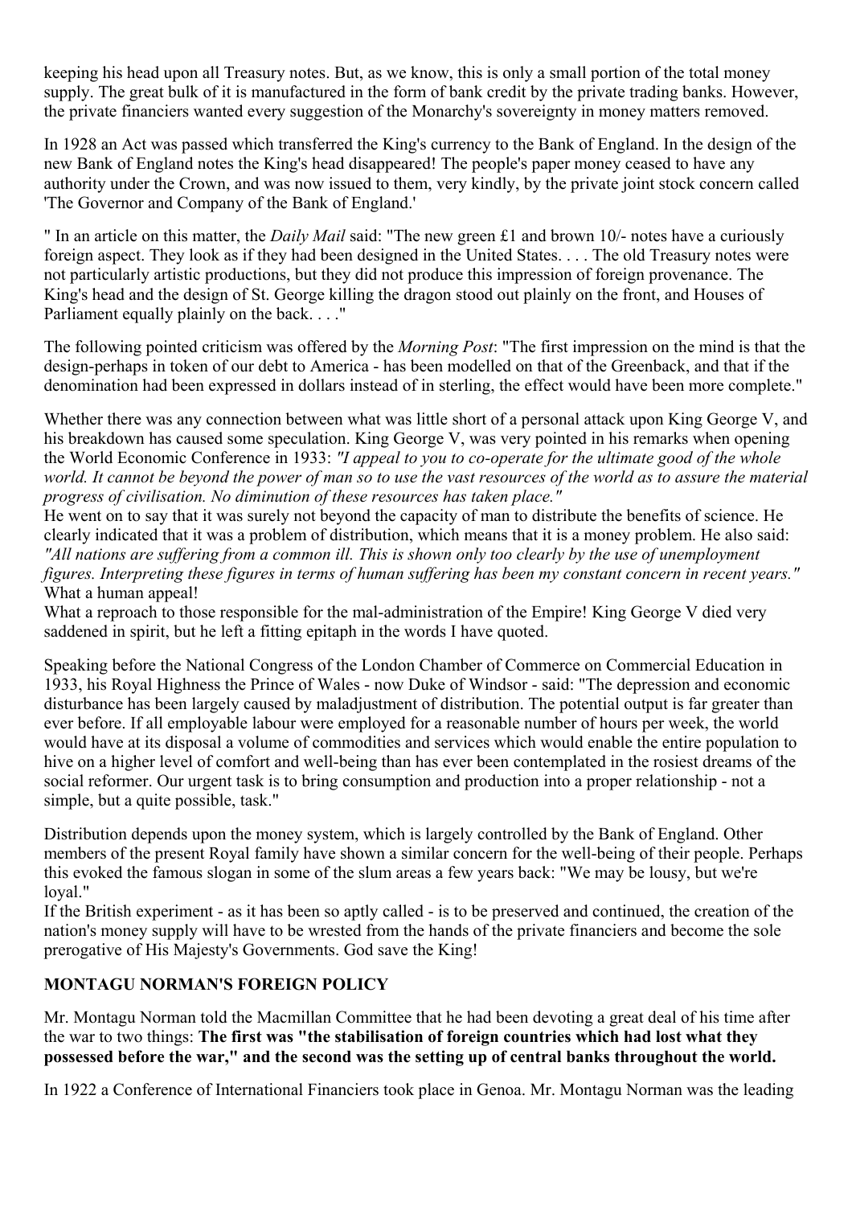keeping his head upon all Treasury notes. But, as we know, this is only a small portion of the total money supply. The great bulk of it is manufactured in the form of bank credit by the private trading banks. However, the private financiers wanted every suggestion of the Monarchy's sovereignty in money matters removed.

In 1928 an Act was passed which transferred the King's currency to the Bank of England. In the design of the new Bank of England notes the King's head disappeared! The people's paper money ceased to have any authority under the Crown, and was now issued to them, very kindly, by the private joint stock concern called 'The Governor and Company of the Bank of England.'

" In an article on this matter, the *Daily Mail* said: "The new green £1 and brown 10/- notes have a curiously foreign aspect. They look as if they had been designed in the United States. . . . The old Treasury notes were not particularly artistic productions, but they did not produce this impression of foreign provenance. The King's head and the design of St. George killing the dragon stood out plainly on the front, and Houses of Parliament equally plainly on the back. . . ."

The following pointed criticism was offered by the *Morning Post*: "The first impression on the mind is that the design-perhaps in token of our debt to America - has been modelled on that of the Greenback, and that if the denomination had been expressed in dollars instead of in sterling, the effect would have been more complete."

Whether there was any connection between what was little short of a personal attack upon King George V, and his breakdown has caused some speculation. King George V, was very pointed in his remarks when opening the World Economic Conference in 1933: *"I appeal to you to co-operate for the ultimate good of the whole world. It cannot be beyond the power of man so to use the vast resources of the world as to assure the material progress of civilisation. No diminution of these resources has taken place."*
He went on to say that it was surely not beyond the capacity of man to distribute the benefits of science. He clearly indicated that it was a problem of distribution, which means that it is a money problem. He also said: *"All nations are suffering from a common ill. This is shown only too clearly by the use of unemployment figures. Interpreting these figures in terms of human suffering has been my constant concern in recent years."*
What a human appeal!
What a reproach to those responsible for the mal-administration of the Empire! King George V died very saddened in spirit, but he left a fitting epitaph in the words I have quoted.

Speaking before the National Congress of the London Chamber of Commerce on Commercial Education in 1933, his Royal Highness the Prince of Wales - now Duke of Windsor - said: "The depression and economic disturbance has been largely caused by maladjustment of distribution. The potential output is far greater than ever before. If all employable labour were employed for a reasonable number of hours per week, the world would have at its disposal a volume of commodities and services which would enable the entire population to hive on a higher level of comfort and well-being than has ever been contemplated in the rosiest dreams of the social reformer. Our urgent task is to bring consumption and production into a proper relationship - not a simple, but a quite possible, task."

Distribution depends upon the money system, which is largely controlled by the Bank of England. Other members of the present Royal family have shown a similar concern for the well-being of their people. Perhaps this evoked the famous slogan in some of the slum areas a few years back: "We may be lousy, but we're loyal."
If the British experiment - as it has been so aptly called - is to be preserved and continued, the creation of the nation's money supply will have to be wrested from the hands of the private financiers and become the sole prerogative of His Majesty's Governments. God save the King!

### MONTAGU NORMAN'S FOREIGN POLICY

Mr. Montagu Norman told the Macmillan Committee that he had been devoting a great deal of his time after the war to two things: **The first was "the stabilisation of foreign countries which had lost what they possessed before the war," and the second was the setting up of central banks throughout the world.**

In 1922 a Conference of International Financiers took place in Genoa. Mr. Montagu Norman was the leading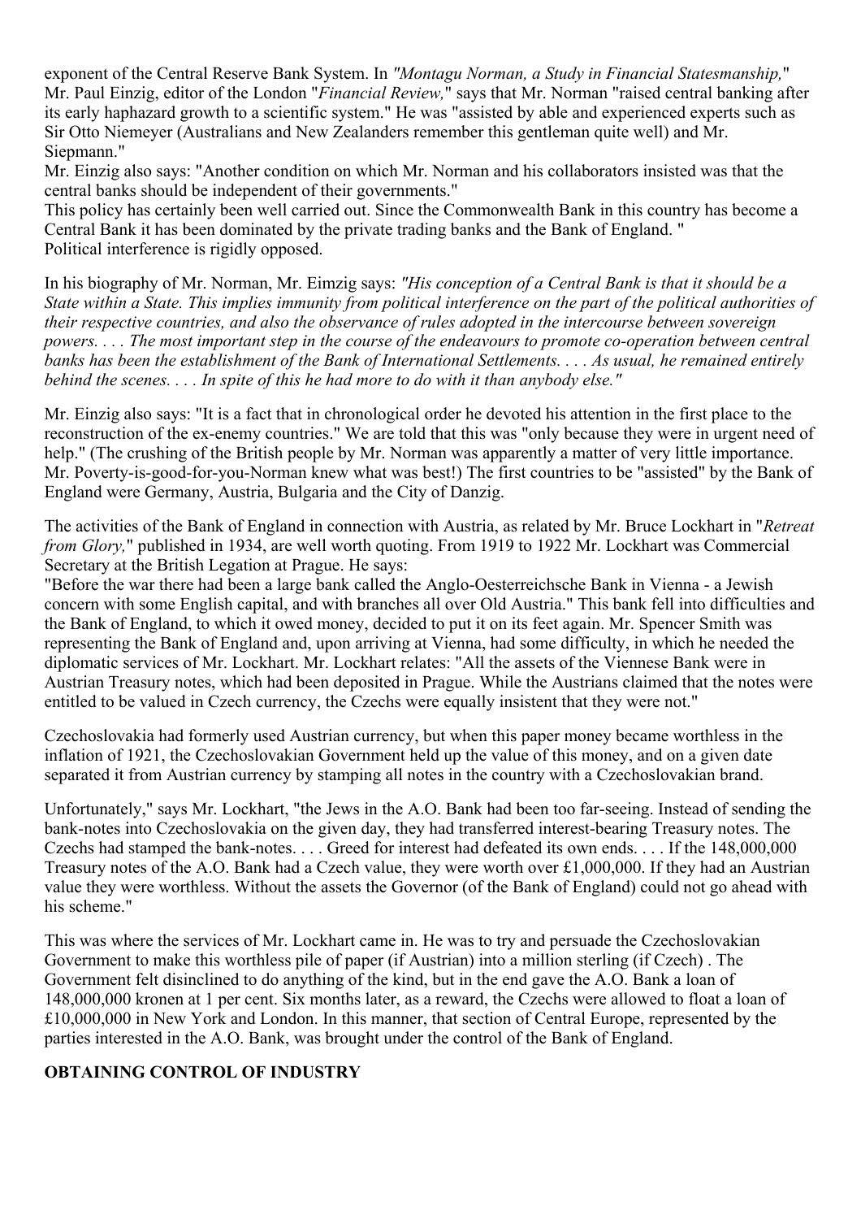exponent of the Central Reserve Bank System. In *"Montagu Norman, a Study in Financial Statesmanship,"* Mr. Paul Einzig, editor of the London "*Financial Review,*" says that Mr. Norman "raised central banking after its early haphazard growth to a scientific system." He was "assisted by able and experienced experts such as Sir Otto Niemeyer (Australians and New Zealanders remember this gentleman quite well) and Mr. Siepmann."

Mr. Einzig also says: "Another condition on which Mr. Norman and his collaborators insisted was that the central banks should be independent of their governments."

This policy has certainly been well carried out. Since the Commonwealth Bank in this country has become a Central Bank it has been dominated by the private trading banks and the Bank of England. "

Political interference is rigidly opposed.

In his biography of Mr. Norman, Mr. Eimzig says: *"His conception of a Central Bank is that it should be a State within a State. This implies immunity from political interference on the part of the political authorities of their respective countries, and also the observance of rules adopted in the intercourse between sovereign powers. . . . The most important step in the course of the endeavours to promote co-operation between central banks has been the establishment of the Bank of International Settlements. . . . As usual, he remained entirely behind the scenes. . . . In spite of this he had more to do with it than anybody else."*

Mr. Einzig also says: "It is a fact that in chronological order he devoted his attention in the first place to the reconstruction of the ex-enemy countries." We are told that this was "only because they were in urgent need of help." (The crushing of the British people by Mr. Norman was apparently a matter of very little importance. Mr. Poverty-is-good-for-you-Norman knew what was best!) The first countries to be "assisted" by the Bank of England were Germany, Austria, Bulgaria and the City of Danzig.

The activities of the Bank of England in connection with Austria, as related by Mr. Bruce Lockhart in "*Retreat from Glory,*" published in 1934, are well worth quoting. From 1919 to 1922 Mr. Lockhart was Commercial Secretary at the British Legation at Prague. He says:

"Before the war there had been a large bank called the Anglo-Oesterreichsche Bank in Vienna - a Jewish concern with some English capital, and with branches all over Old Austria." This bank fell into difficulties and the Bank of England, to which it owed money, decided to put it on its feet again. Mr. Spencer Smith was representing the Bank of England and, upon arriving at Vienna, had some difficulty, in which he needed the diplomatic services of Mr. Lockhart. Mr. Lockhart relates: "All the assets of the Viennese Bank were in Austrian Treasury notes, which had been deposited in Prague. While the Austrians claimed that the notes were entitled to be valued in Czech currency, the Czechs were equally insistent that they were not."

Czechoslovakia had formerly used Austrian currency, but when this paper money became worthless in the inflation of 1921, the Czechoslovakian Government held up the value of this money, and on a given date separated it from Austrian currency by stamping all notes in the country with a Czechoslovakian brand.

Unfortunately," says Mr. Lockhart, "the Jews in the A.O. Bank had been too far-seeing. Instead of sending the bank-notes into Czechoslovakia on the given day, they had transferred interest-bearing Treasury notes. The Czechs had stamped the bank-notes. . . . Greed for interest had defeated its own ends. . . . If the 148,000,000 Treasury notes of the A.O. Bank had a Czech value, they were worth over £1,000,000. If they had an Austrian value they were worthless. Without the assets the Governor (of the Bank of England) could not go ahead with his scheme."

This was where the services of Mr. Lockhart came in. He was to try and persuade the Czechoslovakian Government to make this worthless pile of paper (if Austrian) into a million sterling (if Czech) . The Government felt disinclined to do anything of the kind, but in the end gave the A.O. Bank a loan of 148,000,000 kronen at 1 per cent. Six months later, as a reward, the Czechs were allowed to float a loan of £10,000,000 in New York and London. In this manner, that section of Central Europe, represented by the parties interested in the A.O. Bank, was brought under the control of the Bank of England.

## OBTAINING CONTROL OF INDUSTRY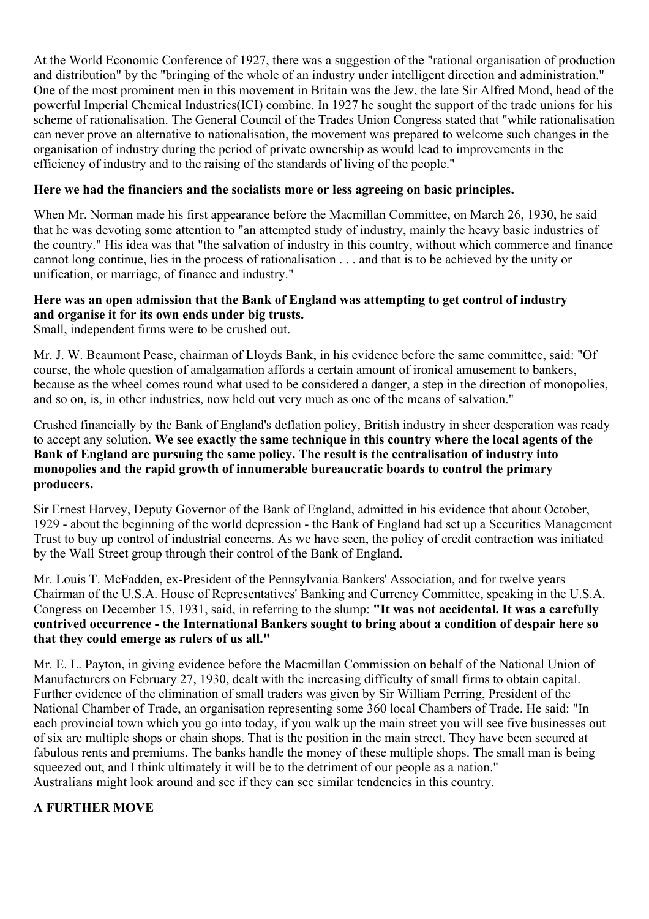At the World Economic Conference of 1927, there was a suggestion of the "rational organisation of production and distribution" by the "bringing of the whole of an industry under intelligent direction and administration." One of the most prominent men in this movement in Britain was the Jew, the late Sir Alfred Mond, head of the powerful Imperial Chemical Industries(ICI) combine. In 1927 he sought the support of the trade unions for his scheme of rationalisation. The General Council of the Trades Union Congress stated that "while rationalisation can never prove an alternative to nationalisation, the movement was prepared to welcome such changes in the organisation of industry during the period of private ownership as would lead to improvements in the efficiency of industry and to the raising of the standards of living of the people."

**Here we had the financiers and the socialists more or less agreeing on basic principles.**

When Mr. Norman made his first appearance before the Macmillan Committee, on March 26, 1930, he said that he was devoting some attention to "an attempted study of industry, mainly the heavy basic industries of the country." His idea was that "the salvation of industry in this country, without which commerce and finance cannot long continue, lies in the process of rationalisation . . . and that is to be achieved by the unity or unification, or marriage, of finance and industry."

**Here was an open admission that the Bank of England was attempting to get control of industry and organise it for its own ends under big trusts.**
Small, independent firms were to be crushed out.

Mr. J. W. Beaumont Pease, chairman of Lloyds Bank, in his evidence before the same committee, said: "Of course, the whole question of amalgamation affords a certain amount of ironical amusement to bankers, because as the wheel comes round what used to be considered a danger, a step in the direction of monopolies, and so on, is, in other industries, now held out very much as one of the means of salvation."

Crushed financially by the Bank of England's deflation policy, British industry in sheer desperation was ready to accept any solution. **We see exactly the same technique in this country where the local agents of the Bank of England are pursuing the same policy. The result is the centralisation of industry into monopolies and the rapid growth of innumerable bureaucratic boards to control the primary producers.**

Sir Ernest Harvey, Deputy Governor of the Bank of England, admitted in his evidence that about October, 1929 - about the beginning of the world depression - the Bank of England had set up a Securities Management Trust to buy up control of industrial concerns. As we have seen, the policy of credit contraction was initiated by the Wall Street group through their control of the Bank of England.

Mr. Louis T. McFadden, ex-President of the Pennsylvania Bankers' Association, and for twelve years Chairman of the U.S.A. House of Representatives' Banking and Currency Committee, speaking in the U.S.A. Congress on December 15, 1931, said, in referring to the slump: **"It was not accidental. It was a carefully contrived occurrence - the International Bankers sought to bring about a condition of despair here so that they could emerge as rulers of us all."**

Mr. E. L. Payton, in giving evidence before the Macmillan Commission on behalf of the National Union of Manufacturers on February 27, 1930, dealt with the increasing difficulty of small firms to obtain capital. Further evidence of the elimination of small traders was given by Sir William Perring, President of the National Chamber of Trade, an organisation representing some 360 local Chambers of Trade. He said: "In each provincial town which you go into today, if you walk up the main street you will see five businesses out of six are multiple shops or chain shops. That is the position in the main street. They have been secured at fabulous rents and premiums. The banks handle the money of these multiple shops. The small man is being squeezed out, and I think ultimately it will be to the detriment of our people as a nation."
Australians might look around and see if they can see similar tendencies in this country.

**A FURTHER MOVE**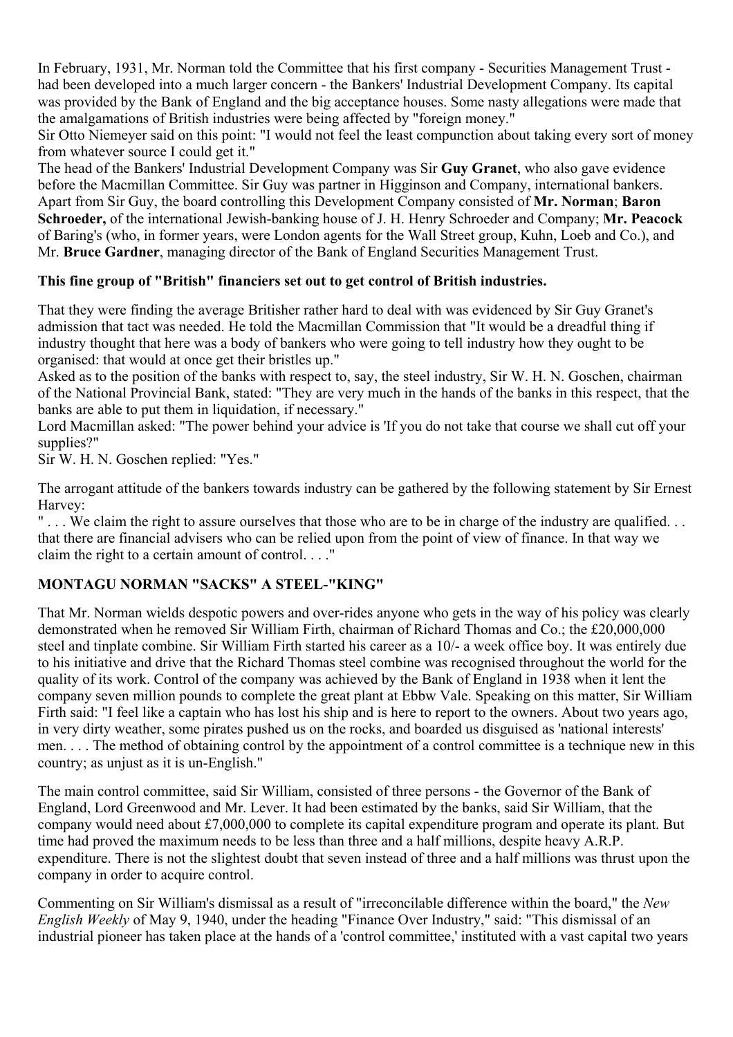In February, 1931, Mr. Norman told the Committee that his first company - Securities Management Trust - had been developed into a much larger concern - the Bankers' Industrial Development Company. Its capital was provided by the Bank of England and the big acceptance houses. Some nasty allegations were made that the amalgamations of British industries were being affected by "foreign money."

Sir Otto Niemeyer said on this point: "I would not feel the least compunction about taking every sort of money from whatever source I could get it."

The head of the Bankers' Industrial Development Company was Sir **Guy Granet**, who also gave evidence before the Macmillan Committee. Sir Guy was partner in Higginson and Company, international bankers. Apart from Sir Guy, the board controlling this Development Company consisted of **Mr. Norman**; **Baron Schroeder,** of the international Jewish-banking house of J. H. Henry Schroeder and Company; **Mr. Peacock** of Baring's (who, in former years, were London agents for the Wall Street group, Kuhn, Loeb and Co.), and Mr. **Bruce Gardner**, managing director of the Bank of England Securities Management Trust.

**This fine group of "British" financiers set out to get control of British industries.**

That they were finding the average Britisher rather hard to deal with was evidenced by Sir Guy Granet's admission that tact was needed. He told the Macmillan Commission that "It would be a dreadful thing if industry thought that here was a body of bankers who were going to tell industry how they ought to be organised: that would at once get their bristles up."

Asked as to the position of the banks with respect to, say, the steel industry, Sir W. H. N. Goschen, chairman of the National Provincial Bank, stated: "They are very much in the hands of the banks in this respect, that the banks are able to put them in liquidation, if necessary."

Lord Macmillan asked: "The power behind your advice is 'If you do not take that course we shall cut off your supplies?"

Sir W. H. N. Goschen replied: "Yes."

The arrogant attitude of the bankers towards industry can be gathered by the following statement by Sir Ernest Harvey:

" . . . We claim the right to assure ourselves that those who are to be in charge of the industry are qualified. . . that there are financial advisers who can be relied upon from the point of view of finance. In that way we claim the right to a certain amount of control. . . ."

## MONTAGU NORMAN "SACKS" A STEEL-"KING"

That Mr. Norman wields despotic powers and over-rides anyone who gets in the way of his policy was clearly demonstrated when he removed Sir William Firth, chairman of Richard Thomas and Co.; the £20,000,000 steel and tinplate combine. Sir William Firth started his career as a 10/- a week office boy. It was entirely due to his initiative and drive that the Richard Thomas steel combine was recognised throughout the world for the quality of its work. Control of the company was achieved by the Bank of England in 1938 when it lent the company seven million pounds to complete the great plant at Ebbw Vale. Speaking on this matter, Sir William Firth said: "I feel like a captain who has lost his ship and is here to report to the owners. About two years ago, in very dirty weather, some pirates pushed us on the rocks, and boarded us disguised as 'national interests' men. . . . The method of obtaining control by the appointment of a control committee is a technique new in this country; as unjust as it is un-English."

The main control committee, said Sir William, consisted of three persons - the Governor of the Bank of England, Lord Greenwood and Mr. Lever. It had been estimated by the banks, said Sir William, that the company would need about £7,000,000 to complete its capital expenditure program and operate its plant. But time had proved the maximum needs to be less than three and a half millions, despite heavy A.R.P. expenditure. There is not the slightest doubt that seven instead of three and a half millions was thrust upon the company in order to acquire control.

Commenting on Sir William's dismissal as a result of "irreconcilable difference within the board," the *New English Weekly* of May 9, 1940, under the heading "Finance Over Industry," said: "This dismissal of an industrial pioneer has taken place at the hands of a 'control committee,' instituted with a vast capital two years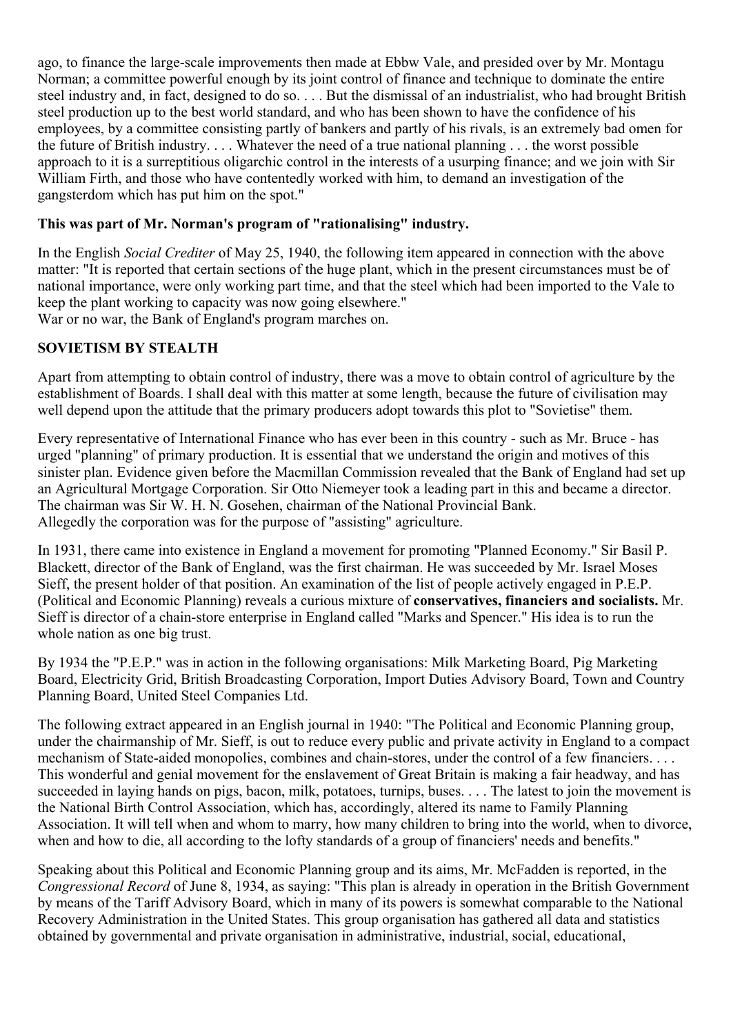ago, to finance the large-scale improvements then made at Ebbw Vale, and presided over by Mr. Montagu Norman; a committee powerful enough by its joint control of finance and technique to dominate the entire steel industry and, in fact, designed to do so. . . . But the dismissal of an industrialist, who had brought British steel production up to the best world standard, and who has been shown to have the confidence of his employees, by a committee consisting partly of bankers and partly of his rivals, is an extremely bad omen for the future of British industry. . . . Whatever the need of a true national planning . . . the worst possible approach to it is a surreptitious oligarchic control in the interests of a usurping finance; and we join with Sir William Firth, and those who have contentedly worked with him, to demand an investigation of the gangsterdom which has put him on the spot."

**This was part of Mr. Norman's program of "rationalising" industry.**

In the English *Social Crediter* of May 25, 1940, the following item appeared in connection with the above matter: "It is reported that certain sections of the huge plant, which in the present circumstances must be of national importance, were only working part time, and that the steel which had been imported to the Vale to keep the plant working to capacity was now going elsewhere."
War or no war, the Bank of England's program marches on.

## SOVIETISM BY STEALTH

Apart from attempting to obtain control of industry, there was a move to obtain control of agriculture by the establishment of Boards. I shall deal with this matter at some length, because the future of civilisation may well depend upon the attitude that the primary producers adopt towards this plot to "Sovietise" them.

Every representative of International Finance who has ever been in this country - such as Mr. Bruce - has urged "planning" of primary production. It is essential that we understand the origin and motives of this sinister plan. Evidence given before the Macmillan Commission revealed that the Bank of England had set up an Agricultural Mortgage Corporation. Sir Otto Niemeyer took a leading part in this and became a director. The chairman was Sir W. H. N. Gosehen, chairman of the National Provincial Bank.
Allegedly the corporation was for the purpose of "assisting" agriculture.

In 1931, there came into existence in England a movement for promoting "Planned Economy." Sir Basil P. Blackett, director of the Bank of England, was the first chairman. He was succeeded by Mr. Israel Moses Sieff, the present holder of that position. An examination of the list of people actively engaged in P.E.P. (Political and Economic Planning) reveals a curious mixture of **conservatives, financiers and socialists.** Mr. Sieff is director of a chain-store enterprise in England called "Marks and Spencer." His idea is to run the whole nation as one big trust.

By 1934 the "P.E.P." was in action in the following organisations: Milk Marketing Board, Pig Marketing Board, Electricity Grid, British Broadcasting Corporation, Import Duties Advisory Board, Town and Country Planning Board, United Steel Companies Ltd.

The following extract appeared in an English journal in 1940: "The Political and Economic Planning group, under the chairmanship of Mr. Sieff, is out to reduce every public and private activity in England to a compact mechanism of State-aided monopolies, combines and chain-stores, under the control of a few financiers. . . . This wonderful and genial movement for the enslavement of Great Britain is making a fair headway, and has succeeded in laying hands on pigs, bacon, milk, potatoes, turnips, buses. . . . The latest to join the movement is the National Birth Control Association, which has, accordingly, altered its name to Family Planning Association. It will tell when and whom to marry, how many children to bring into the world, when to divorce, when and how to die, all according to the lofty standards of a group of financiers' needs and benefits."

Speaking about this Political and Economic Planning group and its aims, Mr. McFadden is reported, in the *Congressional Record* of June 8, 1934, as saying: "This plan is already in operation in the British Government by means of the Tariff Advisory Board, which in many of its powers is somewhat comparable to the National Recovery Administration in the United States. This group organisation has gathered all data and statistics obtained by governmental and private organisation in administrative, industrial, social, educational,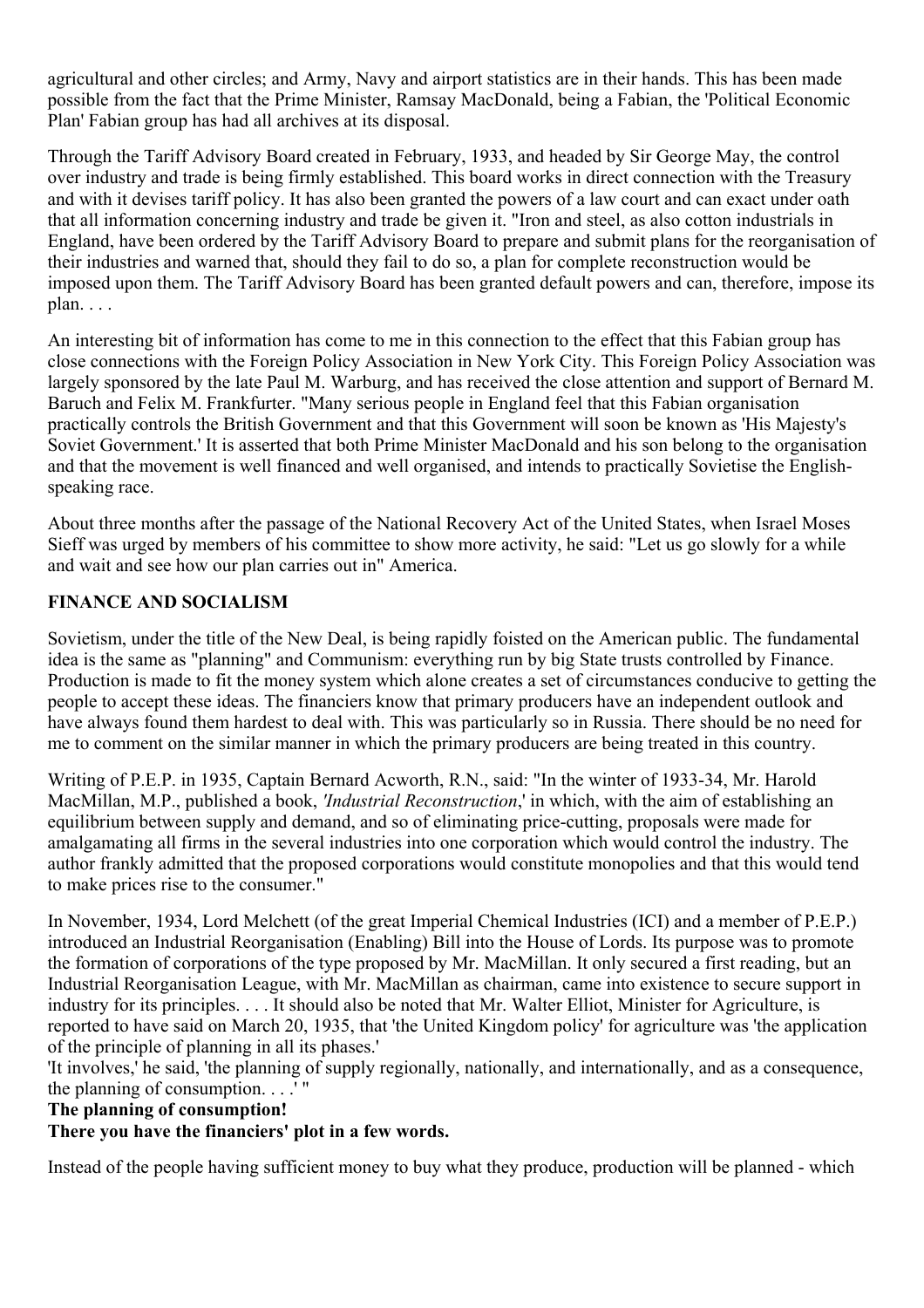agricultural and other circles; and Army, Navy and airport statistics are in their hands. This has been made possible from the fact that the Prime Minister, Ramsay MacDonald, being a Fabian, the 'Political Economic Plan' Fabian group has had all archives at its disposal.

Through the Tariff Advisory Board created in February, 1933, and headed by Sir George May, the control over industry and trade is being firmly established. This board works in direct connection with the Treasury and with it devises tariff policy. It has also been granted the powers of a law court and can exact under oath that all information concerning industry and trade be given it. "Iron and steel, as also cotton industrials in England, have been ordered by the Tariff Advisory Board to prepare and submit plans for the reorganisation of their industries and warned that, should they fail to do so, a plan for complete reconstruction would be imposed upon them. The Tariff Advisory Board has been granted default powers and can, therefore, impose its plan. . . .

An interesting bit of information has come to me in this connection to the effect that this Fabian group has close connections with the Foreign Policy Association in New York City. This Foreign Policy Association was largely sponsored by the late Paul M. Warburg, and has received the close attention and support of Bernard M. Baruch and Felix M. Frankfurter. "Many serious people in England feel that this Fabian organisation practically controls the British Government and that this Government will soon be known as 'His Majesty's Soviet Government.' It is asserted that both Prime Minister MacDonald and his son belong to the organisation and that the movement is well financed and well organised, and intends to practically Sovietise the English-speaking race.

About three months after the passage of the National Recovery Act of the United States, when Israel Moses Sieff was urged by members of his committee to show more activity, he said: "Let us go slowly for a while and wait and see how our plan carries out in" America.

### FINANCE AND SOCIALISM

Sovietism, under the title of the New Deal, is being rapidly foisted on the American public. The fundamental idea is the same as "planning" and Communism: everything run by big State trusts controlled by Finance. Production is made to fit the money system which alone creates a set of circumstances conducive to getting the people to accept these ideas. The financiers know that primary producers have an independent outlook and have always found them hardest to deal with. This was particularly so in Russia. There should be no need for me to comment on the similar manner in which the primary producers are being treated in this country.

Writing of P.E.P. in 1935, Captain Bernard Acworth, R.N., said: "In the winter of 1933-34, Mr. Harold MacMillan, M.P., published a book, *'Industrial Reconstruction*,' in which, with the aim of establishing an equilibrium between supply and demand, and so of eliminating price-cutting, proposals were made for amalgamating all firms in the several industries into one corporation which would control the industry. The author frankly admitted that the proposed corporations would constitute monopolies and that this would tend to make prices rise to the consumer."

In November, 1934, Lord Melchett (of the great Imperial Chemical Industries (ICI) and a member of P.E.P.) introduced an Industrial Reorganisation (Enabling) Bill into the House of Lords. Its purpose was to promote the formation of corporations of the type proposed by Mr. MacMillan. It only secured a first reading, but an Industrial Reorganisation League, with Mr. MacMillan as chairman, came into existence to secure support in industry for its principles. . . . It should also be noted that Mr. Walter Elliot, Minister for Agriculture, is reported to have said on March 20, 1935, that 'the United Kingdom policy' for agriculture was 'the application of the principle of planning in all its phases.'
'It involves,' he said, 'the planning of supply regionally, nationally, and internationally, and as a consequence, the planning of consumption. . . .' "
**The planning of consumption!**
**There you have the financiers' plot in a few words.**

Instead of the people having sufficient money to buy what they produce, production will be planned - which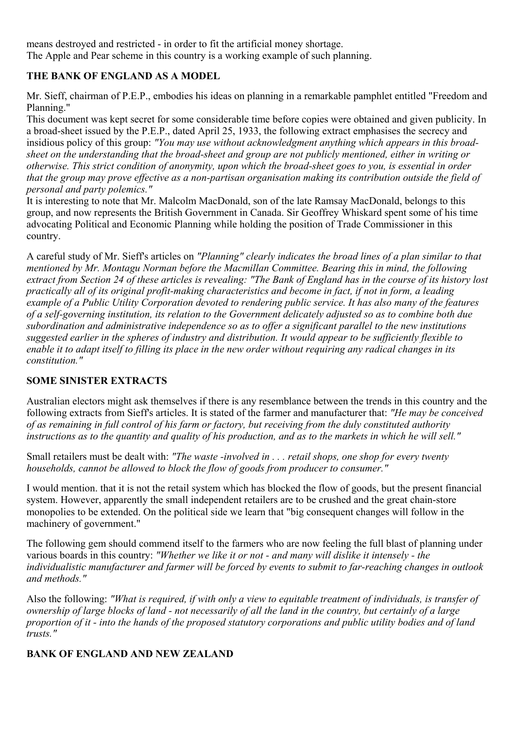means destroyed and restricted - in order to fit the artificial money shortage.
The Apple and Pear scheme in this country is a working example of such planning.

## THE BANK OF ENGLAND AS A MODEL

Mr. Sieff, chairman of P.E.P., embodies his ideas on planning in a remarkable pamphlet entitled "Freedom and Planning."

This document was kept secret for some considerable time before copies were obtained and given publicity. In a broad-sheet issued by the P.E.P., dated April 25, 1933, the following extract emphasises the secrecy and insidious policy of this group: *"You may use without acknowledgment anything which appears in this broad-sheet on the understanding that the broad-sheet and group are not publicly mentioned, either in writing or otherwise. This strict condition of anonymity, upon which the broad-sheet goes to you, is essential in order that the group may prove effective as a non-partisan organisation making its contribution outside the field of personal and party polemics."*

It is interesting to note that Mr. Malcolm MacDonald, son of the late Ramsay MacDonald, belongs to this group, and now represents the British Government in Canada. Sir Geoffrey Whiskard spent some of his time advocating Political and Economic Planning while holding the position of Trade Commissioner in this country.

A careful study of Mr. Sieff's articles on *"Planning" clearly indicates the broad lines of a plan similar to that mentioned by Mr. Montagu Norman before the Macmillan Committee. Bearing this in mind, the following extract from Section 24 of these articles is revealing: "The Bank of England has in the course of its history lost practically all of its original profit-making characteristics and become in fact, if not in form, a leading example of a Public Utility Corporation devoted to rendering public service. It has also many of the features of a self-governing institution, its relation to the Government delicately adjusted so as to combine both due subordination and administrative independence so as to offer a significant parallel to the new institutions suggested earlier in the spheres of industry and distribution. It would appear to be sufficiently flexible to enable it to adapt itself to filling its place in the new order without requiring any radical changes in its constitution."*

## SOME SINISTER EXTRACTS

Australian electors might ask themselves if there is any resemblance between the trends in this country and the following extracts from Sieff's articles. It is stated of the farmer and manufacturer that: *"He may be conceived of as remaining in full control of his farm or factory, but receiving from the duly constituted authority instructions as to the quantity and quality of his production, and as to the markets in which he will sell."*

Small retailers must be dealt with: *"The waste -involved in . . . retail shops, one shop for every twenty households, cannot be allowed to block the flow of goods from producer to consumer."*

I would mention. that it is not the retail system which has blocked the flow of goods, but the present financial system. However, apparently the small independent retailers are to be crushed and the great chain-store monopolies to be extended. On the political side we learn that "big consequent changes will follow in the machinery of government."

The following gem should commend itself to the farmers who are now feeling the full blast of planning under various boards in this country: *"Whether we like it or not - and many will dislike it intensely - the individualistic manufacturer and farmer will be forced by events to submit to far-reaching changes in outlook and methods."*

Also the following: *"What is required, if with only a view to equitable treatment of individuals, is transfer of ownership of large blocks of land - not necessarily of all the land in the country, but certainly of a large proportion of it - into the hands of the proposed statutory corporations and public utility bodies and of land trusts."*

## BANK OF ENGLAND AND NEW ZEALAND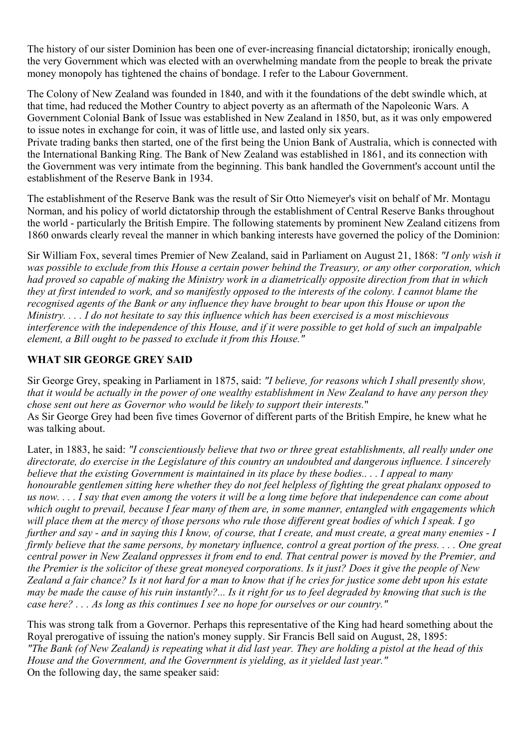The history of our sister Dominion has been one of ever-increasing financial dictatorship; ironically enough, the very Government which was elected with an overwhelming mandate from the people to break the private money monopoly has tightened the chains of bondage. I refer to the Labour Government.

The Colony of New Zealand was founded in 1840, and with it the foundations of the debt swindle which, at that time, had reduced the Mother Country to abject poverty as an aftermath of the Napoleonic Wars. A Government Colonial Bank of Issue was established in New Zealand in 1850, but, as it was only empowered to issue notes in exchange for coin, it was of little use, and lasted only six years.
Private trading banks then started, one of the first being the Union Bank of Australia, which is connected with the International Banking Ring. The Bank of New Zealand was established in 1861, and its connection with the Government was very intimate from the beginning. This bank handled the Government's account until the establishment of the Reserve Bank in 1934.

The establishment of the Reserve Bank was the result of Sir Otto Niemeyer's visit on behalf of Mr. Montagu Norman, and his policy of world dictatorship through the establishment of Central Reserve Banks throughout the world - particularly the British Empire. The following statements by prominent New Zealand citizens from 1860 onwards clearly reveal the manner in which banking interests have governed the policy of the Dominion:

Sir William Fox, several times Premier of New Zealand, said in Parliament on August 21, 1868: *"I only wish it was possible to exclude from this House a certain power behind the Treasury, or any other corporation, which had proved so capable of making the Ministry work in a diametrically opposite direction from that in which they at first intended to work, and so manifestly opposed to the interests of the colony. I cannot blame the recognised agents of the Bank or any influence they have brought to bear upon this House or upon the Ministry. . . . I do not hesitate to say this influence which has been exercised is a most mischievous interference with the independence of this House, and if it were possible to get hold of such an impalpable element, a Bill ought to be passed to exclude it from this House."*

### WHAT SIR GEORGE GREY SAID

Sir George Grey, speaking in Parliament in 1875, said: *"I believe, for reasons which I shall presently show, that it would be actually in the power of one wealthy establishment in New Zealand to have any person they chose sent out here as Governor who would be likely to support their interests."*
As Sir George Grey had been five times Governor of different parts of the British Empire, he knew what he was talking about.

Later, in 1883, he said: *"I conscientiously believe that two or three great establishments, all really under one directorate, do exercise in the Legislature of this country an undoubted and dangerous influence. I sincerely believe that the existing Government is maintained in its place by these bodies.. . . I appeal to many honourable gentlemen sitting here whether they do not feel helpless of fighting the great phalanx opposed to us now. . . . I say that even among the voters it will be a long time before that independence can come about which ought to prevail, because I fear many of them are, in some manner, entangled with engagements which will place them at the mercy of those persons who rule those different great bodies of which I speak. I go further and say - and in saying this I know, of course, that I create, and must create, a great many enemies - I firmly believe that the same persons, by monetary influence, control a great portion of the press. . . . One great central power in New Zealand oppresses it from end to end. That central power is moved by the Premier, and the Premier is the solicitor of these great moneyed corporations. Is it just? Does it give the people of New Zealand a fair chance? Is it not hard for a man to know that if he cries for justice some debt upon his estate may be made the cause of his ruin instantly?... Is it right for us to feel degraded by knowing that such is the case here? . . . As long as this continues I see no hope for ourselves or our country."*

This was strong talk from a Governor. Perhaps this representative of the King had heard something about the Royal prerogative of issuing the nation's money supply. Sir Francis Bell said on August, 28, 1895:
*"The Bank (of New Zealand) is repeating what it did last year. They are holding a pistol at the head of this House and the Government, and the Government is yielding, as it yielded last year."*
On the following day, the same speaker said: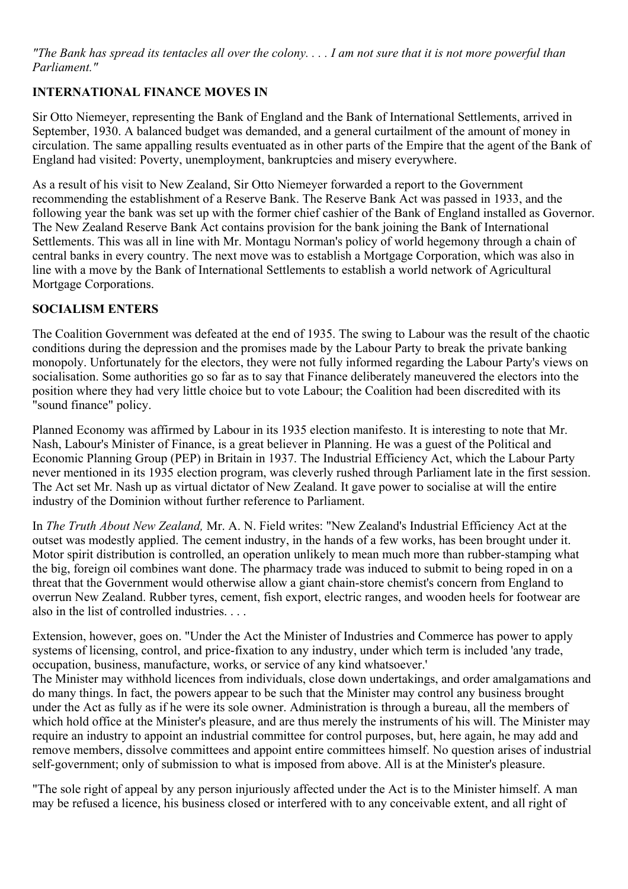*"The Bank has spread its tentacles all over the colony. . . . I am not sure that it is not more powerful than Parliament."*

**INTERNATIONAL FINANCE MOVES IN**

Sir Otto Niemeyer, representing the Bank of England and the Bank of International Settlements, arrived in September, 1930. A balanced budget was demanded, and a general curtailment of the amount of money in circulation. The same appalling results eventuated as in other parts of the Empire that the agent of the Bank of England had visited: Poverty, unemployment, bankruptcies and misery everywhere.

As a result of his visit to New Zealand, Sir Otto Niemeyer forwarded a report to the Government recommending the establishment of a Reserve Bank. The Reserve Bank Act was passed in 1933, and the following year the bank was set up with the former chief cashier of the Bank of England installed as Governor. The New Zealand Reserve Bank Act contains provision for the bank joining the Bank of International Settlements. This was all in line with Mr. Montagu Norman's policy of world hegemony through a chain of central banks in every country. The next move was to establish a Mortgage Corporation, which was also in line with a move by the Bank of International Settlements to establish a world network of Agricultural Mortgage Corporations.

**SOCIALISM ENTERS**

The Coalition Government was defeated at the end of 1935. The swing to Labour was the result of the chaotic conditions during the depression and the promises made by the Labour Party to break the private banking monopoly. Unfortunately for the electors, they were not fully informed regarding the Labour Party's views on socialisation. Some authorities go so far as to say that Finance deliberately maneuvered the electors into the position where they had very little choice but to vote Labour; the Coalition had been discredited with its "sound finance" policy.

Planned Economy was affirmed by Labour in its 1935 election manifesto. It is interesting to note that Mr. Nash, Labour's Minister of Finance, is a great believer in Planning. He was a guest of the Political and Economic Planning Group (PEP) in Britain in 1937. The Industrial Efficiency Act, which the Labour Party never mentioned in its 1935 election program, was cleverly rushed through Parliament late in the first session. The Act set Mr. Nash up as virtual dictator of New Zealand. It gave power to socialise at will the entire industry of the Dominion without further reference to Parliament.

In *The Truth About New Zealand,* Mr. A. N. Field writes: "New Zealand's Industrial Efficiency Act at the outset was modestly applied. The cement industry, in the hands of a few works, has been brought under it. Motor spirit distribution is controlled, an operation unlikely to mean much more than rubber-stamping what the big, foreign oil combines want done. The pharmacy trade was induced to submit to being roped in on a threat that the Government would otherwise allow a giant chain-store chemist's concern from England to overrun New Zealand. Rubber tyres, cement, fish export, electric ranges, and wooden heels for footwear are also in the list of controlled industries. . . .

Extension, however, goes on. "Under the Act the Minister of Industries and Commerce has power to apply systems of licensing, control, and price-fixation to any industry, under which term is included 'any trade, occupation, business, manufacture, works, or service of any kind whatsoever.'
The Minister may withhold licences from individuals, close down undertakings, and order amalgamations and do many things. In fact, the powers appear to be such that the Minister may control any business brought under the Act as fully as if he were its sole owner. Administration is through a bureau, all the members of which hold office at the Minister's pleasure, and are thus merely the instruments of his will. The Minister may require an industry to appoint an industrial committee for control purposes, but, here again, he may add and remove members, dissolve committees and appoint entire committees himself. No question arises of industrial self-government; only of submission to what is imposed from above. All is at the Minister's pleasure.

"The sole right of appeal by any person injuriously affected under the Act is to the Minister himself. A man may be refused a licence, his business closed or interfered with to any conceivable extent, and all right of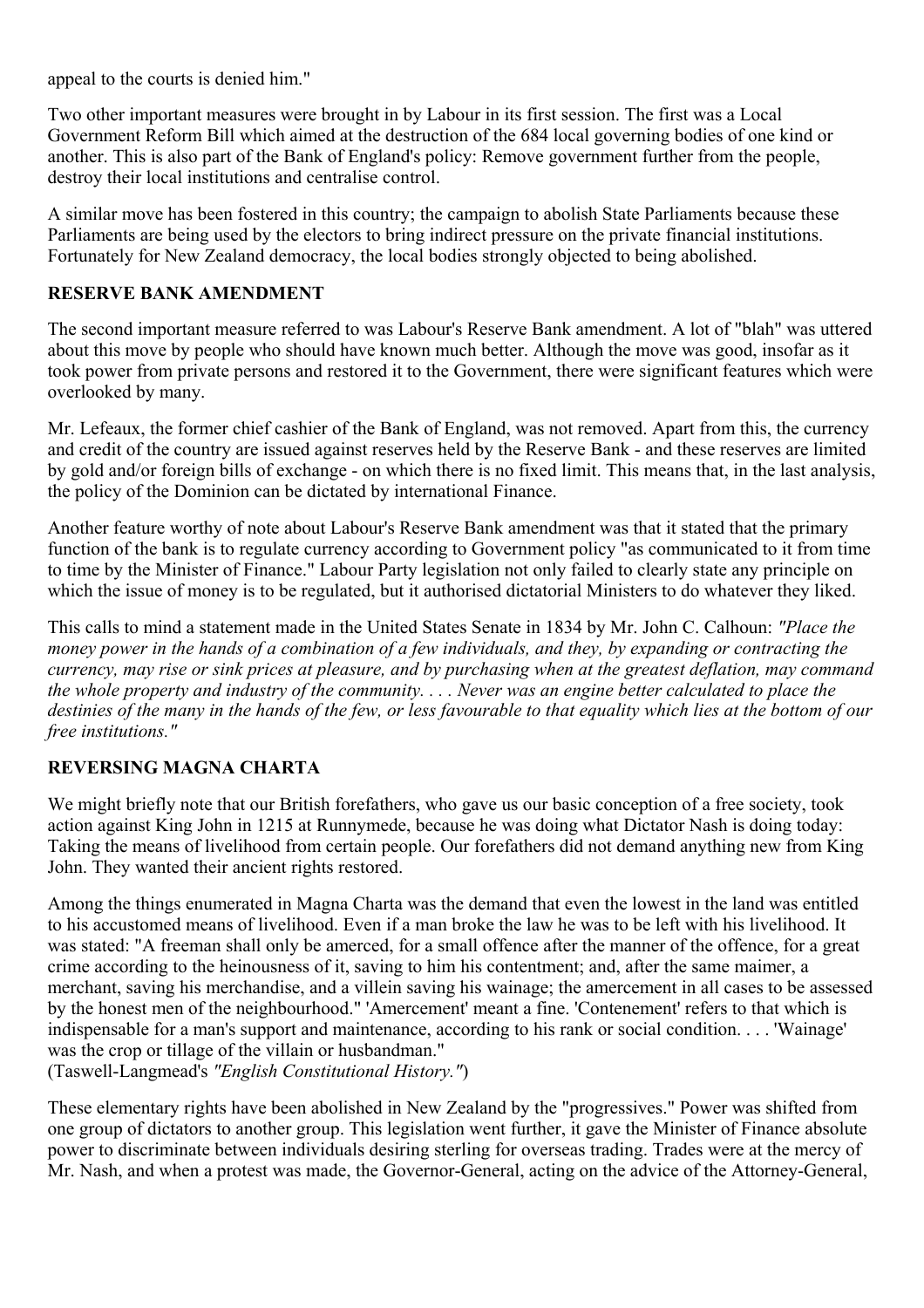appeal to the courts is denied him."

Two other important measures were brought in by Labour in its first session. The first was a Local Government Reform Bill which aimed at the destruction of the 684 local governing bodies of one kind or another. This is also part of the Bank of England's policy: Remove government further from the people, destroy their local institutions and centralise control.

A similar move has been fostered in this country; the campaign to abolish State Parliaments because these Parliaments are being used by the electors to bring indirect pressure on the private financial institutions. Fortunately for New Zealand democracy, the local bodies strongly objected to being abolished.

### RESERVE BANK AMENDMENT

The second important measure referred to was Labour's Reserve Bank amendment. A lot of "blah" was uttered about this move by people who should have known much better. Although the move was good, insofar as it took power from private persons and restored it to the Government, there were significant features which were overlooked by many.

Mr. Lefeaux, the former chief cashier of the Bank of England, was not removed. Apart from this, the currency and credit of the country are issued against reserves held by the Reserve Bank - and these reserves are limited by gold and/or foreign bills of exchange - on which there is no fixed limit. This means that, in the last analysis, the policy of the Dominion can be dictated by international Finance.

Another feature worthy of note about Labour's Reserve Bank amendment was that it stated that the primary function of the bank is to regulate currency according to Government policy "as communicated to it from time to time by the Minister of Finance." Labour Party legislation not only failed to clearly state any principle on which the issue of money is to be regulated, but it authorised dictatorial Ministers to do whatever they liked.

This calls to mind a statement made in the United States Senate in 1834 by Mr. John C. Calhoun: *"Place the money power in the hands of a combination of a few individuals, and they, by expanding or contracting the currency, may rise or sink prices at pleasure, and by purchasing when at the greatest deflation, may command the whole property and industry of the community. . . . Never was an engine better calculated to place the destinies of the many in the hands of the few, or less favourable to that equality which lies at the bottom of our free institutions."*

### REVERSING MAGNA CHARTA

We might briefly note that our British forefathers, who gave us our basic conception of a free society, took action against King John in 1215 at Runnymede, because he was doing what Dictator Nash is doing today: Taking the means of livelihood from certain people. Our forefathers did not demand anything new from King John. They wanted their ancient rights restored.

Among the things enumerated in Magna Charta was the demand that even the lowest in the land was entitled to his accustomed means of livelihood. Even if a man broke the law he was to be left with his livelihood. It was stated: "A freeman shall only be amerced, for a small offence after the manner of the offence, for a great crime according to the heinousness of it, saving to him his contentment; and, after the same maimer, a merchant, saving his merchandise, and a villein saving his wainage; the amercement in all cases to be assessed by the honest men of the neighbourhood." 'Amercement' meant a fine. 'Contenement' refers to that which is indispensable for a man's support and maintenance, according to his rank or social condition. . . . 'Wainage' was the crop or tillage of the villain or husbandman."
(Taswell-Langmead's *"English Constitutional History."*)

These elementary rights have been abolished in New Zealand by the "progressives." Power was shifted from one group of dictators to another group. This legislation went further, it gave the Minister of Finance absolute power to discriminate between individuals desiring sterling for overseas trading. Trades were at the mercy of Mr. Nash, and when a protest was made, the Governor-General, acting on the advice of the Attorney-General,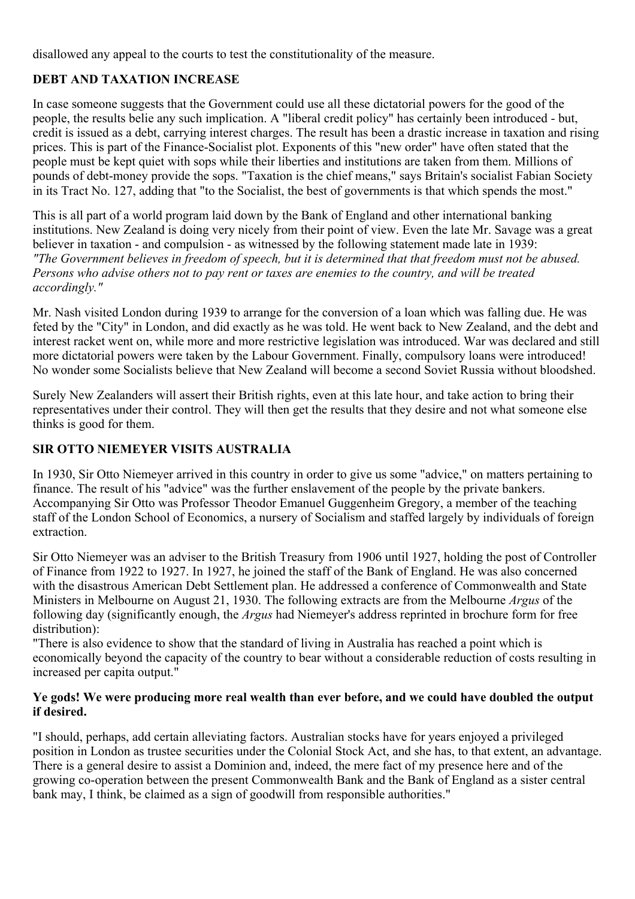disallowed any appeal to the courts to test the constitutionality of the measure.

### DEBT AND TAXATION INCREASE

In case someone suggests that the Government could use all these dictatorial powers for the good of the people, the results belie any such implication. A "liberal credit policy" has certainly been introduced - but, credit is issued as a debt, carrying interest charges. The result has been a drastic increase in taxation and rising prices. This is part of the Finance-Socialist plot. Exponents of this "new order" have often stated that the people must be kept quiet with sops while their liberties and institutions are taken from them. Millions of pounds of debt-money provide the sops. "Taxation is the chief means," says Britain's socialist Fabian Society in its Tract No. 127, adding that "to the Socialist, the best of governments is that which spends the most."

This is all part of a world program laid down by the Bank of England and other international banking institutions. New Zealand is doing very nicely from their point of view. Even the late Mr. Savage was a great believer in taxation - and compulsion - as witnessed by the following statement made late in 1939:
*"The Government believes in freedom of speech, but it is determined that that freedom must not be abused. Persons who advise others not to pay rent or taxes are enemies to the country, and will be treated accordingly."*

Mr. Nash visited London during 1939 to arrange for the conversion of a loan which was falling due. He was feted by the "City" in London, and did exactly as he was told. He went back to New Zealand, and the debt and interest racket went on, while more and more restrictive legislation was introduced. War was declared and still more dictatorial powers were taken by the Labour Government. Finally, compulsory loans were introduced! No wonder some Socialists believe that New Zealand will become a second Soviet Russia without bloodshed.

Surely New Zealanders will assert their British rights, even at this late hour, and take action to bring their representatives under their control. They will then get the results that they desire and not what someone else thinks is good for them.

### SIR OTTO NIEMEYER VISITS AUSTRALIA

In 1930, Sir Otto Niemeyer arrived in this country in order to give us some "advice," on matters pertaining to finance. The result of his "advice" was the further enslavement of the people by the private bankers. Accompanying Sir Otto was Professor Theodor Emanuel Guggenheim Gregory, a member of the teaching staff of the London School of Economics, a nursery of Socialism and staffed largely by individuals of foreign extraction.

Sir Otto Niemeyer was an adviser to the British Treasury from 1906 until 1927, holding the post of Controller of Finance from 1922 to 1927. In 1927, he joined the staff of the Bank of England. He was also concerned with the disastrous American Debt Settlement plan. He addressed a conference of Commonwealth and State Ministers in Melbourne on August 21, 1930. The following extracts are from the Melbourne *Argus* of the following day (significantly enough, the *Argus* had Niemeyer's address reprinted in brochure form for free distribution):
"There is also evidence to show that the standard of living in Australia has reached a point which is economically beyond the capacity of the country to bear without a considerable reduction of costs resulting in increased per capita output."

**Ye gods! We were producing more real wealth than ever before, and we could have doubled the output if desired.**

"I should, perhaps, add certain alleviating factors. Australian stocks have for years enjoyed a privileged position in London as trustee securities under the Colonial Stock Act, and she has, to that extent, an advantage. There is a general desire to assist a Dominion and, indeed, the mere fact of my presence here and of the growing co-operation between the present Commonwealth Bank and the Bank of England as a sister central bank may, I think, be claimed as a sign of goodwill from responsible authorities."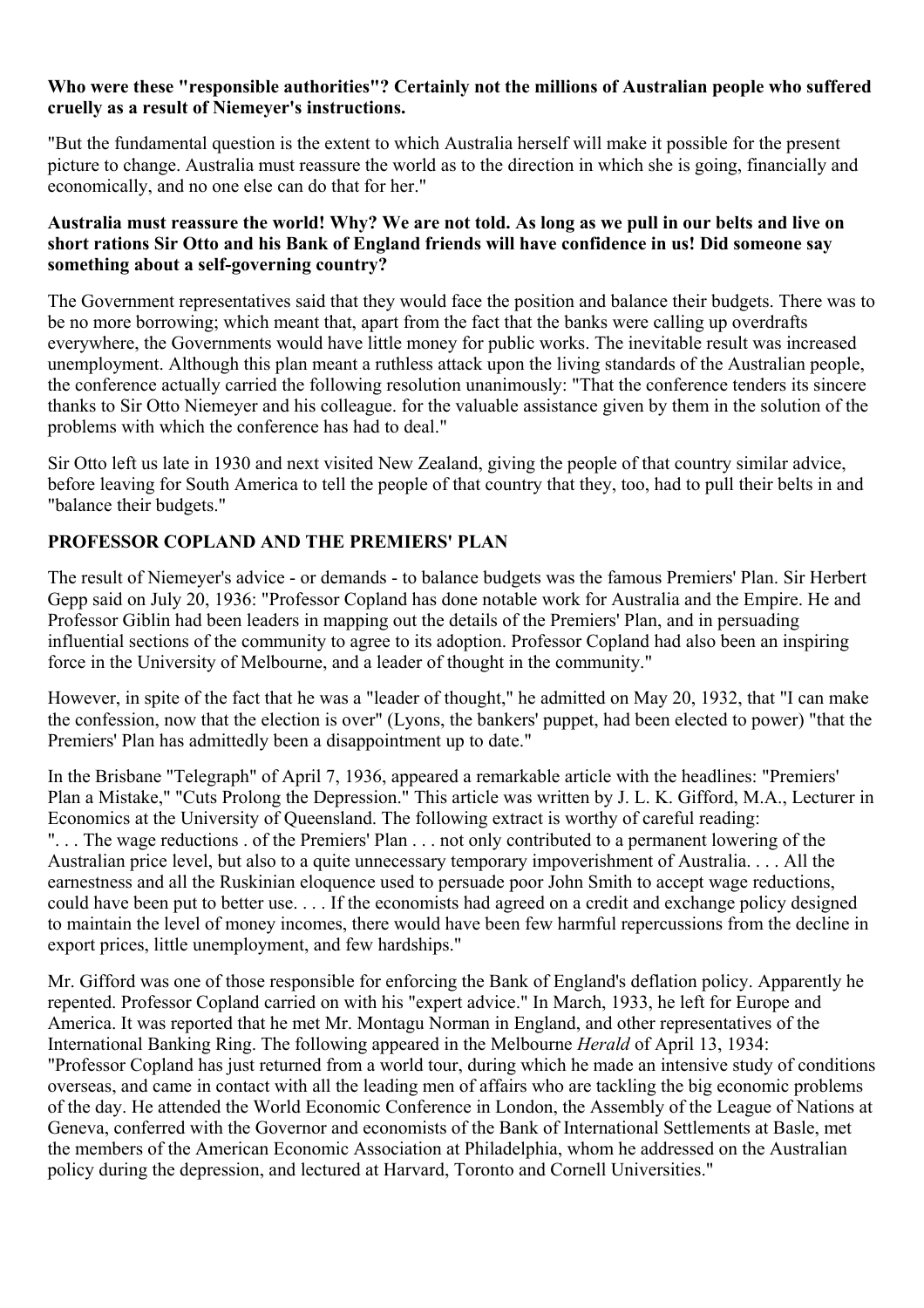**Who were these "responsible authorities"? Certainly not the millions of Australian people who suffered cruelly as a result of Niemeyer's instructions.**

"But the fundamental question is the extent to which Australia herself will make it possible for the present picture to change. Australia must reassure the world as to the direction in which she is going, financially and economically, and no one else can do that for her."

**Australia must reassure the world! Why? We are not told. As long as we pull in our belts and live on short rations Sir Otto and his Bank of England friends will have confidence in us! Did someone say something about a self-governing country?**

The Government representatives said that they would face the position and balance their budgets. There was to be no more borrowing; which meant that, apart from the fact that the banks were calling up overdrafts everywhere, the Governments would have little money for public works. The inevitable result was increased unemployment. Although this plan meant a ruthless attack upon the living standards of the Australian people, the conference actually carried the following resolution unanimously: "That the conference tenders its sincere thanks to Sir Otto Niemeyer and his colleague. for the valuable assistance given by them in the solution of the problems with which the conference has had to deal."

Sir Otto left us late in 1930 and next visited New Zealand, giving the people of that country similar advice, before leaving for South America to tell the people of that country that they, too, had to pull their belts in and "balance their budgets."

**PROFESSOR COPLAND AND THE PREMIERS' PLAN**

The result of Niemeyer's advice - or demands - to balance budgets was the famous Premiers' Plan. Sir Herbert Gepp said on July 20, 1936: "Professor Copland has done notable work for Australia and the Empire. He and Professor Giblin had been leaders in mapping out the details of the Premiers' Plan, and in persuading influential sections of the community to agree to its adoption. Professor Copland had also been an inspiring force in the University of Melbourne, and a leader of thought in the community."

However, in spite of the fact that he was a "leader of thought," he admitted on May 20, 1932, that "I can make the confession, now that the election is over" (Lyons, the bankers' puppet, had been elected to power) "that the Premiers' Plan has admittedly been a disappointment up to date."

In the Brisbane "Telegraph" of April 7, 1936, appeared a remarkable article with the headlines: "Premiers' Plan a Mistake," "Cuts Prolong the Depression." This article was written by J. L. K. Gifford, M.A., Lecturer in Economics at the University of Queensland. The following extract is worthy of careful reading:
". . . The wage reductions . of the Premiers' Plan . . . not only contributed to a permanent lowering of the Australian price level, but also to a quite unnecessary temporary impoverishment of Australia. . . . All the earnestness and all the Ruskinian eloquence used to persuade poor John Smith to accept wage reductions, could have been put to better use. . . . If the economists had agreed on a credit and exchange policy designed to maintain the level of money incomes, there would have been few harmful repercussions from the decline in export prices, little unemployment, and few hardships."

Mr. Gifford was one of those responsible for enforcing the Bank of England's deflation policy. Apparently he repented. Professor Copland carried on with his "expert advice." In March, 1933, he left for Europe and America. It was reported that he met Mr. Montagu Norman in England, and other representatives of the International Banking Ring. The following appeared in the Melbourne *Herald* of April 13, 1934:
"Professor Copland has just returned from a world tour, during which he made an intensive study of conditions overseas, and came in contact with all the leading men of affairs who are tackling the big economic problems of the day. He attended the World Economic Conference in London, the Assembly of the League of Nations at Geneva, conferred with the Governor and economists of the Bank of International Settlements at Basle, met the members of the American Economic Association at Philadelphia, whom he addressed on the Australian policy during the depression, and lectured at Harvard, Toronto and Cornell Universities."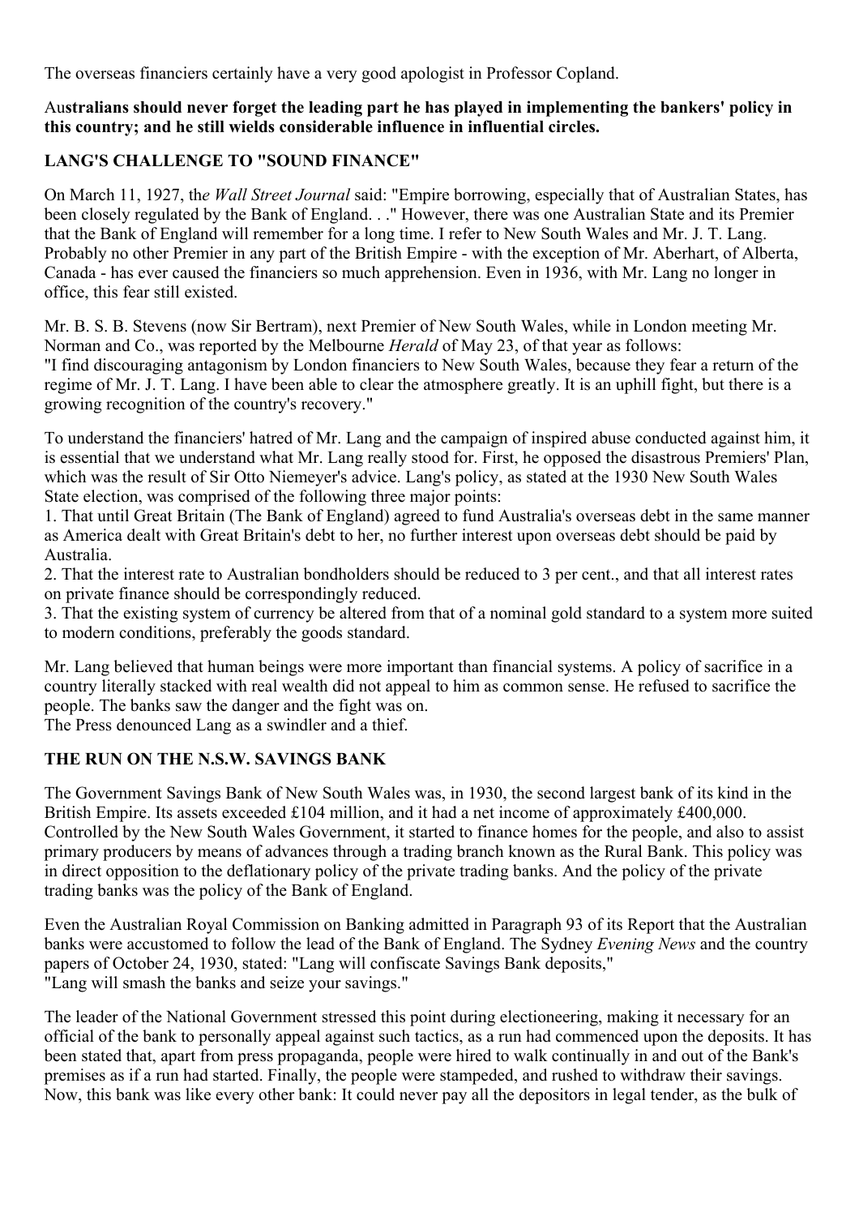The overseas financiers certainly have a very good apologist in Professor Copland.

**Australians should never forget the leading part he has played in implementing the bankers' policy in this country; and he still wields considerable influence in influential circles.**

### LANG'S CHALLENGE TO "SOUND FINANCE"

On March 11, 1927, the *Wall Street Journal* said: "Empire borrowing, especially that of Australian States, has been closely regulated by the Bank of England. . ." However, there was one Australian State and its Premier that the Bank of England will remember for a long time. I refer to New South Wales and Mr. J. T. Lang. Probably no other Premier in any part of the British Empire - with the exception of Mr. Aberhart, of Alberta, Canada - has ever caused the financiers so much apprehension. Even in 1936, with Mr. Lang no longer in office, this fear still existed.

Mr. B. S. B. Stevens (now Sir Bertram), next Premier of New South Wales, while in London meeting Mr. Norman and Co., was reported by the Melbourne *Herald* of May 23, of that year as follows:
"I find discouraging antagonism by London financiers to New South Wales, because they fear a return of the regime of Mr. J. T. Lang. I have been able to clear the atmosphere greatly. It is an uphill fight, but there is a growing recognition of the country's recovery."

To understand the financiers' hatred of Mr. Lang and the campaign of inspired abuse conducted against him, it is essential that we understand what Mr. Lang really stood for. First, he opposed the disastrous Premiers' Plan, which was the result of Sir Otto Niemeyer's advice. Lang's policy, as stated at the 1930 New South Wales State election, was comprised of the following three major points:

1. That until Great Britain (The Bank of England) agreed to fund Australia's overseas debt in the same manner as America dealt with Great Britain's debt to her, no further interest upon overseas debt should be paid by Australia.
2. That the interest rate to Australian bondholders should be reduced to 3 per cent., and that all interest rates on private finance should be correspondingly reduced.
3. That the existing system of currency be altered from that of a nominal gold standard to a system more suited to modern conditions, preferably the goods standard.

Mr. Lang believed that human beings were more important than financial systems. A policy of sacrifice in a country literally stacked with real wealth did not appeal to him as common sense. He refused to sacrifice the people. The banks saw the danger and the fight was on.
The Press denounced Lang as a swindler and a thief.

### THE RUN ON THE N.S.W. SAVINGS BANK

The Government Savings Bank of New South Wales was, in 1930, the second largest bank of its kind in the British Empire. Its assets exceeded £104 million, and it had a net income of approximately £400,000. Controlled by the New South Wales Government, it started to finance homes for the people, and also to assist primary producers by means of advances through a trading branch known as the Rural Bank. This policy was in direct opposition to the deflationary policy of the private trading banks. And the policy of the private trading banks was the policy of the Bank of England.

Even the Australian Royal Commission on Banking admitted in Paragraph 93 of its Report that the Australian banks were accustomed to follow the lead of the Bank of England. The Sydney *Evening News* and the country papers of October 24, 1930, stated: "Lang will confiscate Savings Bank deposits,"
"Lang will smash the banks and seize your savings."

The leader of the National Government stressed this point during electioneering, making it necessary for an official of the bank to personally appeal against such tactics, as a run had commenced upon the deposits. It has been stated that, apart from press propaganda, people were hired to walk continually in and out of the Bank's premises as if a run had started. Finally, the people were stampeded, and rushed to withdraw their savings. Now, this bank was like every other bank: It could never pay all the depositors in legal tender, as the bulk of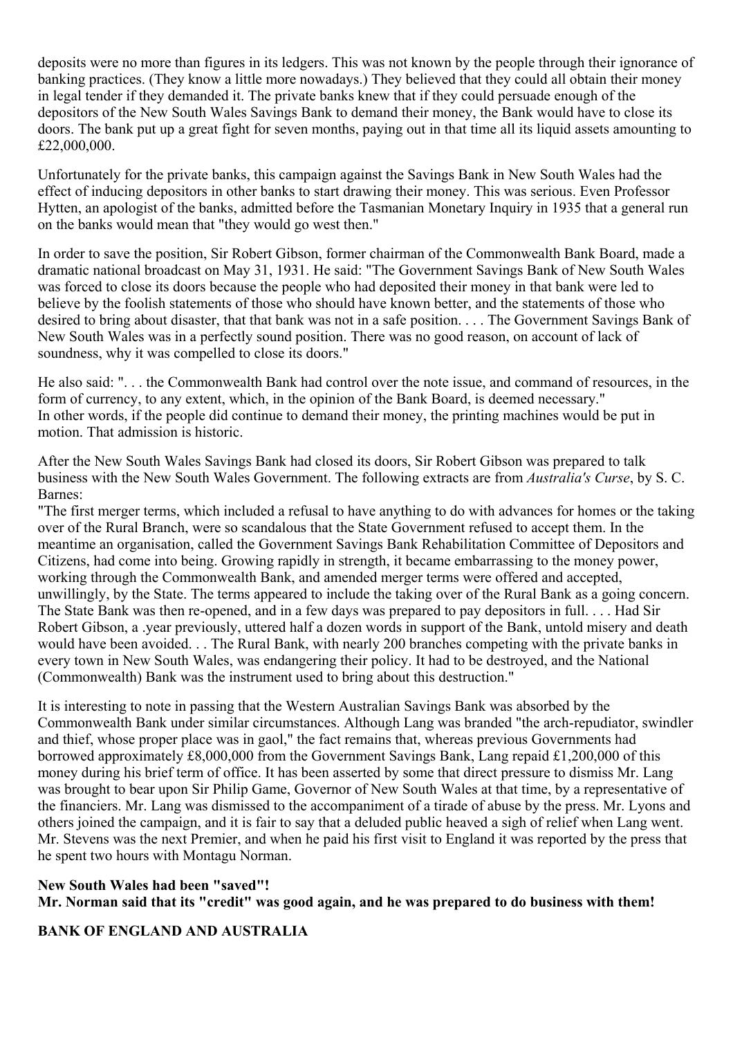deposits were no more than figures in its ledgers. This was not known by the people through their ignorance of banking practices. (They know a little more nowadays.) They believed that they could all obtain their money in legal tender if they demanded it. The private banks knew that if they could persuade enough of the depositors of the New South Wales Savings Bank to demand their money, the Bank would have to close its doors. The bank put up a great fight for seven months, paying out in that time all its liquid assets amounting to £22,000,000.

Unfortunately for the private banks, this campaign against the Savings Bank in New South Wales had the effect of inducing depositors in other banks to start drawing their money. This was serious. Even Professor Hytten, an apologist of the banks, admitted before the Tasmanian Monetary Inquiry in 1935 that a general run on the banks would mean that "they would go west then."

In order to save the position, Sir Robert Gibson, former chairman of the Commonwealth Bank Board, made a dramatic national broadcast on May 31, 1931. He said: "The Government Savings Bank of New South Wales was forced to close its doors because the people who had deposited their money in that bank were led to believe by the foolish statements of those who should have known better, and the statements of those who desired to bring about disaster, that that bank was not in a safe position. . . . The Government Savings Bank of New South Wales was in a perfectly sound position. There was no good reason, on account of lack of soundness, why it was compelled to close its doors."

He also said: ". . . the Commonwealth Bank had control over the note issue, and command of resources, in the form of currency, to any extent, which, in the opinion of the Bank Board, is deemed necessary."
In other words, if the people did continue to demand their money, the printing machines would be put in motion. That admission is historic.

After the New South Wales Savings Bank had closed its doors, Sir Robert Gibson was prepared to talk business with the New South Wales Government. The following extracts are from *Australia's Curse*, by S. C. Barnes:
"The first merger terms, which included a refusal to have anything to do with advances for homes or the taking over of the Rural Branch, were so scandalous that the State Government refused to accept them. In the meantime an organisation, called the Government Savings Bank Rehabilitation Committee of Depositors and Citizens, had come into being. Growing rapidly in strength, it became embarrassing to the money power, working through the Commonwealth Bank, and amended merger terms were offered and accepted, unwillingly, by the State. The terms appeared to include the taking over of the Rural Bank as a going concern. The State Bank was then re-opened, and in a few days was prepared to pay depositors in full. . . . Had Sir Robert Gibson, a .year previously, uttered half a dozen words in support of the Bank, untold misery and death would have been avoided. . . The Rural Bank, with nearly 200 branches competing with the private banks in every town in New South Wales, was endangering their policy. It had to be destroyed, and the National (Commonwealth) Bank was the instrument used to bring about this destruction."

It is interesting to note in passing that the Western Australian Savings Bank was absorbed by the Commonwealth Bank under similar circumstances. Although Lang was branded "the arch-repudiator, swindler and thief, whose proper place was in gaol," the fact remains that, whereas previous Governments had borrowed approximately £8,000,000 from the Government Savings Bank, Lang repaid £1,200,000 of this money during his brief term of office. It has been asserted by some that direct pressure to dismiss Mr. Lang was brought to bear upon Sir Philip Game, Governor of New South Wales at that time, by a representative of the financiers. Mr. Lang was dismissed to the accompaniment of a tirade of abuse by the press. Mr. Lyons and others joined the campaign, and it is fair to say that a deluded public heaved a sigh of relief when Lang went. Mr. Stevens was the next Premier, and when he paid his first visit to England it was reported by the press that he spent two hours with Montagu Norman.

**New South Wales had been "saved"!**
**Mr. Norman said that its "credit" was good again, and he was prepared to do business with them!**

## BANK OF ENGLAND AND AUSTRALIA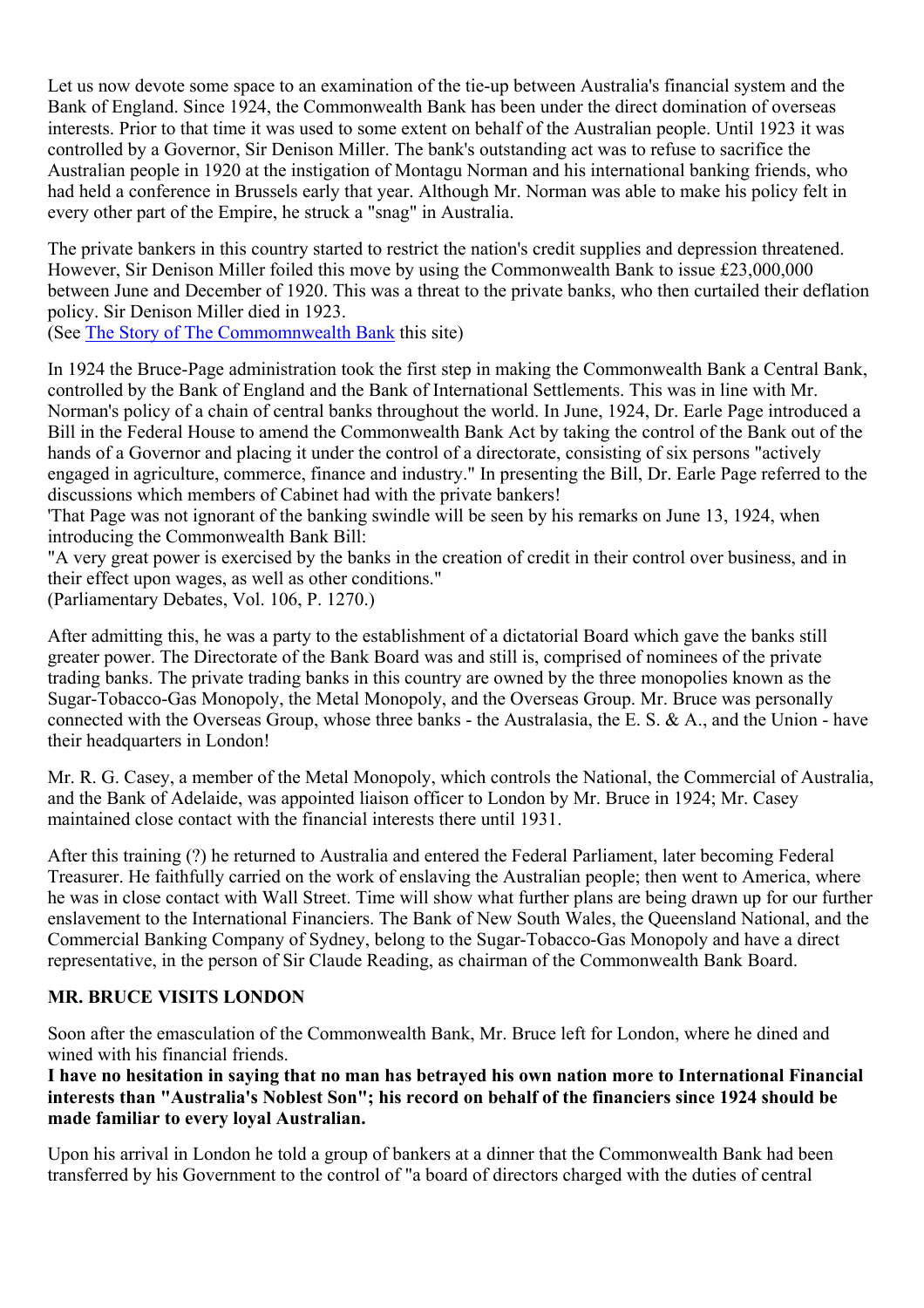Let us now devote some space to an examination of the tie-up between Australia's financial system and the Bank of England. Since 1924, the Commonwealth Bank has been under the direct domination of overseas interests. Prior to that time it was used to some extent on behalf of the Australian people. Until 1923 it was controlled by a Governor, Sir Denison Miller. The bank's outstanding act was to refuse to sacrifice the Australian people in 1920 at the instigation of Montagu Norman and his international banking friends, who had held a conference in Brussels early that year. Although Mr. Norman was able to make his policy felt in every other part of the Empire, he struck a "snag" in Australia.

The private bankers in this country started to restrict the nation's credit supplies and depression threatened. However, Sir Denison Miller foiled this move by using the Commonwealth Bank to issue £23,000,000 between June and December of 1920. This was a threat to the private banks, who then curtailed their deflation policy. Sir Denison Miller died in 1923.
(See The Story of The Commomnwealth Bank this site)

In 1924 the Bruce-Page administration took the first step in making the Commonwealth Bank a Central Bank, controlled by the Bank of England and the Bank of International Settlements. This was in line with Mr. Norman's policy of a chain of central banks throughout the world. In June, 1924, Dr. Earle Page introduced a Bill in the Federal House to amend the Commonwealth Bank Act by taking the control of the Bank out of the hands of a Governor and placing it under the control of a directorate, consisting of six persons "actively engaged in agriculture, commerce, finance and industry." In presenting the Bill, Dr. Earle Page referred to the discussions which members of Cabinet had with the private bankers!
'That Page was not ignorant of the banking swindle will be seen by his remarks on June 13, 1924, when introducing the Commonwealth Bank Bill:
"A very great power is exercised by the banks in the creation of credit in their control over business, and in their effect upon wages, as well as other conditions."
(Parliamentary Debates, Vol. 106, P. 1270.)

After admitting this, he was a party to the establishment of a dictatorial Board which gave the banks still greater power. The Directorate of the Bank Board was and still is, comprised of nominees of the private trading banks. The private trading banks in this country are owned by the three monopolies known as the Sugar-Tobacco-Gas Monopoly, the Metal Monopoly, and the Overseas Group. Mr. Bruce was personally connected with the Overseas Group, whose three banks - the Australasia, the E. S. & A., and the Union - have their headquarters in London!

Mr. R. G. Casey, a member of the Metal Monopoly, which controls the National, the Commercial of Australia, and the Bank of Adelaide, was appointed liaison officer to London by Mr. Bruce in 1924; Mr. Casey maintained close contact with the financial interests there until 1931.

After this training (?) he returned to Australia and entered the Federal Parliament, later becoming Federal Treasurer. He faithfully carried on the work of enslaving the Australian people; then went to America, where he was in close contact with Wall Street. Time will show what further plans are being drawn up for our further enslavement to the International Financiers. The Bank of New South Wales, the Queensland National, and the Commercial Banking Company of Sydney, belong to the Sugar-Tobacco-Gas Monopoly and have a direct representative, in the person of Sir Claude Reading, as chairman of the Commonwealth Bank Board.

## MR. BRUCE VISITS LONDON

Soon after the emasculation of the Commonwealth Bank, Mr. Bruce left for London, where he dined and wined with his financial friends.
**I have no hesitation in saying that no man has betrayed his own nation more to International Financial interests than "Australia's Noblest Son"; his record on behalf of the financiers since 1924 should be made familiar to every loyal Australian.**

Upon his arrival in London he told a group of bankers at a dinner that the Commonwealth Bank had been transferred by his Government to the control of "a board of directors charged with the duties of central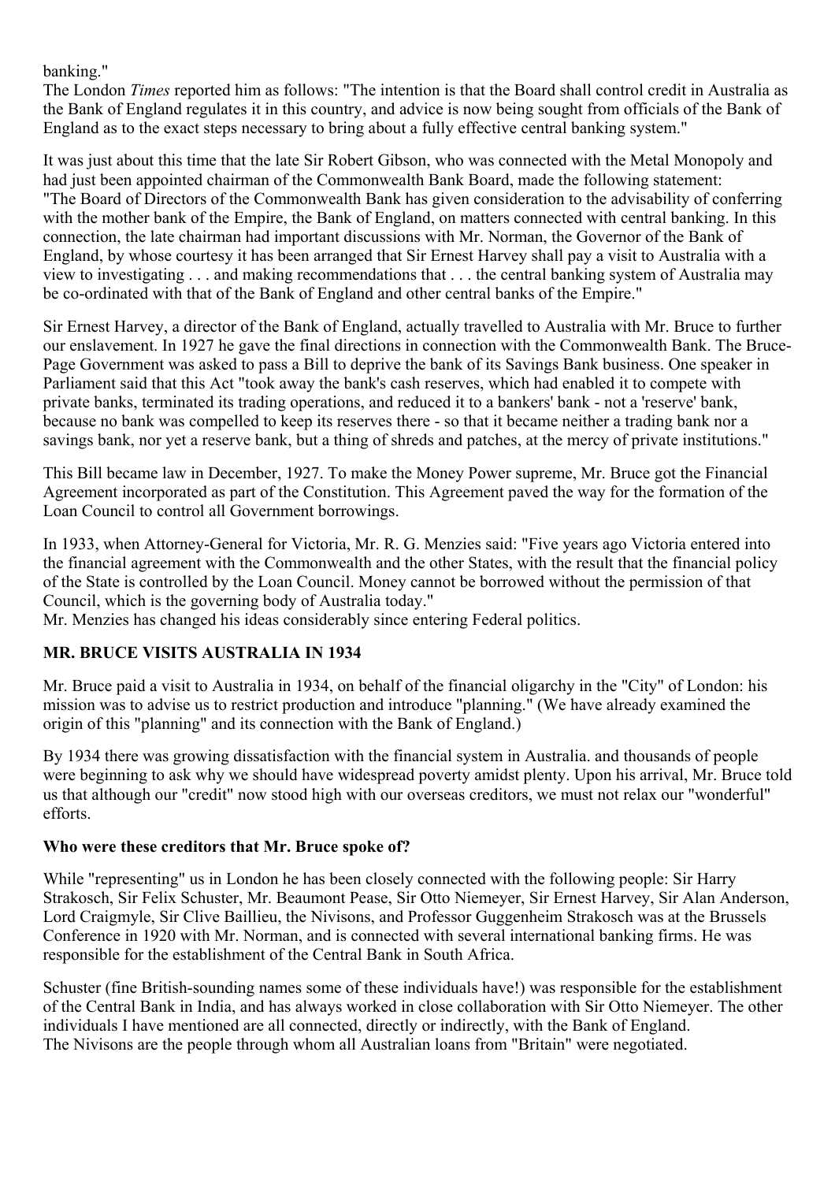banking."

The London *Times* reported him as follows: "The intention is that the Board shall control credit in Australia as the Bank of England regulates it in this country, and advice is now being sought from officials of the Bank of England as to the exact steps necessary to bring about a fully effective central banking system."

It was just about this time that the late Sir Robert Gibson, who was connected with the Metal Monopoly and had just been appointed chairman of the Commonwealth Bank Board, made the following statement: "The Board of Directors of the Commonwealth Bank has given consideration to the advisability of conferring with the mother bank of the Empire, the Bank of England, on matters connected with central banking. In this connection, the late chairman had important discussions with Mr. Norman, the Governor of the Bank of England, by whose courtesy it has been arranged that Sir Ernest Harvey shall pay a visit to Australia with a view to investigating . . . and making recommendations that . . . the central banking system of Australia may be co-ordinated with that of the Bank of England and other central banks of the Empire."

Sir Ernest Harvey, a director of the Bank of England, actually travelled to Australia with Mr. Bruce to further our enslavement. In 1927 he gave the final directions in connection with the Commonwealth Bank. The Bruce-Page Government was asked to pass a Bill to deprive the bank of its Savings Bank business. One speaker in Parliament said that this Act "took away the bank's cash reserves, which had enabled it to compete with private banks, terminated its trading operations, and reduced it to a bankers' bank - not a 'reserve' bank, because no bank was compelled to keep its reserves there - so that it became neither a trading bank nor a savings bank, nor yet a reserve bank, but a thing of shreds and patches, at the mercy of private institutions."

This Bill became law in December, 1927. To make the Money Power supreme, Mr. Bruce got the Financial Agreement incorporated as part of the Constitution. This Agreement paved the way for the formation of the Loan Council to control all Government borrowings.

In 1933, when Attorney-General for Victoria, Mr. R. G. Menzies said: "Five years ago Victoria entered into the financial agreement with the Commonwealth and the other States, with the result that the financial policy of the State is controlled by the Loan Council. Money cannot be borrowed without the permission of that Council, which is the governing body of Australia today."

Mr. Menzies has changed his ideas considerably since entering Federal politics.

## MR. BRUCE VISITS AUSTRALIA IN 1934

Mr. Bruce paid a visit to Australia in 1934, on behalf of the financial oligarchy in the "City" of London: his mission was to advise us to restrict production and introduce "planning." (We have already examined the origin of this "planning" and its connection with the Bank of England.)

By 1934 there was growing dissatisfaction with the financial system in Australia. and thousands of people were beginning to ask why we should have widespread poverty amidst plenty. Upon his arrival, Mr. Bruce told us that although our "credit" now stood high with our overseas creditors, we must not relax our "wonderful" efforts.

### Who were these creditors that Mr. Bruce spoke of?

While "representing" us in London he has been closely connected with the following people: Sir Harry Strakosch, Sir Felix Schuster, Mr. Beaumont Pease, Sir Otto Niemeyer, Sir Ernest Harvey, Sir Alan Anderson, Lord Craigmyle, Sir Clive Baillieu, the Nivisons, and Professor Guggenheim Strakosch was at the Brussels Conference in 1920 with Mr. Norman, and is connected with several international banking firms. He was responsible for the establishment of the Central Bank in South Africa.

Schuster (fine British-sounding names some of these individuals have!) was responsible for the establishment of the Central Bank in India, and has always worked in close collaboration with Sir Otto Niemeyer. The other individuals I have mentioned are all connected, directly or indirectly, with the Bank of England.

The Nivisons are the people through whom all Australian loans from "Britain" were negotiated.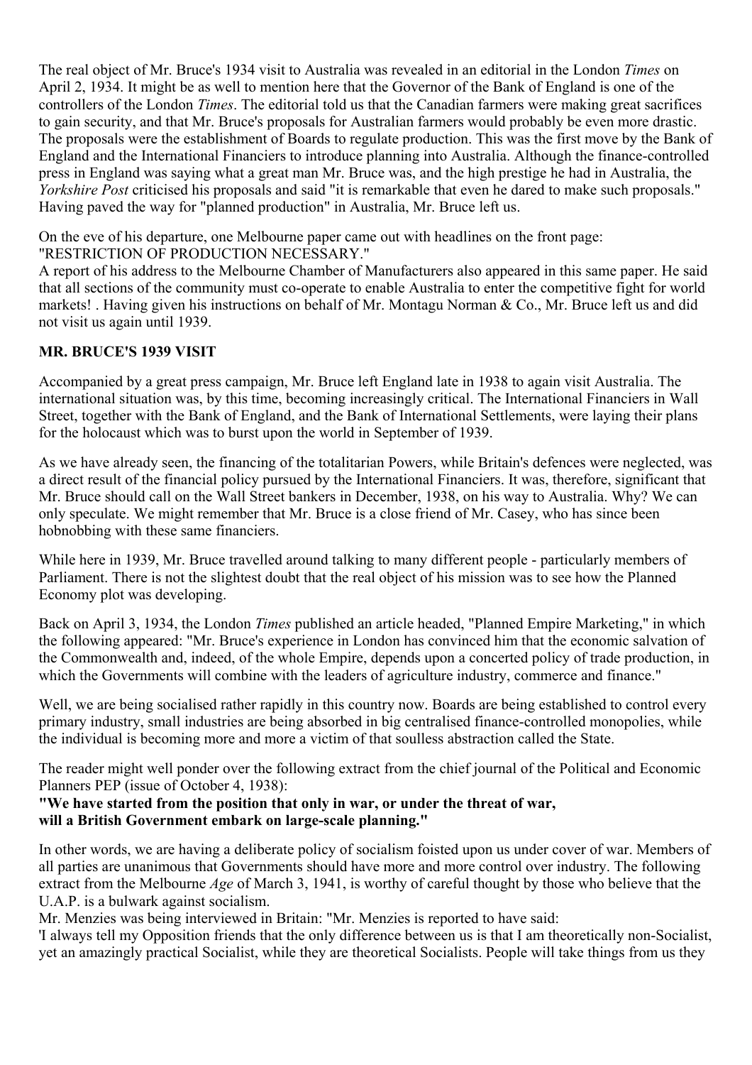The real object of Mr. Bruce's 1934 visit to Australia was revealed in an editorial in the London *Times* on April 2, 1934. It might be as well to mention here that the Governor of the Bank of England is one of the controllers of the London *Times*. The editorial told us that the Canadian farmers were making great sacrifices to gain security, and that Mr. Bruce's proposals for Australian farmers would probably be even more drastic. The proposals were the establishment of Boards to regulate production. This was the first move by the Bank of England and the International Financiers to introduce planning into Australia. Although the finance-controlled press in England was saying what a great man Mr. Bruce was, and the high prestige he had in Australia, the *Yorkshire Post* criticised his proposals and said "it is remarkable that even he dared to make such proposals." Having paved the way for "planned production" in Australia, Mr. Bruce left us.

On the eve of his departure, one Melbourne paper came out with headlines on the front page:
"RESTRICTION OF PRODUCTION NECESSARY."
A report of his address to the Melbourne Chamber of Manufacturers also appeared in this same paper. He said that all sections of the community must co-operate to enable Australia to enter the competitive fight for world markets! . Having given his instructions on behalf of Mr. Montagu Norman & Co., Mr. Bruce left us and did not visit us again until 1939.

**MR. BRUCE'S 1939 VISIT**

Accompanied by a great press campaign, Mr. Bruce left England late in 1938 to again visit Australia. The international situation was, by this time, becoming increasingly critical. The International Financiers in Wall Street, together with the Bank of England, and the Bank of International Settlements, were laying their plans for the holocaust which was to burst upon the world in September of 1939.

As we have already seen, the financing of the totalitarian Powers, while Britain's defences were neglected, was a direct result of the financial policy pursued by the International Financiers. It was, therefore, significant that Mr. Bruce should call on the Wall Street bankers in December, 1938, on his way to Australia. Why? We can only speculate. We might remember that Mr. Bruce is a close friend of Mr. Casey, who has since been hobnobbing with these same financiers.

While here in 1939, Mr. Bruce travelled around talking to many different people - particularly members of Parliament. There is not the slightest doubt that the real object of his mission was to see how the Planned Economy plot was developing.

Back on April 3, 1934, the London *Times* published an article headed, "Planned Empire Marketing," in which the following appeared: "Mr. Bruce's experience in London has convinced him that the economic salvation of the Commonwealth and, indeed, of the whole Empire, depends upon a concerted policy of trade production, in which the Governments will combine with the leaders of agriculture industry, commerce and finance."

Well, we are being socialised rather rapidly in this country now. Boards are being established to control every primary industry, small industries are being absorbed in big centralised finance-controlled monopolies, while the individual is becoming more and more a victim of that soulless abstraction called the State.

The reader might well ponder over the following extract from the chief journal of the Political and Economic Planners PEP (issue of October 4, 1938):
**"We have started from the position that only in war, or under the threat of war, will a British Government embark on large-scale planning."**

In other words, we are having a deliberate policy of socialism foisted upon us under cover of war. Members of all parties are unanimous that Governments should have more and more control over industry. The following extract from the Melbourne *Age* of March 3, 1941, is worthy of careful thought by those who believe that the U.A.P. is a bulwark against socialism.
Mr. Menzies was being interviewed in Britain: "Mr. Menzies is reported to have said:
'I always tell my Opposition friends that the only difference between us is that I am theoretically non-Socialist, yet an amazingly practical Socialist, while they are theoretical Socialists. People will take things from us they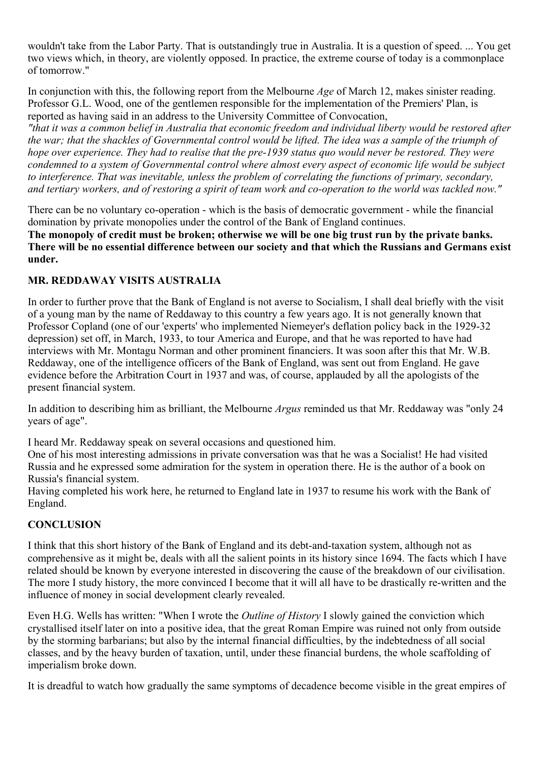wouldn't take from the Labor Party. That is outstandingly true in Australia. It is a question of speed. ... You get two views which, in theory, are violently opposed. In practice, the extreme course of today is a commonplace of tomorrow."

In conjunction with this, the following report from the Melbourne *Age* of March 12, makes sinister reading. Professor G.L. Wood, one of the gentlemen responsible for the implementation of the Premiers' Plan, is reported as having said in an address to the University Committee of Convocation,
*"that it was a common belief in Australia that economic freedom and individual liberty would be restored after the war; that the shackles of Governmental control would be lifted. The idea was a sample of the triumph of hope over experience. They had to realise that the pre-1939 status quo would never be restored. They were condemned to a system of Governmental control where almost every aspect of economic life would be subject to interference. That was inevitable, unless the problem of correlating the functions of primary, secondary, and tertiary workers, and of restoring a spirit of team work and co-operation to the world was tackled now."*

There can be no voluntary co-operation - which is the basis of democratic government - while the financial domination by private monopolies under the control of the Bank of England continues.
**The monopoly of credit must be broken; otherwise we will be one big trust run by the private banks. There will be no essential difference between our society and that which the Russians and Germans exist under.**

### MR. REDDAWAY VISITS AUSTRALIA

In order to further prove that the Bank of England is not averse to Socialism, I shall deal briefly with the visit of a young man by the name of Reddaway to this country a few years ago. It is not generally known that Professor Copland (one of our 'experts' who implemented Niemeyer's deflation policy back in the 1929-32 depression) set off, in March, 1933, to tour America and Europe, and that he was reported to have had interviews with Mr. Montagu Norman and other prominent financiers. It was soon after this that Mr. W.B. Reddaway, one of the intelligence officers of the Bank of England, was sent out from England. He gave evidence before the Arbitration Court in 1937 and was, of course, applauded by all the apologists of the present financial system.

In addition to describing him as brilliant, the Melbourne *Argus* reminded us that Mr. Reddaway was "only 24 years of age".

I heard Mr. Reddaway speak on several occasions and questioned him.
One of his most interesting admissions in private conversation was that he was a Socialist! He had visited Russia and he expressed some admiration for the system in operation there. He is the author of a book on Russia's financial system.
Having completed his work here, he returned to England late in 1937 to resume his work with the Bank of England.

### CONCLUSION

I think that this short history of the Bank of England and its debt-and-taxation system, although not as comprehensive as it might be, deals with all the salient points in its history since 1694. The facts which I have related should be known by everyone interested in discovering the cause of the breakdown of our civilisation. The more I study history, the more convinced I become that it will all have to be drastically re-written and the influence of money in social development clearly revealed.

Even H.G. Wells has written: "When I wrote the *Outline of History* I slowly gained the conviction which crystallised itself later on into a positive idea, that the great Roman Empire was ruined not only from outside by the storming barbarians; but also by the internal financial difficulties, by the indebtedness of all social classes, and by the heavy burden of taxation, until, under these financial burdens, the whole scaffolding of imperialism broke down.

It is dreadful to watch how gradually the same symptoms of decadence become visible in the great empires of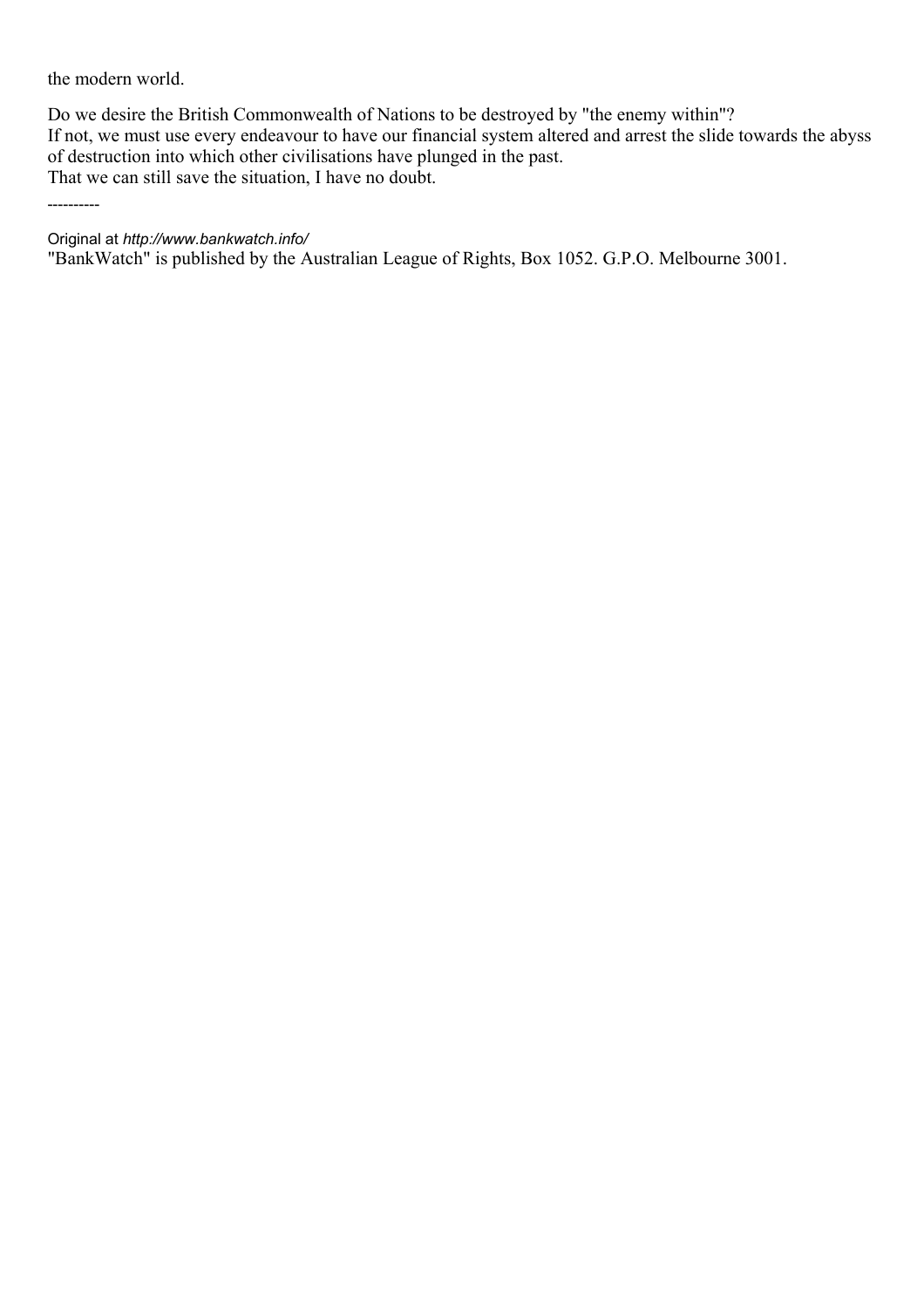the modern world.

Do we desire the British Commonwealth of Nations to be destroyed by "the enemy within"?
If not, we must use every endeavour to have our financial system altered and arrest the slide towards the abyss of destruction into which other civilisations have plunged in the past.
That we can still save the situation, I have no doubt.

----------

Original at *http://www.bankwatch.info/*
"BankWatch" is published by the Australian League of Rights, Box 1052. G.P.O. Melbourne 3001.